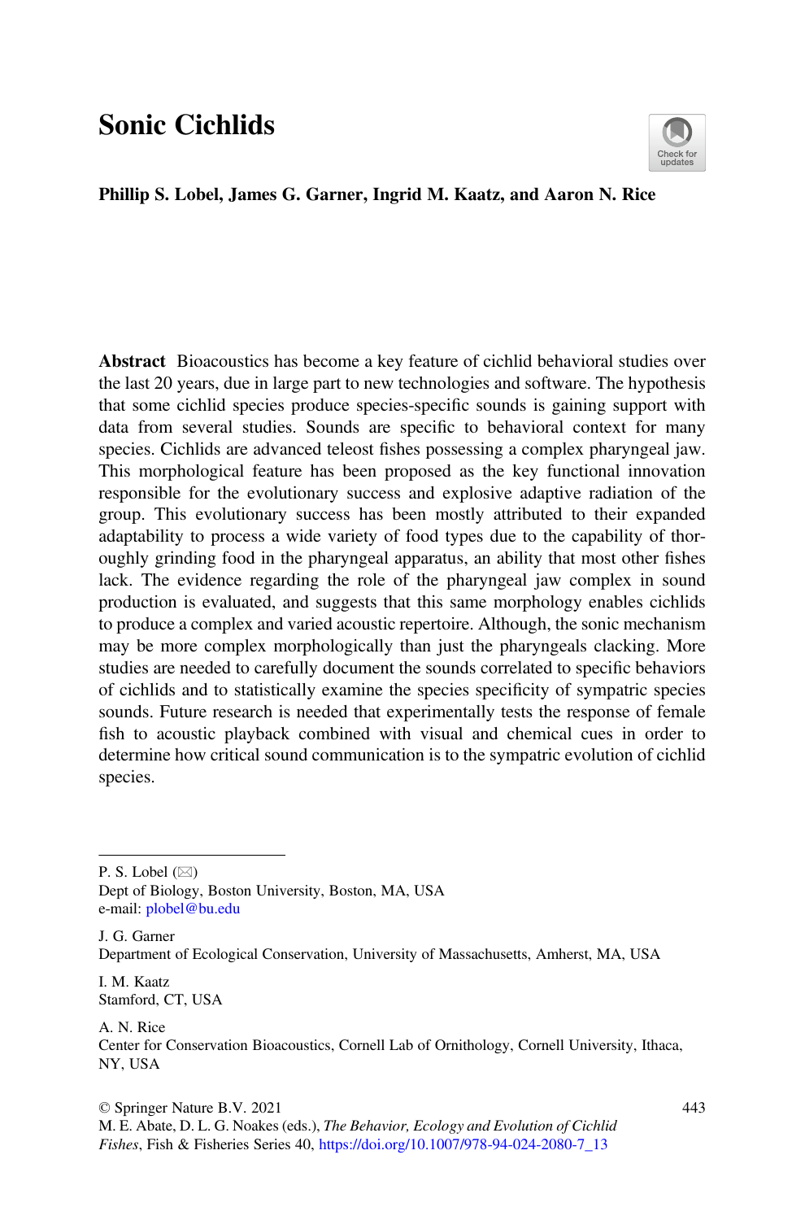# Sonic Cichlids

**Phillip S. Lobel, James G. Garner, Ingrid M. Kaatz, and Aaron N. Rice**

**Abstract** Bioacoustics has become a key feature of cichlid behavioral studies over the last 20 years, due in large part to new technologies and software. The hypothesis that some cichlid species produce species-specific sounds is gaining support with data from several studies. Sounds are specific to behavioral context for many species. Cichlids are advanced teleost fishes possessing a complex pharyngeal jaw. This morphological feature has been proposed as the key functional innovation responsible for the evolutionary success and explosive adaptive radiation of the group. This evolutionary success has been mostly attributed to their expanded adaptability to process a wide variety of food types due to the capability of thoroughly grinding food in the pharyngeal apparatus, an ability that most other fishes lack. The evidence regarding the role of the pharyngeal jaw complex in sound production is evaluated, and suggests that this same morphology enables cichlids to produce a complex and varied acoustic repertoire. Although, the sonic mechanism may be more complex morphologically than just the pharyngeals clacking. More studies are needed to carefully document the sounds correlated to specific behaviors of cichlids and to statistically examine the species specificity of sympatric species sounds. Future research is needed that experimentally tests the response of female fish to acoustic playback combined with visual and chemical cues in order to determine how critical sound communication is to the sympatric evolution of cichlid species.

---

P. S. Lobel (✉)
Dept of Biology, Boston University, Boston, MA, USA
e-mail: plobel@bu.edu

J. G. Garner
Department of Ecological Conservation, University of Massachusetts, Amherst, MA, USA

I. M. Kaatz
Stamford, CT, USA

A. N. Rice
Center for Conservation Bioacoustics, Cornell Lab of Ornithology, Cornell University, Ithaca, NY, USA

© Springer Nature B.V. 2021
M. E. Abate, D. L. G. Noakes (eds.), *The Behavior, Ecology and Evolution of Cichlid Fishes*, Fish & Fisheries Series 40, https://doi.org/10.1007/978-94-024-2080-7_13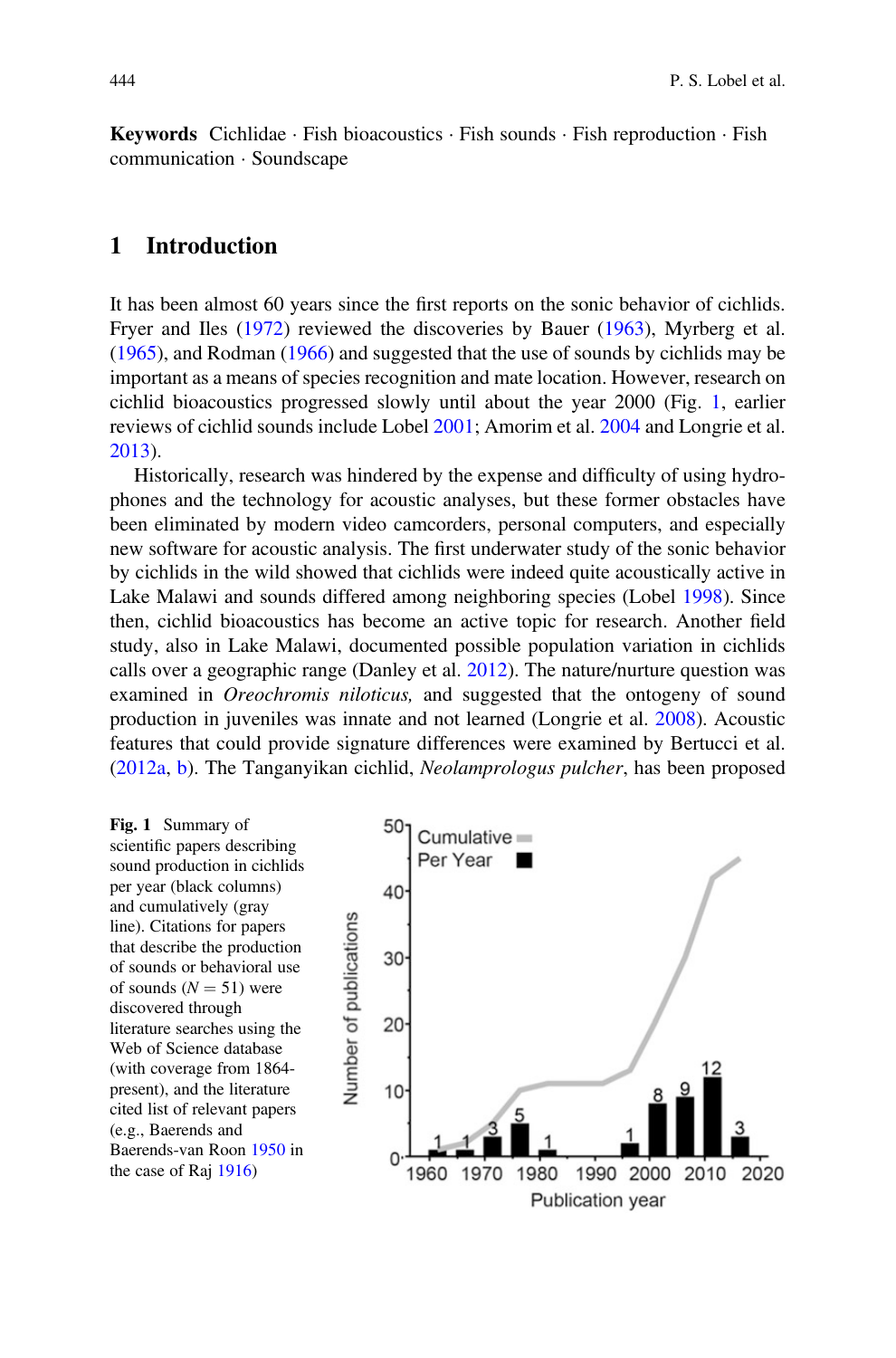**Keywords** Cichlidae · Fish bioacoustics · Fish sounds · Fish reproduction · Fish communication · Soundscape

## 1 Introduction

It has been almost 60 years since the first reports on the sonic behavior of cichlids. Fryer and Iles (1972) reviewed the discoveries by Bauer (1963), Myrberg et al. (1965), and Rodman (1966) and suggested that the use of sounds by cichlids may be important as a means of species recognition and mate location. However, research on cichlid bioacoustics progressed slowly until about the year 2000 (Fig. 1, earlier reviews of cichlid sounds include Lobel 2001; Amorim et al. 2004 and Longrie et al. 2013).

Historically, research was hindered by the expense and difficulty of using hydrophones and the technology for acoustic analyses, but these former obstacles have been eliminated by modern video camcorders, personal computers, and especially new software for acoustic analysis. The first underwater study of the sonic behavior by cichlids in the wild showed that cichlids were indeed quite acoustically active in Lake Malawi and sounds differed among neighboring species (Lobel 1998). Since then, cichlid bioacoustics has become an active topic for research. Another field study, also in Lake Malawi, documented possible population variation in cichlids calls over a geographic range (Danley et al. 2012). The nature/nurture question was examined in *Oreochromis niloticus,* and suggested that the ontogeny of sound production in juveniles was innate and not learned (Longrie et al. 2008). Acoustic features that could provide signature differences were examined by Bertucci et al. (2012a, b). The Tanganyikan cichlid, *Neolamprologus pulcher*, has been proposed

**Fig. 1** Summary of scientific papers describing sound production in cichlids per year (black columns) and cumulatively (gray line). Citations for papers that describe the production of sounds or behavioral use of sounds ($N = 51$) were discovered through literature searches using the Web of Science database (with coverage from 1864-present), and the literature cited list of relevant papers (e.g., Baerends and Baerends-van Roon 1950 in the case of Raj 1916)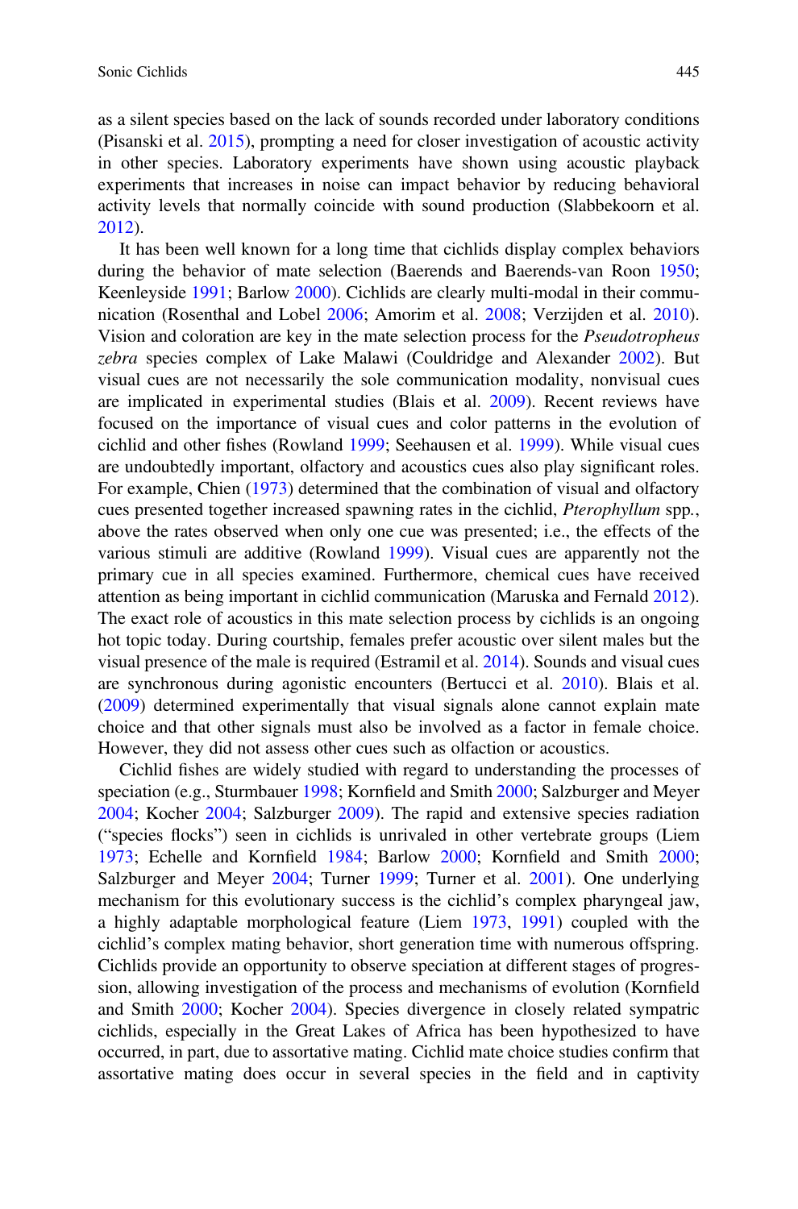as a silent species based on the lack of sounds recorded under laboratory conditions (Pisanski et al. 2015), prompting a need for closer investigation of acoustic activity in other species. Laboratory experiments have shown using acoustic playback experiments that increases in noise can impact behavior by reducing behavioral activity levels that normally coincide with sound production (Slabbekoorn et al. 2012).

It has been well known for a long time that cichlids display complex behaviors during the behavior of mate selection (Baerends and Baerends-van Roon 1950; Keenleyside 1991; Barlow 2000). Cichlids are clearly multi-modal in their communication (Rosenthal and Lobel 2006; Amorim et al. 2008; Verzijden et al. 2010). Vision and coloration are key in the mate selection process for the *Pseudotropheus zebra* species complex of Lake Malawi (Couldridge and Alexander 2002). But visual cues are not necessarily the sole communication modality, nonvisual cues are implicated in experimental studies (Blais et al. 2009). Recent reviews have focused on the importance of visual cues and color patterns in the evolution of cichlid and other fishes (Rowland 1999; Seehausen et al. 1999). While visual cues are undoubtedly important, olfactory and acoustics cues also play significant roles. For example, Chien (1973) determined that the combination of visual and olfactory cues presented together increased spawning rates in the cichlid, *Pterophyllum* spp., above the rates observed when only one cue was presented; i.e., the effects of the various stimuli are additive (Rowland 1999). Visual cues are apparently not the primary cue in all species examined. Furthermore, chemical cues have received attention as being important in cichlid communication (Maruska and Fernald 2012). The exact role of acoustics in this mate selection process by cichlids is an ongoing hot topic today. During courtship, females prefer acoustic over silent males but the visual presence of the male is required (Estramil et al. 2014). Sounds and visual cues are synchronous during agonistic encounters (Bertucci et al. 2010). Blais et al. (2009) determined experimentally that visual signals alone cannot explain mate choice and that other signals must also be involved as a factor in female choice. However, they did not assess other cues such as olfaction or acoustics.

Cichlid fishes are widely studied with regard to understanding the processes of speciation (e.g., Sturmbauer 1998; Kornfield and Smith 2000; Salzburger and Meyer 2004; Kocher 2004; Salzburger 2009). The rapid and extensive species radiation ("species flocks") seen in cichlids is unrivaled in other vertebrate groups (Liem 1973; Echelle and Kornfield 1984; Barlow 2000; Kornfield and Smith 2000; Salzburger and Meyer 2004; Turner 1999; Turner et al. 2001). One underlying mechanism for this evolutionary success is the cichlid's complex pharyngeal jaw, a highly adaptable morphological feature (Liem 1973, 1991) coupled with the cichlid's complex mating behavior, short generation time with numerous offspring. Cichlids provide an opportunity to observe speciation at different stages of progression, allowing investigation of the process and mechanisms of evolution (Kornfield and Smith 2000; Kocher 2004). Species divergence in closely related sympatric cichlids, especially in the Great Lakes of Africa has been hypothesized to have occurred, in part, due to assortative mating. Cichlid mate choice studies confirm that assortative mating does occur in several species in the field and in captivity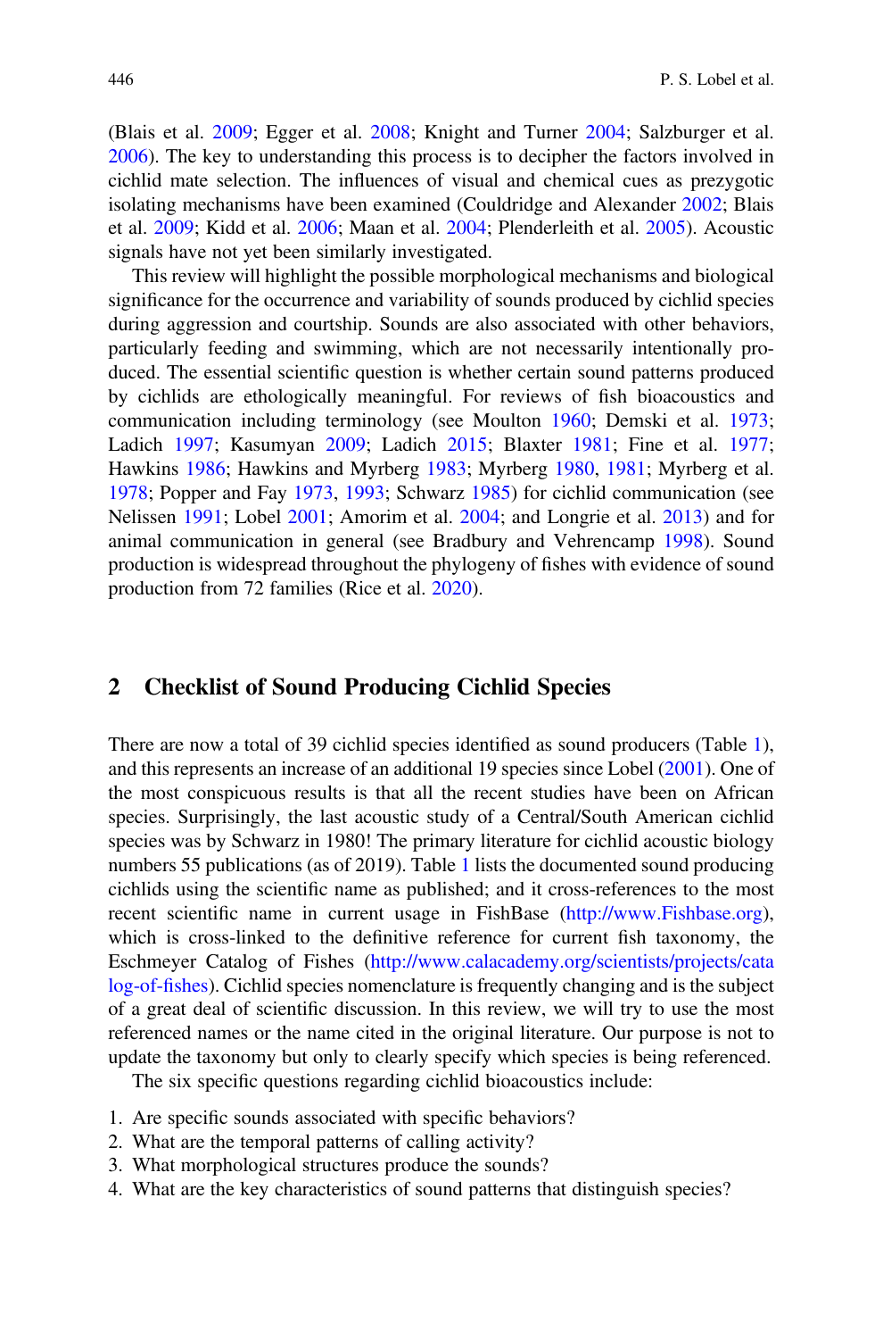(Blais et al. 2009; Egger et al. 2008; Knight and Turner 2004; Salzburger et al. 2006). The key to understanding this process is to decipher the factors involved in cichlid mate selection. The influences of visual and chemical cues as prezygotic isolating mechanisms have been examined (Couldridge and Alexander 2002; Blais et al. 2009; Kidd et al. 2006; Maan et al. 2004; Plenderleith et al. 2005). Acoustic signals have not yet been similarly investigated.

This review will highlight the possible morphological mechanisms and biological significance for the occurrence and variability of sounds produced by cichlid species during aggression and courtship. Sounds are also associated with other behaviors, particularly feeding and swimming, which are not necessarily intentionally produced. The essential scientific question is whether certain sound patterns produced by cichlids are ethologically meaningful. For reviews of fish bioacoustics and communication including terminology (see Moulton 1960; Demski et al. 1973; Ladich 1997; Kasumyan 2009; Ladich 2015; Blaxter 1981; Fine et al. 1977; Hawkins 1986; Hawkins and Myrberg 1983; Myrberg 1980, 1981; Myrberg et al. 1978; Popper and Fay 1973, 1993; Schwarz 1985) for cichlid communication (see Nelissen 1991; Lobel 2001; Amorim et al. 2004; and Longrie et al. 2013) and for animal communication in general (see Bradbury and Vehrencamp 1998). Sound production is widespread throughout the phylogeny of fishes with evidence of sound production from 72 families (Rice et al. 2020).

## 2 Checklist of Sound Producing Cichlid Species

There are now a total of 39 cichlid species identified as sound producers (Table 1), and this represents an increase of an additional 19 species since Lobel (2001). One of the most conspicuous results is that all the recent studies have been on African species. Surprisingly, the last acoustic study of a Central/South American cichlid species was by Schwarz in 1980! The primary literature for cichlid acoustic biology numbers 55 publications (as of 2019). Table 1 lists the documented sound producing cichlids using the scientific name as published; and it cross-references to the most recent scientific name in current usage in FishBase (http://www.Fishbase.org), which is cross-linked to the definitive reference for current fish taxonomy, the Eschmeyer Catalog of Fishes (http://www.calacademy.org/scientists/projects/catalog-of-fishes). Cichlid species nomenclature is frequently changing and is the subject of a great deal of scientific discussion. In this review, we will try to use the most referenced names or the name cited in the original literature. Our purpose is not to update the taxonomy but only to clearly specify which species is being referenced.

The six specific questions regarding cichlid bioacoustics include:

1. Are specific sounds associated with specific behaviors?
2. What are the temporal patterns of calling activity?
3. What morphological structures produce the sounds?
4. What are the key characteristics of sound patterns that distinguish species?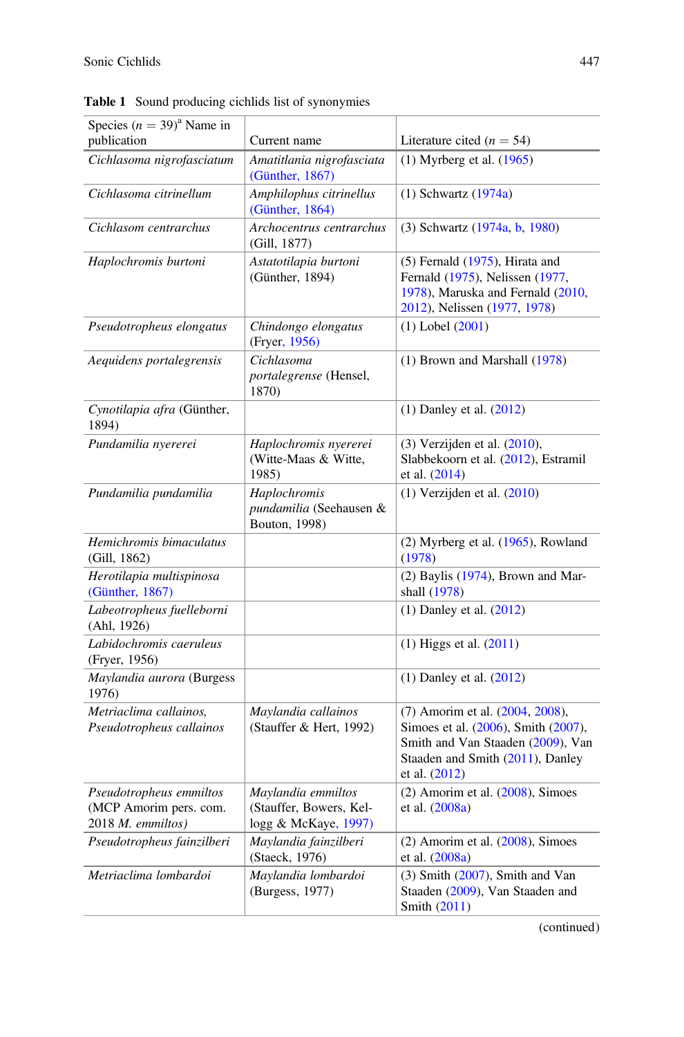**Table 1** Sound producing cichlids list of synonymies

| Species ($n$ = 39)[a] Name in publication | Current name | Literature cited ($n$ = 54) |
|---|---|---|
| *Cichlasoma nigrofasciatum* | *Amatitlania nigrofasciata* (Günther, 1867) | (1) Myrberg et al. (1965) |
| *Cichlasoma citrinellum* | *Amphilophus citrinellus* (Günther, 1864) | (1) Schwartz (1974a) |
| *Cichlasom centrarchus* | *Archocentrus centrarchus* (Gill, 1877) | (3) Schwartz (1974a, b, 1980) |
| *Haplochromis burtoni* | *Astatotilapia burtoni* (Günther, 1894) | (5) Fernald (1975), Hirata and Fernald (1975), Nelissen (1977, 1978), Maruska and Fernald (2010, 2012), Nelissen (1977, 1978) |
| *Pseudotropheus elongatus* | *Chindongo elongatus* (Fryer, 1956) | (1) Lobel (2001) |
| *Aequidens portalegrensis* | *Cichlasoma portalegrense* (Hensel, 1870) | (1) Brown and Marshall (1978) |
| *Cynotilapia afra* (Günther, 1894) | | (1) Danley et al. (2012) |
| *Pundamilia nyererei* | *Haplochromis nyererei* (Witte-Maas & Witte, 1985) | (3) Verzijden et al. (2010), Slabbekoorn et al. (2012), Estramil et al. (2014) |
| *Pundamilia pundamilia* | *Haplochromis pundamilia* (Seehausen & Bouton, 1998) | (1) Verzijden et al. (2010) |
| *Hemichromis bimaculatus* (Gill, 1862) | | (2) Myrberg et al. (1965), Rowland (1978) |
| *Herotilapia multispinosa* (Günther, 1867) | | (2) Baylis (1974), Brown and Marshall (1978) |
| *Labeotropheus fuelleborni* (Ahl, 1926) | | (1) Danley et al. (2012) |
| *Labidochromis caeruleus* (Fryer, 1956) | | (1) Higgs et al. (2011) |
| *Maylandia aurora* (Burgess 1976) | | (1) Danley et al. (2012) |
| *Metriaclima callainos, Pseudotropheus callainos* | *Maylandia callainos* (Stauffer & Hert, 1992) | (7) Amorim et al. (2004, 2008), Simoes et al. (2006), Smith (2007), Smith and Van Staaden (2009), Van Staaden and Smith (2011), Danley et al. (2012) |
| *Pseudotropheus emmiltos* (MCP Amorim pers. com. 2018 *M. emmiltos)* | *Maylandia emmiltos* (Stauffer, Bowers, Kellogg & McKaye, 1997) | (2) Amorim et al. (2008), Simoes et al. (2008a) |
| *Pseudotropheus fainzilberi* | *Maylandia fainzilberi* (Staeck, 1976) | (2) Amorim et al. (2008), Simoes et al. (2008a) |
| *Metriaclima lombardoi* | *Maylandia lombardoi* (Burgess, 1977) | (3) Smith (2007), Smith and Van Staaden (2009), Van Staaden and Smith (2011) |

(continued)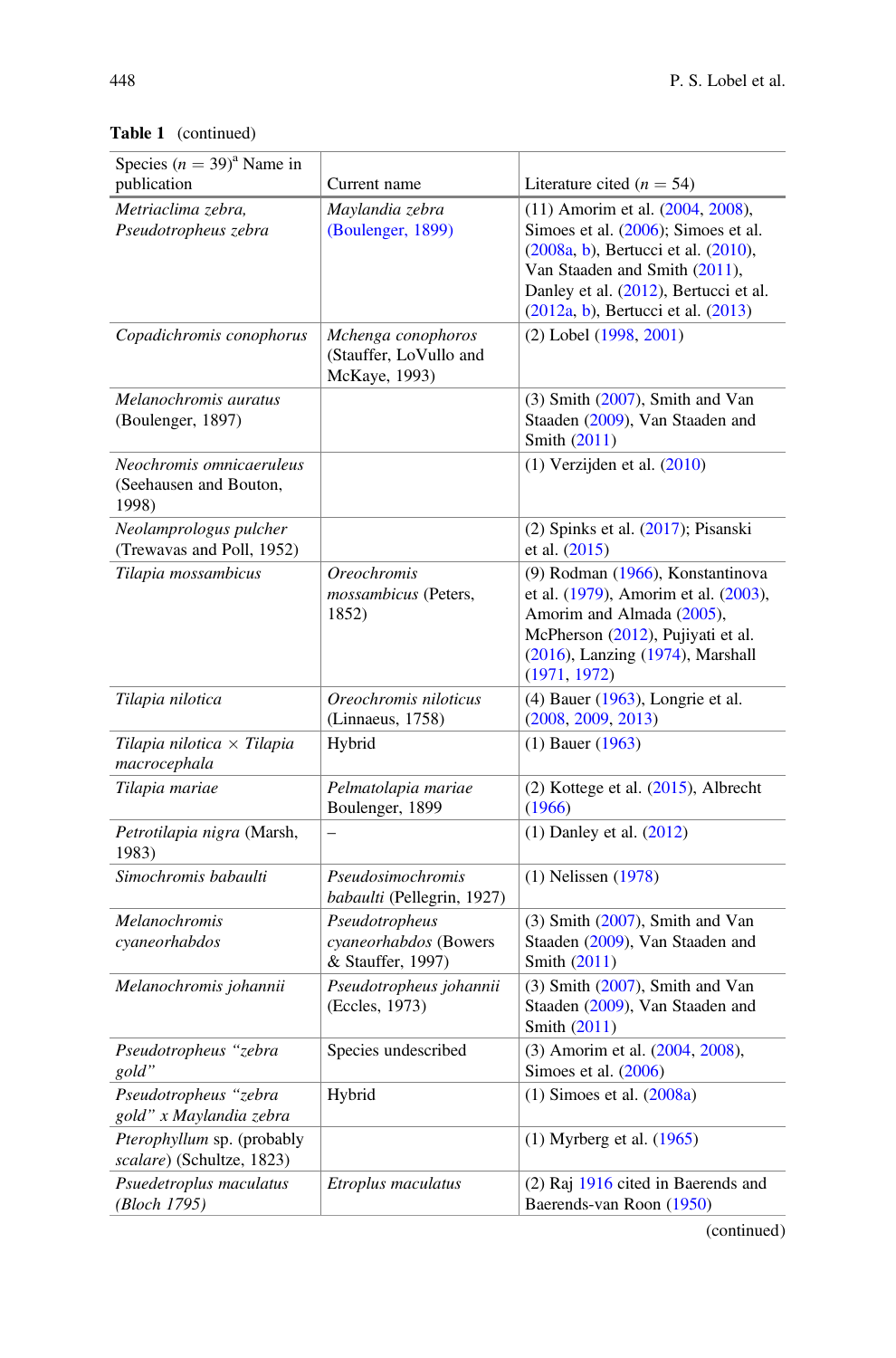**Table 1** (continued)

| Species ($n = 39$)[a] Name in publication | Current name | Literature cited ($n = 54$) |
|---|---|---|
| *Metriaclima zebra, Pseudotropheus zebra* | *Maylandia zebra* (Boulenger, 1899) | (11) Amorim et al. (2004, 2008), Simoes et al. (2006); Simoes et al. (2008a, b), Bertucci et al. (2010), Van Staaden and Smith (2011), Danley et al. (2012), Bertucci et al. (2012a, b), Bertucci et al. (2013) |
| *Copadichromis conophorus* | *Mchenga conophoros* (Stauffer, LoVullo and McKaye, 1993) | (2) Lobel (1998, 2001) |
| *Melanochromis auratus* (Boulenger, 1897) | | (3) Smith (2007), Smith and Van Staaden (2009), Van Staaden and Smith (2011) |
| *Neochromis omnicaeruleus* (Seehausen and Bouton, 1998) | | (1) Verzijden et al. (2010) |
| *Neolamprologus pulcher* (Trewavas and Poll, 1952) | | (2) Spinks et al. (2017); Pisanski et al. (2015) |
| *Tilapia mossambicus* | *Oreochromis mossambicus* (Peters, 1852) | (9) Rodman (1966), Konstantinova et al. (1979), Amorim et al. (2003), Amorim and Almada (2005), McPherson (2012), Pujiyati et al. (2016), Lanzing (1974), Marshall (1971, 1972) |
| *Tilapia nilotica* | *Oreochromis niloticus* (Linnaeus, 1758) | (4) Bauer (1963), Longrie et al. (2008, 2009, 2013) |
| *Tilapia nilotica* × *Tilapia macrocephala* | Hybrid | (1) Bauer (1963) |
| *Tilapia mariae* | *Pelmatolapia mariae* Boulenger, 1899 | (2) Kottege et al. (2015), Albrecht (1966) |
| *Petrotilapia nigra* (Marsh, 1983) | – | (1) Danley et al. (2012) |
| *Simochromis babaulti* | *Pseudosimochromis babaulti* (Pellegrin, 1927) | (1) Nelissen (1978) |
| *Melanochromis cyaneorhabdos* | *Pseudotropheus cyaneorhabdos* (Bowers & Stauffer, 1997) | (3) Smith (2007), Smith and Van Staaden (2009), Van Staaden and Smith (2011) |
| *Melanochromis johannii* | *Pseudotropheus johannii* (Eccles, 1973) | (3) Smith (2007), Smith and Van Staaden (2009), Van Staaden and Smith (2011) |
| *Pseudotropheus "zebra gold"* | Species undescribed | (3) Amorim et al. (2004, 2008), Simoes et al. (2006) |
| *Pseudotropheus "zebra gold" x Maylandia zebra* | Hybrid | (1) Simoes et al. (2008a) |
| *Pterophyllum* sp. (probably *scalare*) (Schultze, 1823) | | (1) Myrberg et al. (1965) |
| *Psuedetroplus maculatus (Bloch 1795)* | *Etroplus maculatus* | (2) Raj 1916 cited in Baerends and Baerends-van Roon (1950) |

(continued)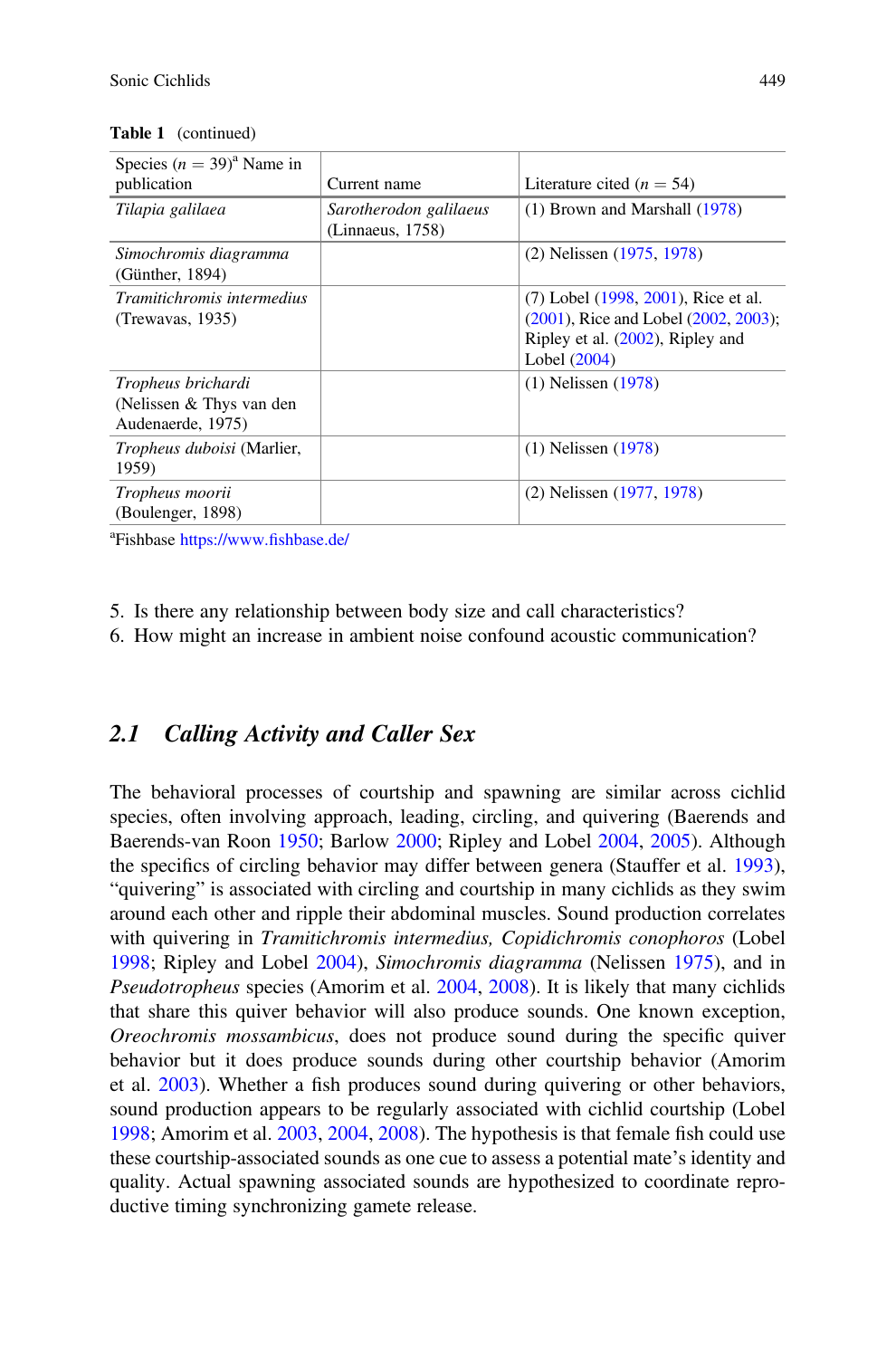**Table 1** (continued)

| Species ($n = 39$)[a] Name in publication | Current name | Literature cited ($n = 54$) |
|---|---|---|
| *Tilapia galilaea* | *Sarotherodon galilaeus* (Linnaeus, 1758) | (1) Brown and Marshall (1978) |
| *Simochromis diagramma* (Günther, 1894) | | (2) Nelissen (1975, 1978) |
| *Tramitichromis intermedius* (Trewavas, 1935) | | (7) Lobel (1998, 2001), Rice et al. (2001), Rice and Lobel (2002, 2003); Ripley et al. (2002), Ripley and Lobel (2004) |
| *Tropheus brichardi* (Nelissen & Thys van den Audenaerde, 1975) | | (1) Nelissen (1978) |
| *Tropheus duboisi* (Marlier, 1959) | | (1) Nelissen (1978) |
| *Tropheus moorii* (Boulenger, 1898) | | (2) Nelissen (1977, 1978) |

[a]Fishbase https://www.fishbase.de/

5. Is there any relationship between body size and call characteristics?
6. How might an increase in ambient noise confound acoustic communication?

## 2.1 *Calling Activity and Caller Sex*

The behavioral processes of courtship and spawning are similar across cichlid species, often involving approach, leading, circling, and quivering (Baerends and Baerends-van Roon 1950; Barlow 2000; Ripley and Lobel 2004, 2005). Although the specifics of circling behavior may differ between genera (Stauffer et al. 1993), "quivering" is associated with circling and courtship in many cichlids as they swim around each other and ripple their abdominal muscles. Sound production correlates with quivering in *Tramitichromis intermedius, Copidichromis conophoros* (Lobel 1998; Ripley and Lobel 2004), *Simochromis diagramma* (Nelissen 1975), and in *Pseudotropheus* species (Amorim et al. 2004, 2008). It is likely that many cichlids that share this quiver behavior will also produce sounds. One known exception, *Oreochromis mossambicus*, does not produce sound during the specific quiver behavior but it does produce sounds during other courtship behavior (Amorim et al. 2003). Whether a fish produces sound during quivering or other behaviors, sound production appears to be regularly associated with cichlid courtship (Lobel 1998; Amorim et al. 2003, 2004, 2008). The hypothesis is that female fish could use these courtship-associated sounds as one cue to assess a potential mate's identity and quality. Actual spawning associated sounds are hypothesized to coordinate reproductive timing synchronizing gamete release.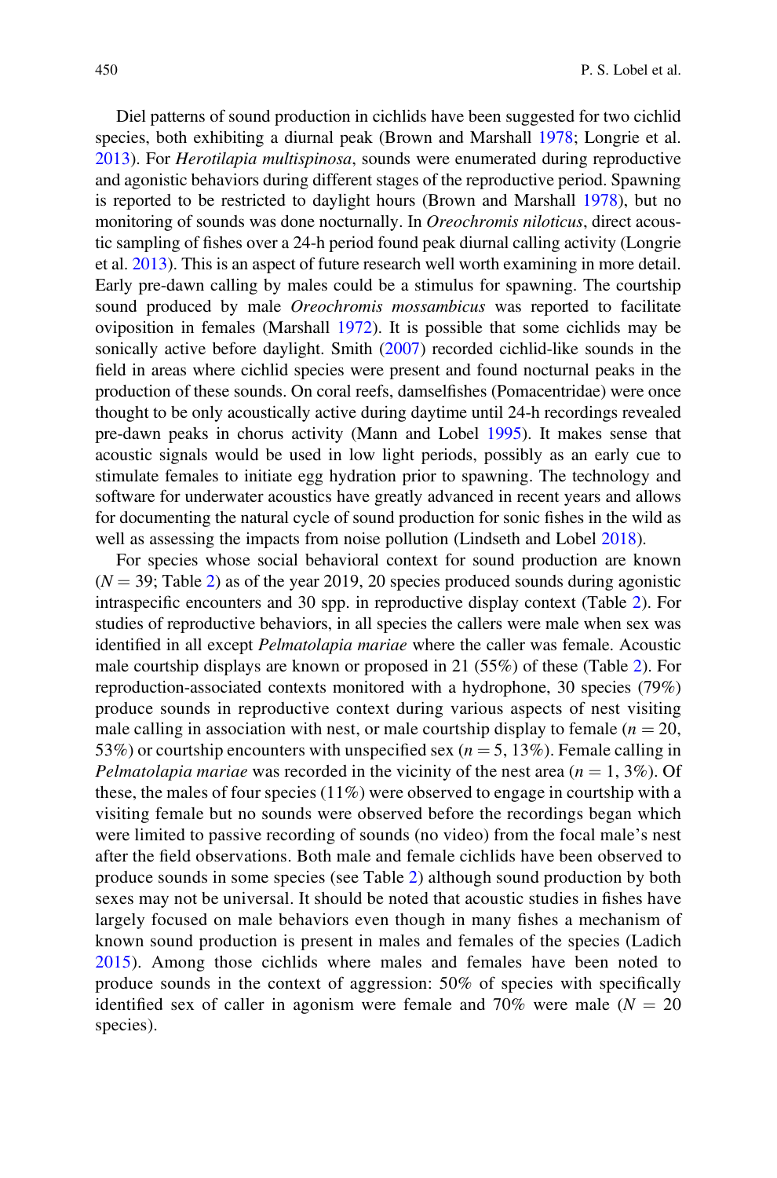Diel patterns of sound production in cichlids have been suggested for two cichlid species, both exhibiting a diurnal peak (Brown and Marshall 1978; Longrie et al. 2013). For *Herotilapia multispinosa*, sounds were enumerated during reproductive and agonistic behaviors during different stages of the reproductive period. Spawning is reported to be restricted to daylight hours (Brown and Marshall 1978), but no monitoring of sounds was done nocturnally. In *Oreochromis niloticus*, direct acoustic sampling of fishes over a 24-h period found peak diurnal calling activity (Longrie et al. 2013). This is an aspect of future research well worth examining in more detail. Early pre-dawn calling by males could be a stimulus for spawning. The courtship sound produced by male *Oreochromis mossambicus* was reported to facilitate oviposition in females (Marshall 1972). It is possible that some cichlids may be sonically active before daylight. Smith (2007) recorded cichlid-like sounds in the field in areas where cichlid species were present and found nocturnal peaks in the production of these sounds. On coral reefs, damselfishes (Pomacentridae) were once thought to be only acoustically active during daytime until 24-h recordings revealed pre-dawn peaks in chorus activity (Mann and Lobel 1995). It makes sense that acoustic signals would be used in low light periods, possibly as an early cue to stimulate females to initiate egg hydration prior to spawning. The technology and software for underwater acoustics have greatly advanced in recent years and allows for documenting the natural cycle of sound production for sonic fishes in the wild as well as assessing the impacts from noise pollution (Lindseth and Lobel 2018).

For species whose social behavioral context for sound production are known ($N = 39$; Table 2) as of the year 2019, 20 species produced sounds during agonistic intraspecific encounters and 30 spp. in reproductive display context (Table 2). For studies of reproductive behaviors, in all species the callers were male when sex was identified in all except *Pelmatolapia mariae* where the caller was female. Acoustic male courtship displays are known or proposed in 21 (55%) of these (Table 2). For reproduction-associated contexts monitored with a hydrophone, 30 species (79%) produce sounds in reproductive context during various aspects of nest visiting male calling in association with nest, or male courtship display to female ($n = 20$, 53%) or courtship encounters with unspecified sex ($n = 5$, 13%). Female calling in *Pelmatolapia mariae* was recorded in the vicinity of the nest area ($n = 1$, 3%). Of these, the males of four species (11%) were observed to engage in courtship with a visiting female but no sounds were observed before the recordings began which were limited to passive recording of sounds (no video) from the focal male's nest after the field observations. Both male and female cichlids have been observed to produce sounds in some species (see Table 2) although sound production by both sexes may not be universal. It should be noted that acoustic studies in fishes have largely focused on male behaviors even though in many fishes a mechanism of known sound production is present in males and females of the species (Ladich 2015). Among those cichlids where males and females have been noted to produce sounds in the context of aggression: 50% of species with specifically identified sex of caller in agonism were female and 70% were male ($N = 20$ species).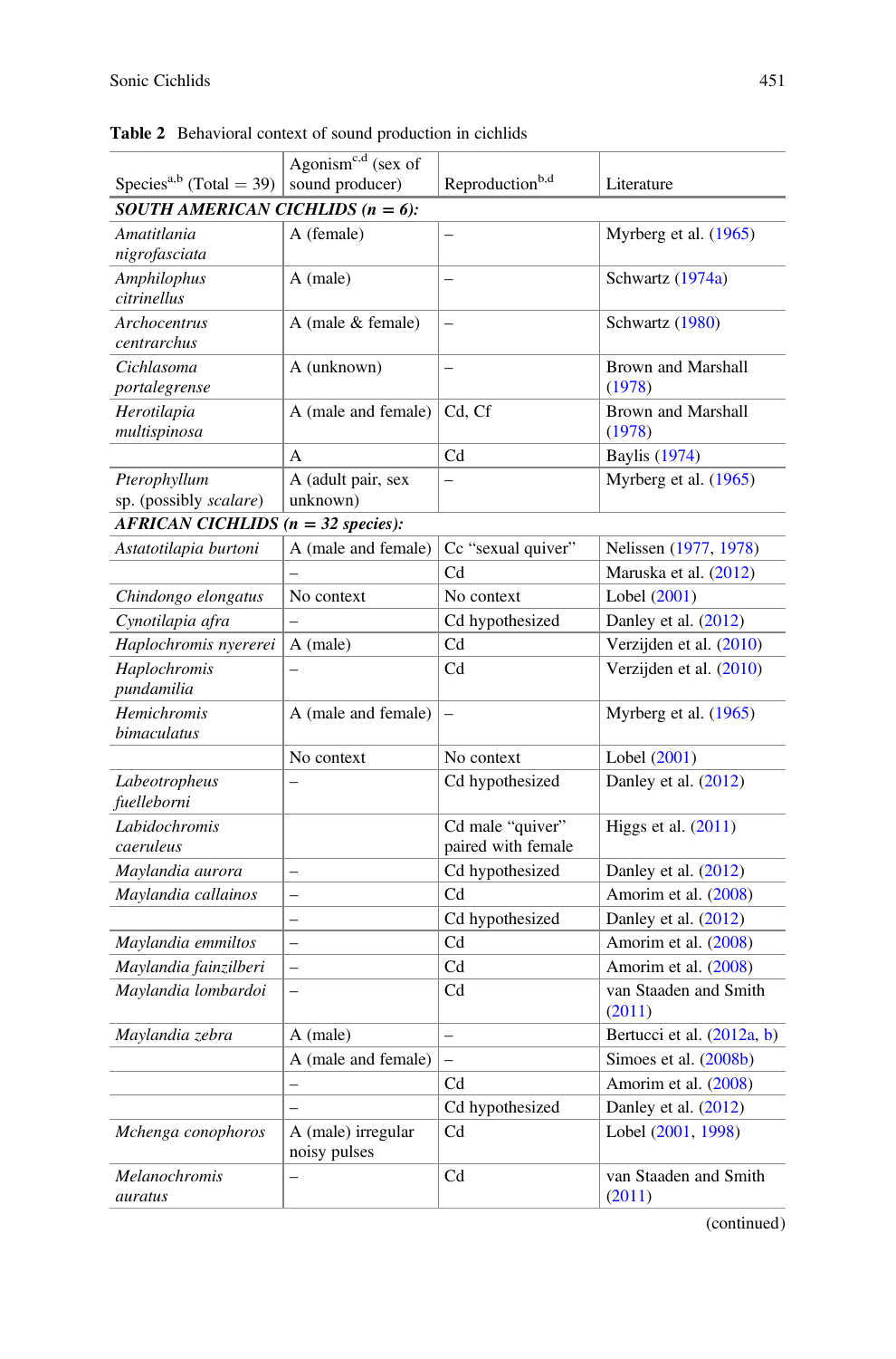**Table 2** Behavioral context of sound production in cichlids

| Species[a,b] (Total = 39) | Agonism[c,d] (sex of sound producer) | Reproduction[b,d] | Literature |
|---|---|---|---|
| ***SOUTH AMERICAN CICHLIDS (n = 6):*** | | | |
| *Amatitlania nigrofasciata* | A (female) | – | Myrberg et al. (1965) |
| *Amphilophus citrinellus* | A (male) | – | Schwartz (1974a) |
| *Archocentrus centrarchus* | A (male & female) | – | Schwartz (1980) |
| *Cichlasoma portalegrense* | A (unknown) | – | Brown and Marshall (1978) |
| *Herotilapia multispinosa* | A (male and female) | Cd, Cf | Brown and Marshall (1978) |
| | A | Cd | Baylis (1974) |
| *Pterophyllum* sp. (possibly *scalare*) | A (adult pair, sex unknown) | – | Myrberg et al. (1965) |
| ***AFRICAN CICHLIDS (n = 32 species):*** | | | |
| *Astatotilapia burtoni* | A (male and female) | Cc "sexual quiver" | Nelissen (1977, 1978) |
| | – | Cd | Maruska et al. (2012) |
| *Chindongo elongatus* | No context | No context | Lobel (2001) |
| *Cynotilapia afra* | – | Cd hypothesized | Danley et al. (2012) |
| *Haplochromis nyererei* | A (male) | Cd | Verzijden et al. (2010) |
| *Haplochromis pundamilia* | – | Cd | Verzijden et al. (2010) |
| *Hemichromis bimaculatus* | A (male and female) | – | Myrberg et al. (1965) |
| | No context | No context | Lobel (2001) |
| *Labeotropheus fuelleborni* | – | Cd hypothesized | Danley et al. (2012) |
| *Labidochromis caeruleus* | | Cd male "quiver" paired with female | Higgs et al. (2011) |
| *Maylandia aurora* | – | Cd hypothesized | Danley et al. (2012) |
| *Maylandia callainos* | – | Cd | Amorim et al. (2008) |
| | – | Cd hypothesized | Danley et al. (2012) |
| *Maylandia emmiltos* | – | Cd | Amorim et al. (2008) |
| *Maylandia fainzilberi* | – | Cd | Amorim et al. (2008) |
| *Maylandia lombardoi* | – | Cd | van Staaden and Smith (2011) |
| *Maylandia zebra* | A (male) | – | Bertucci et al. (2012a, b) |
| | A (male and female) | – | Simoes et al. (2008b) |
| | – | Cd | Amorim et al. (2008) |
| | – | Cd hypothesized | Danley et al. (2012) |
| *Mchenga conophoros* | A (male) irregular noisy pulses | Cd | Lobel (2001, 1998) |
| *Melanochromis auratus* | – | Cd | van Staaden and Smith (2011) |

(continued)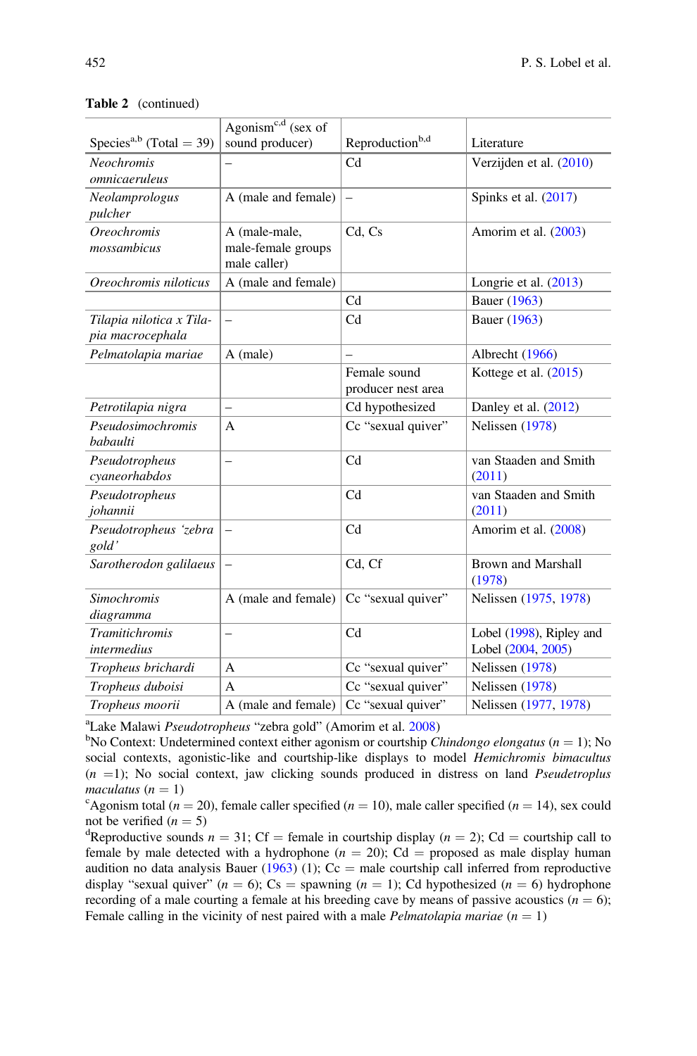**Table 2** (continued)

| Species[a,b] (Total = 39) | Agonism[c,d] (sex of sound producer) | Reproduction[b,d] | Literature |
|---|---|---|---|
| *Neochromis omnicaeruleus* | – | Cd | Verzijden et al. (2010) |
| *Neolamprologus pulcher* | A (male and female) | – | Spinks et al. (2017) |
| *Oreochromis mossambicus* | A (male-male, male-female groups male caller) | Cd, Cs | Amorim et al. (2003) |
| *Oreochromis niloticus* | A (male and female) | | Longrie et al. (2013) |
| | | Cd | Bauer (1963) |
| *Tilapia nilotica x Tilapia macrocephala* | – | Cd | Bauer (1963) |
| *Pelmatolapia mariae* | A (male) | – | Albrecht (1966) |
| | | Female sound producer nest area | Kottege et al. (2015) |
| *Petrotilapia nigra* | – | Cd hypothesized | Danley et al. (2012) |
| *Pseudosimochromis babaulti* | A | Cc "sexual quiver" | Nelissen (1978) |
| *Pseudotropheus cyaneorhabdos* | – | Cd | van Staaden and Smith (2011) |
| *Pseudotropheus johannii* | | Cd | van Staaden and Smith (2011) |
| *Pseudotropheus 'zebra gold'* | – | Cd | Amorim et al. (2008) |
| *Sarotherodon galilaeus* | – | Cd, Cf | Brown and Marshall (1978) |
| *Simochromis diagramma* | A (male and female) | Cc "sexual quiver" | Nelissen (1975, 1978) |
| *Tramitichromis intermedius* | – | Cd | Lobel (1998), Ripley and Lobel (2004, 2005) |
| *Tropheus brichardi* | A | Cc "sexual quiver" | Nelissen (1978) |
| *Tropheus duboisi* | A | Cc "sexual quiver" | Nelissen (1978) |
| *Tropheus moorii* | A (male and female) | Cc "sexual quiver" | Nelissen (1977, 1978) |

[a]Lake Malawi *Pseudotropheus* "zebra gold" (Amorim et al. 2008)

[b]No Context: Undetermined context either agonism or courtship *Chindongo elongatus* ($n = 1$); No social contexts, agonistic-like and courtship-like displays to model *Hemichromis bimaculatus* ($n = 1$); No social context, jaw clicking sounds produced in distress on land *Pseudetroplus maculatus* ($n = 1$)

[c]Agonism total ($n = 20$), female caller specified ($n = 10$), male caller specified ($n = 14$), sex could not be verified ($n = 5$)

[d]Reproductive sounds $n = 31$; Cf = female in courtship display ($n = 2$); Cd = courtship call to female by male detected with a hydrophone ($n = 20$); Cd = proposed as male display human audition no data analysis Bauer (1963) (1); Cc = male courtship call inferred from reproductive display "sexual quiver" ($n = 6$); Cs = spawning ($n = 1$); Cd hypothesized ($n = 6$) hydrophone recording of a male courting a female at his breeding cave by means of passive acoustics ($n = 6$); Female calling in the vicinity of nest paired with a male *Pelmatolapia mariae* ($n = 1$)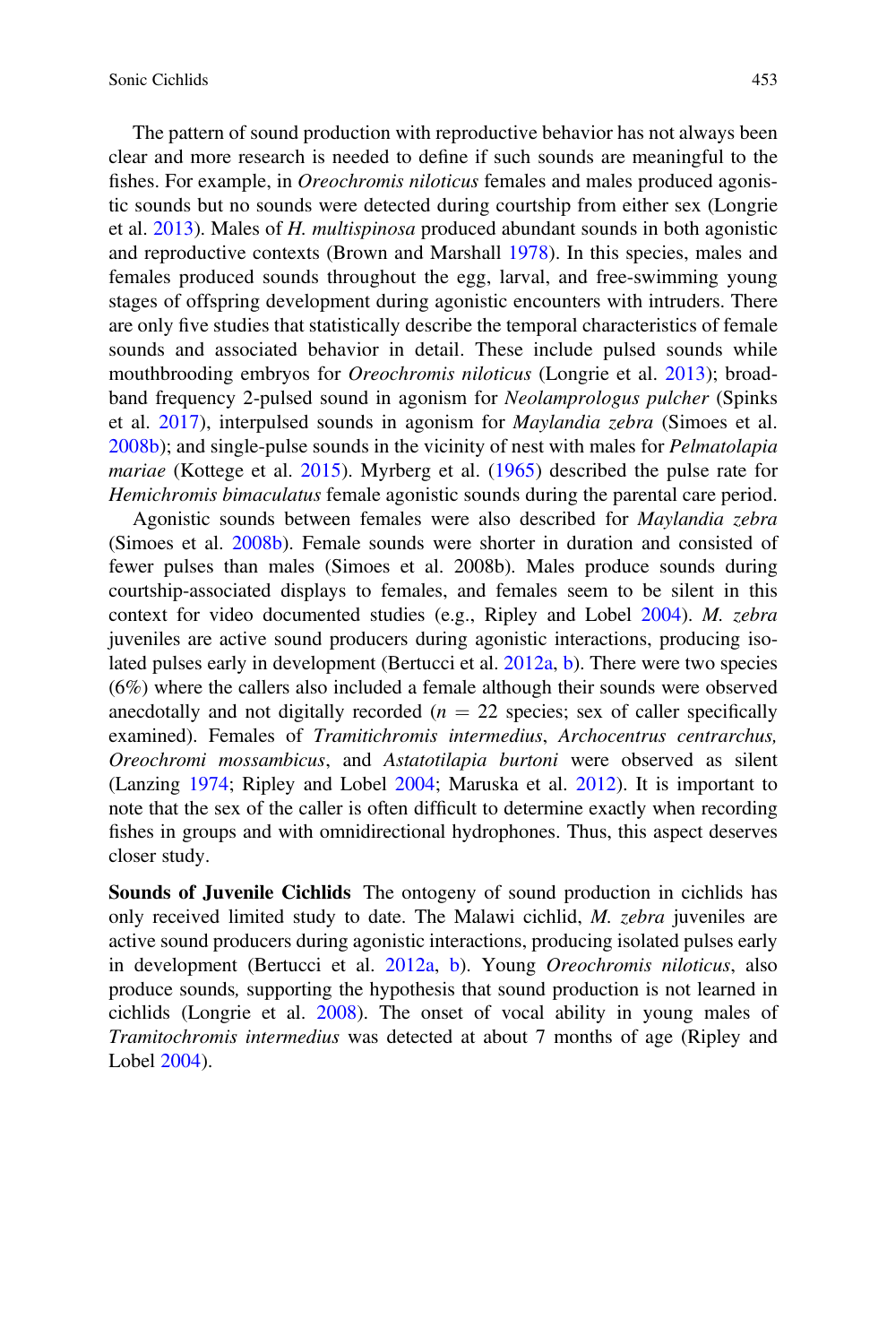The pattern of sound production with reproductive behavior has not always been clear and more research is needed to define if such sounds are meaningful to the fishes. For example, in *Oreochromis niloticus* females and males produced agonistic sounds but no sounds were detected during courtship from either sex (Longrie et al. 2013). Males of *H. multispinosa* produced abundant sounds in both agonistic and reproductive contexts (Brown and Marshall 1978). In this species, males and females produced sounds throughout the egg, larval, and free-swimming young stages of offspring development during agonistic encounters with intruders. There are only five studies that statistically describe the temporal characteristics of female sounds and associated behavior in detail. These include pulsed sounds while mouthbrooding embryos for *Oreochromis niloticus* (Longrie et al. 2013); broadband frequency 2-pulsed sound in agonism for *Neolamprologus pulcher* (Spinks et al. 2017), interpulsed sounds in agonism for *Maylandia zebra* (Simoes et al. 2008b); and single-pulse sounds in the vicinity of nest with males for *Pelmatolapia mariae* (Kottege et al. 2015). Myrberg et al. (1965) described the pulse rate for *Hemichromis bimaculatus* female agonistic sounds during the parental care period.

Agonistic sounds between females were also described for *Maylandia zebra* (Simoes et al. 2008b). Female sounds were shorter in duration and consisted of fewer pulses than males (Simoes et al. 2008b). Males produce sounds during courtship-associated displays to females, and females seem to be silent in this context for video documented studies (e.g., Ripley and Lobel 2004). *M. zebra* juveniles are active sound producers during agonistic interactions, producing isolated pulses early in development (Bertucci et al. 2012a, b). There were two species (6%) where the callers also included a female although their sounds were observed anecdotally and not digitally recorded ($n = 22$ species; sex of caller specifically examined). Females of *Tramitichromis intermedius*, *Archocentrus centrarchus, Oreochromi mossambicus*, and *Astatotilapia burtoni* were observed as silent (Lanzing 1974; Ripley and Lobel 2004; Maruska et al. 2012). It is important to note that the sex of the caller is often difficult to determine exactly when recording fishes in groups and with omnidirectional hydrophones. Thus, this aspect deserves closer study.

**Sounds of Juvenile Cichlids** The ontogeny of sound production in cichlids has only received limited study to date. The Malawi cichlid, *M. zebra* juveniles are active sound producers during agonistic interactions, producing isolated pulses early in development (Bertucci et al. 2012a, b). Young *Oreochromis niloticus*, also produce sounds, supporting the hypothesis that sound production is not learned in cichlids (Longrie et al. 2008). The onset of vocal ability in young males of *Tramitochromis intermedius* was detected at about 7 months of age (Ripley and Lobel 2004).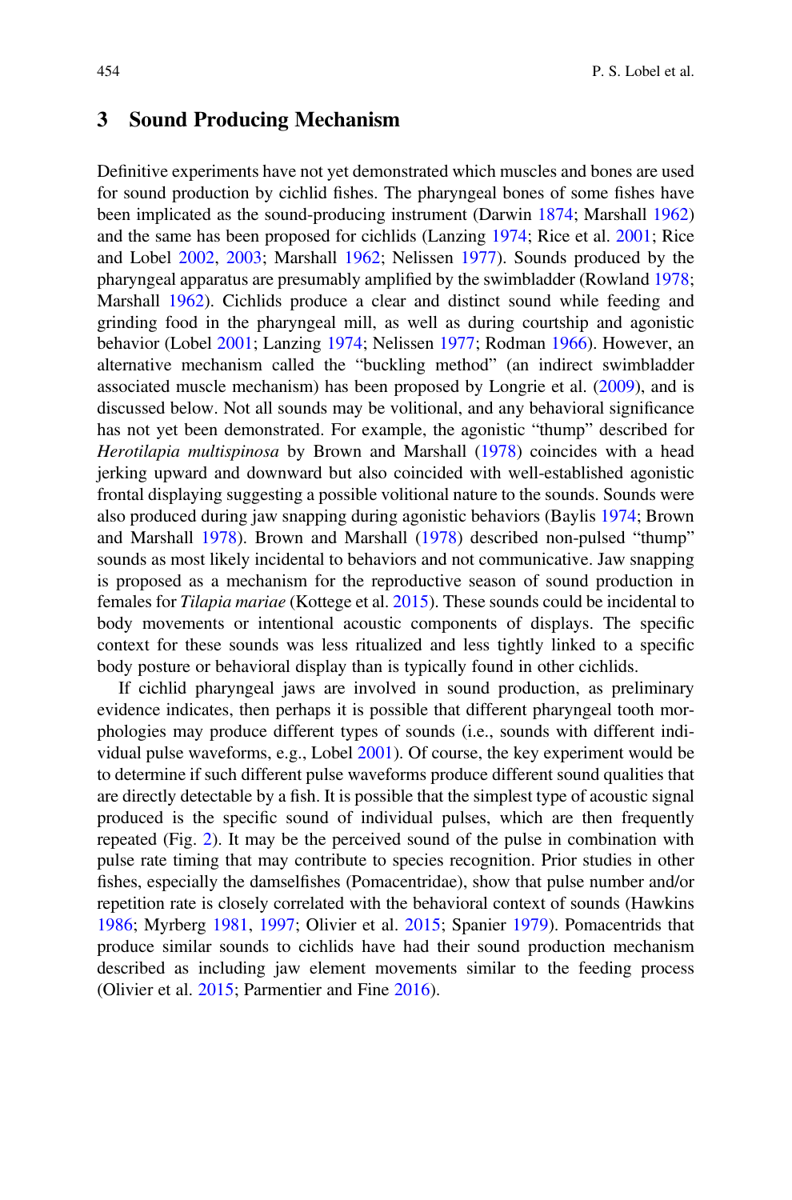## 3 Sound Producing Mechanism

Definitive experiments have not yet demonstrated which muscles and bones are used for sound production by cichlid fishes. The pharyngeal bones of some fishes have been implicated as the sound-producing instrument (Darwin 1874; Marshall 1962) and the same has been proposed for cichlids (Lanzing 1974; Rice et al. 2001; Rice and Lobel 2002, 2003; Marshall 1962; Nelissen 1977). Sounds produced by the pharyngeal apparatus are presumably amplified by the swimbladder (Rowland 1978; Marshall 1962). Cichlids produce a clear and distinct sound while feeding and grinding food in the pharyngeal mill, as well as during courtship and agonistic behavior (Lobel 2001; Lanzing 1974; Nelissen 1977; Rodman 1966). However, an alternative mechanism called the "buckling method" (an indirect swimbladder associated muscle mechanism) has been proposed by Longrie et al. (2009), and is discussed below. Not all sounds may be volitional, and any behavioral significance has not yet been demonstrated. For example, the agonistic "thump" described for *Herotilapia multispinosa* by Brown and Marshall (1978) coincides with a head jerking upward and downward but also coincided with well-established agonistic frontal displaying suggesting a possible volitional nature to the sounds. Sounds were also produced during jaw snapping during agonistic behaviors (Baylis 1974; Brown and Marshall 1978). Brown and Marshall (1978) described non-pulsed "thump" sounds as most likely incidental to behaviors and not communicative. Jaw snapping is proposed as a mechanism for the reproductive season of sound production in females for *Tilapia mariae* (Kottege et al. 2015). These sounds could be incidental to body movements or intentional acoustic components of displays. The specific context for these sounds was less ritualized and less tightly linked to a specific body posture or behavioral display than is typically found in other cichlids.

If cichlid pharyngeal jaws are involved in sound production, as preliminary evidence indicates, then perhaps it is possible that different pharyngeal tooth morphologies may produce different types of sounds (i.e., sounds with different individual pulse waveforms, e.g., Lobel 2001). Of course, the key experiment would be to determine if such different pulse waveforms produce different sound qualities that are directly detectable by a fish. It is possible that the simplest type of acoustic signal produced is the specific sound of individual pulses, which are then frequently repeated (Fig. 2). It may be the perceived sound of the pulse in combination with pulse rate timing that may contribute to species recognition. Prior studies in other fishes, especially the damselfishes (Pomacentridae), show that pulse number and/or repetition rate is closely correlated with the behavioral context of sounds (Hawkins 1986; Myrberg 1981, 1997; Olivier et al. 2015; Spanier 1979). Pomacentrids that produce similar sounds to cichlids have had their sound production mechanism described as including jaw element movements similar to the feeding process (Olivier et al. 2015; Parmentier and Fine 2016).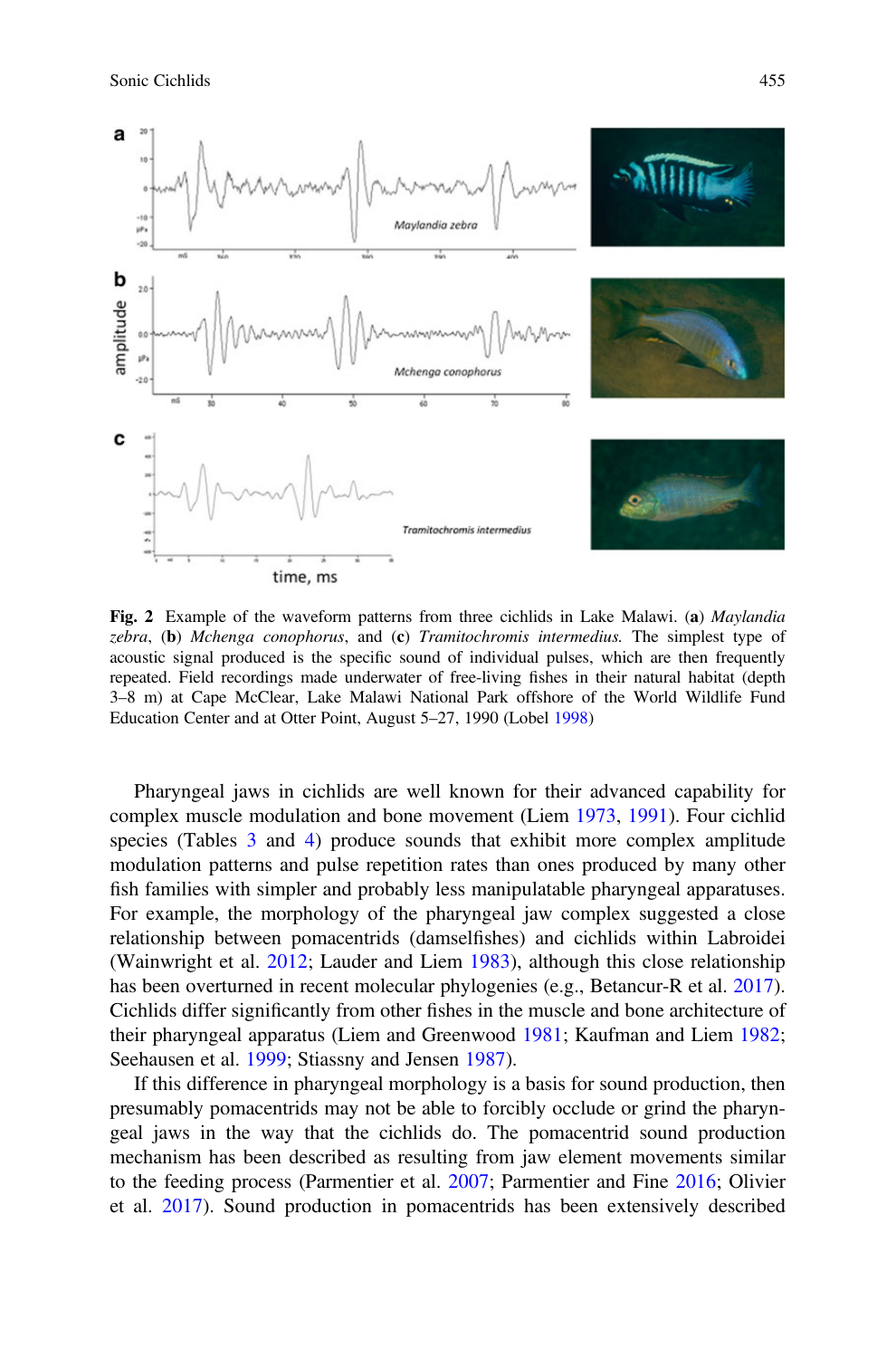**Fig. 2** Example of the waveform patterns from three cichlids in Lake Malawi. (**a**) *Maylandia zebra*, (**b**) *Mchenga conophorus*, and (**c**) *Tramitochromis intermedius.* The simplest type of acoustic signal produced is the specific sound of individual pulses, which are then frequently repeated. Field recordings made underwater of free-living fishes in their natural habitat (depth 3–8 m) at Cape McClear, Lake Malawi National Park offshore of the World Wildlife Fund Education Center and at Otter Point, August 5–27, 1990 (Lobel 1998)

Pharyngeal jaws in cichlids are well known for their advanced capability for complex muscle modulation and bone movement (Liem 1973, 1991). Four cichlid species (Tables 3 and 4) produce sounds that exhibit more complex amplitude modulation patterns and pulse repetition rates than ones produced by many other fish families with simpler and probably less manipulatable pharyngeal apparatuses. For example, the morphology of the pharyngeal jaw complex suggested a close relationship between pomacentrids (damselfishes) and cichlids within Labroidei (Wainwright et al. 2012; Lauder and Liem 1983), although this close relationship has been overturned in recent molecular phylogenies (e.g., Betancur-R et al. 2017). Cichlids differ significantly from other fishes in the muscle and bone architecture of their pharyngeal apparatus (Liem and Greenwood 1981; Kaufman and Liem 1982; Seehausen et al. 1999; Stiassny and Jensen 1987).

If this difference in pharyngeal morphology is a basis for sound production, then presumably pomacentrids may not be able to forcibly occlude or grind the pharyngeal jaws in the way that the cichlids do. The pomacentrid sound production mechanism has been described as resulting from jaw element movements similar to the feeding process (Parmentier et al. 2007; Parmentier and Fine 2016; Olivier et al. 2017). Sound production in pomacentrids has been extensively described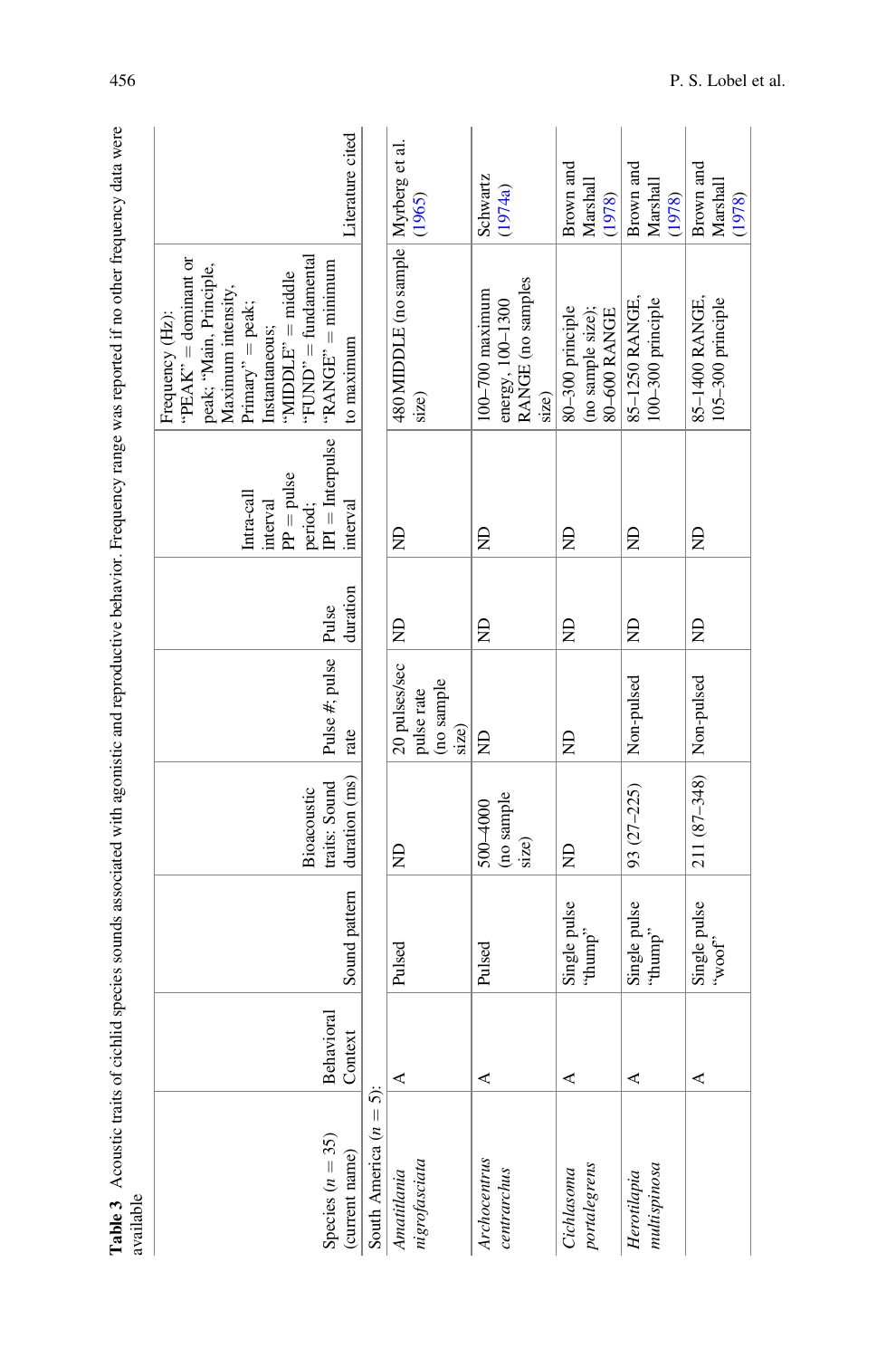**Table 3** Acoustic traits of cichlid species sounds associated with agonistic and reproductive behavior. Frequency range was reported if no other frequency data were available

| Species ($n = 35$) (current name) | Behavioral Context | Sound pattern | Bioacoustic traits: Sound duration (ms) | Pulse #, pulse rate | Pulse duration | Intra-call interval PP = pulse period; IPI = Interpulse interval | Frequency (Hz): "PEAK" = dominant or peak; "Main, Principle, Maximum intensity, Primary" = peak; Instantaneous; "MIDDLE" = middle "FUND" = fundamental "RANGE" = minimum to maximum | Literature cited |
|---|---|---|---|---|---|---|---|---|
| South America ($n = 5$): | | | | | | | | |
| *Amatitlania nigrofasciata* | A | Pulsed | ND | 20 pulses/sec pulse rate (no sample size) | ND | ND | 480 MIDDLE (no sample size) | Myrberg et al. (1965) |
| *Archocentrus centrarchus* | A | Pulsed | 500–4000 (no sample size) | ND | ND | ND | 100–700 maximum energy, 100–1300 RANGE (no samples size) | Schwartz (1974a) |
| *Cichlasoma portalegrens* | A | Single pulse "thump" | ND | ND | ND | ND | 80–300 principle (no sample size); 80–600 RANGE | Brown and Marshall (1978) |
| *Herotilapia multispinosa* | A | Single pulse "thump" | 93 (27–225) | Non-pulsed | ND | ND | 85–1250 RANGE, 100–300 principle | Brown and Marshall (1978) |
| | A | Single pulse "woof" | 211 (87–348) | Non-pulsed | ND | ND | 85–1400 RANGE, 105–300 principle | Brown and Marshall (1978) |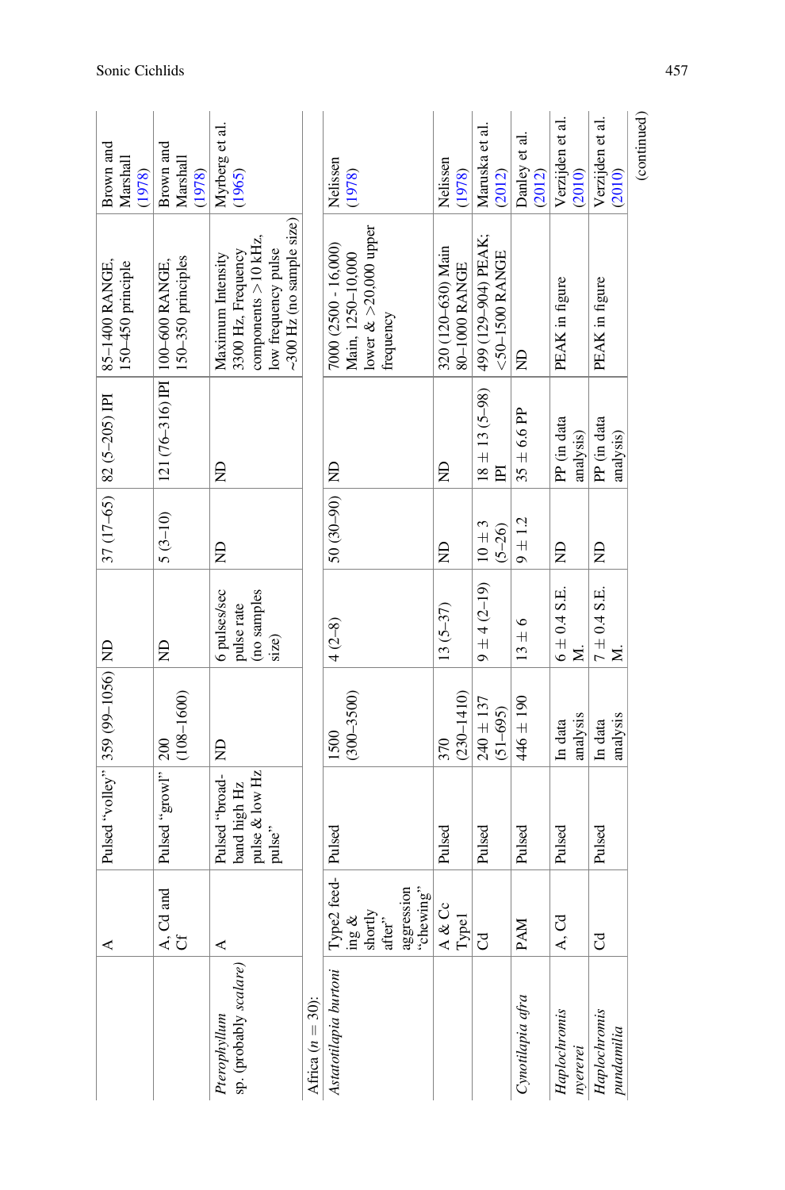| | | | | | | | | |
|---|---|---|---|---|---|---|---|---|
| | A | Pulsed "volley" | 359 (99–1056) | ND | 37 (17–65) | 82 (5–205) IPI | 85–1400 RANGE, 150–450 principle | Brown and Marshall (1978) |
| | A, Cd and Cf | Pulsed "growl" | 200 (108–1600) | ND | 5 (3–10) | 121 (76–316) IPI | 100–600 RANGE, 150–350 principles | Brown and Marshall (1978) |
| *Pterophyllum* sp. (probably *scalare*) | A | Pulsed "broad-band high Hz pulse & low Hz pulse" | ND | 6 pulses/sec pulse rate (no samples size) | ND | ND | Maximum Intensity 3300 Hz, Frequency components >10 kHz, low frequency pulse ~300 Hz (no sample size) | Myrberg et al. (1965) |
| Africa ($n = 30$): | | | | | | | | |
| *Astatotilapia burtoni* | Type2 feeding & shortly after" aggression "chewing" | Pulsed | 1500 (300–3500) | 4 (2–8) | 50 (30–90) | ND | 7000 (2500 - 16,000) Main, 1250–10,000 lower & >20,000 upper frequency | Nelissen (1978) |
| | A & Cc Type1 | Pulsed | 370 (230–1410) | 13 (5–37) | ND | ND | 320 (120–630) Main 80–1000 RANGE | Nelissen (1978) |
| | Cd | Pulsed | 240 ± 137 (51–695) | 9 ± 4 (2–19) | 10 ± 3 (5–26) | 18 ± 13 (5–98) IPI | 499 (129–904) PEAK; <50–1500 RANGE | Maruska et al. (2012) |
| *Cynotilapia afra* | PAM | Pulsed | 446 ± 190 | 13 ± 6 | 9 ± 1.2 | 35 ± 6.6 PP | ND | Danley et al. (2012) |
| *Haplochromis nyererei* | A, Cd | Pulsed | In data analysis | 6 ± 0.4 S.E.M. | ND | PP (in data analysis) | PEAK in figure | Verzijden et al. (2010) |
| *Haplochromis pundamilia* | Cd | Pulsed | In data analysis | 7 ± 0.4 S.E.M. | ND | PP (in data analysis) | PEAK in figure | Verzijden et al. (2010) |

(continued)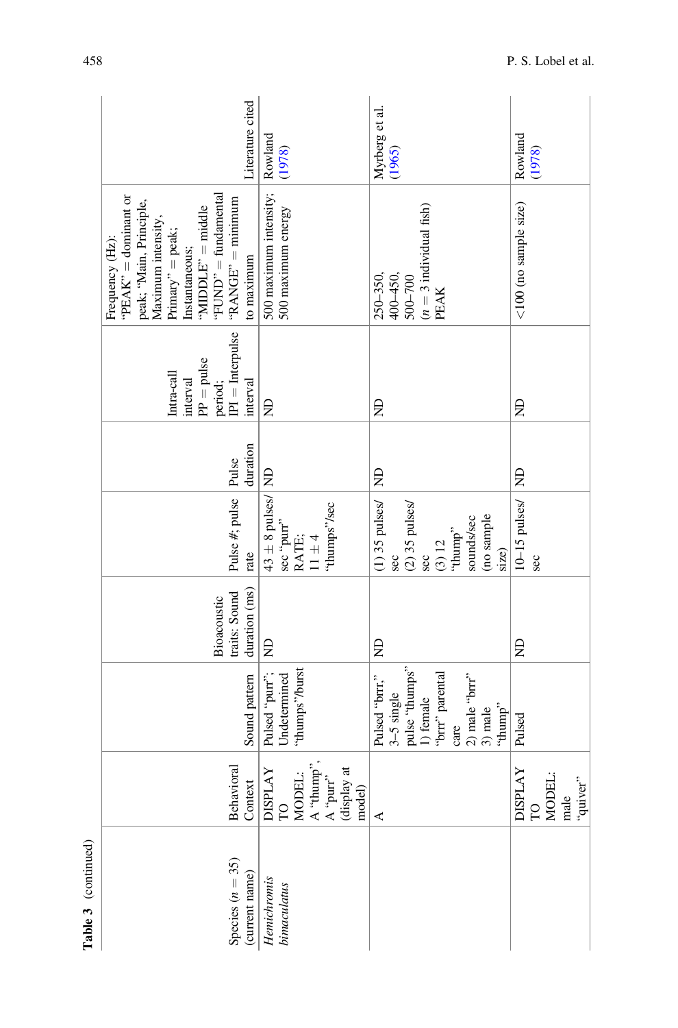**Table 3** (continued)

| Species ($n = 35$) (current name) | Behavioral Context | Sound pattern | Bioacoustic traits: Sound duration (ms) | Pulse #; pulse rate | Pulse duration | Intra-call interval PP = pulse period; IPI = Interpulse interval | Frequency (Hz): "PEAK" = dominant or peak; "Main, Principle, Maximum intensity, Primary" = peak; Instantaneous; "MIDDLE" = middle "FUND" = fundamental "RANGE" = minimum to maximum | Literature cited |
|---|---|---|---|---|---|---|---|---|
| *Hemichromis bimaculatus* | DISPLAY TO MODEL: A "thump", A "purr" (display at model) | Pulsed "purr"; Undetermined "thumps"/burst | ND | 43 ± 8 pulses/sec "purr" RATE; 11 ± 4 "thumps"/sec | ND | ND | 500 maximum intensity; 500 maximum energy | Rowland (1978) |
| | A | Pulsed "brrr," 3–5 single pulse "thumps" 1) female "brrr" parental care 2) male "brrr" 3) male "thump" | ND | (1) 35 pulses/sec (2) 35 pulses/sec (3) 12 "thump" sounds/sec (no sample size) | ND | ND | 250–350, 400–450, 500–700 ($n = 3$ individual fish) PEAK | Myrberg et al. (1965) |
| | DISPLAY TO MODEL: male "quiver" | Pulsed | ND | 10–15 pulses/sec | ND | ND | <100 (no sample size) | Rowland (1978) |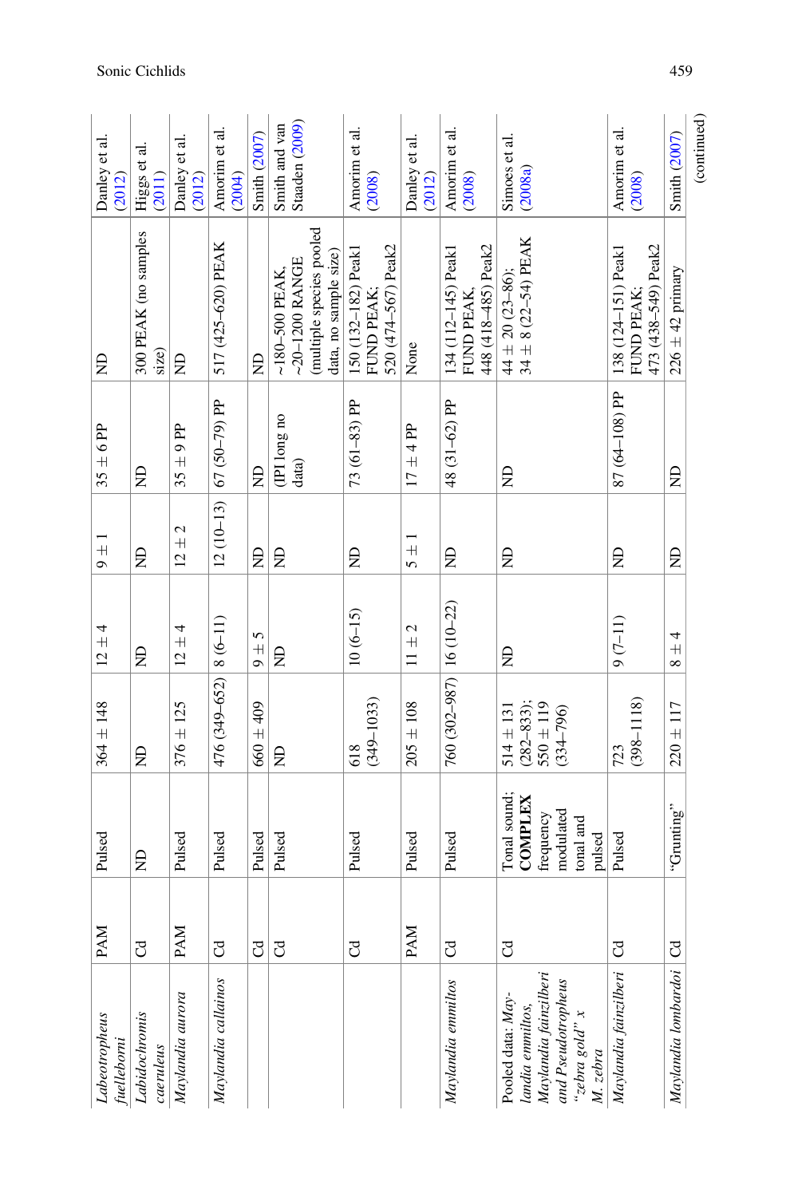| | | | | | | | | |
|---|---|---|---|---|---|---|---|---|
| *Labeotropheus fuelleborni* | PAM | Pulsed | 364 ± 148 | 12 ± 4 | 9 ± 1 | 35 ± 6 PP | ND | Danley et al. (2012) |
| *Labidochromis caeruleus* | Cd | ND | ND | ND | ND | ND | 300 PEAK (no samples size) | Higgs et al. (2011) |
| *Maylandia aurora* | PAM | Pulsed | 376 ± 125 | 12 ± 4 | 12 ± 2 | 35 ± 9 PP | ND | Danley et al. (2012) |
| *Maylandia callainos* | Cd | Pulsed | 476 (349–652) | 8 (6–11) | 12 (10–13) | 67 (50–79) PP | 517 (425–620) PEAK | Amorim et al. (2004) |
| | Cd | Pulsed | 660 ± 409 | 9 ± 5 | ND | ND | ND | Smith (2007) |
| | Cd | Pulsed | ND | ND | ND | (IPI long no data) | ~180–500 PEAK, ~20–1200 RANGE (multiple species pooled data, no sample size) | Smith and van Staaden (2009) |
| | Cd | Pulsed | 618 (349–1033) | 10 (6–15) | ND | 73 (61–83) PP | 150 (132–182) Peak1 FUND PEAK; 520 (474–567) Peak2 | Amorim et al. (2008) |
| | PAM | Pulsed | 205 ± 108 | 11 ± 2 | 5 ± 1 | 17 ± 4 PP | None | Danley et al. (2012) |
| *Maylandia emmiltos* | Cd | Pulsed | 760 (302–987) | 16 (10–22) | ND | 48 (31–62) PP | 134 (112–145) Peak1 FUND PEAK, 448 (418–485) Peak2 | Amorim et al. (2008) |
| Pooled data: *Maylandia emmiltos, Maylandia fainzilberi* and *Pseudotropheus "zebra gold" x M. zebra* | Cd | Tonal sound; **COMPLEX** frequency modulated tonal and pulsed | 514 ± 131 (282–833); 550 ± 119 (334–796) | ND | ND | ND | 44 ± 20 (23–86); 34 ± 8 (22–54) PEAK | Simoes et al. (2008a) |
| *Maylandia fainzilberi* | Cd | Pulsed | 723 (398–1118) | 9 (7–11) | ND | 87 (64–108) PP | 138 (124–151) Peak1 FUND PEAK; 473 (438–549) Peak2 | Amorim et al. (2008) |
| *Maylandia lombardoi* | Cd | "Grunting" | 220 ± 117 | 8 ± 4 | ND | ND | 226 ± 42 primary | Smith (2007) |

(continued)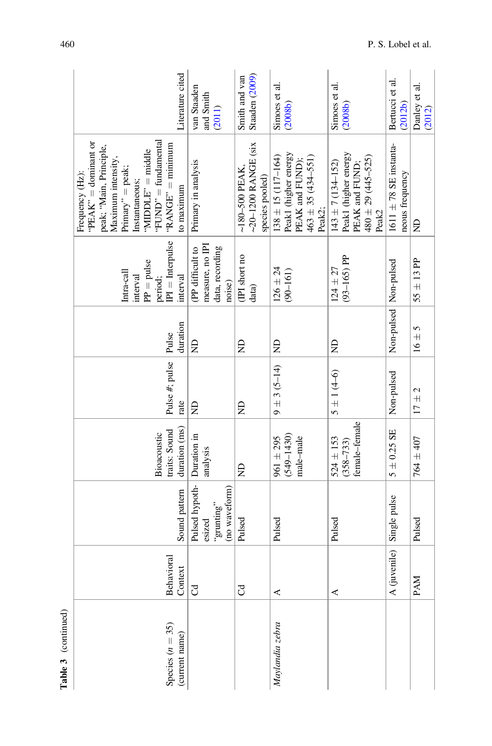**Table 3** (continued)

| Species (*n* = 35) (current name) | Behavioral Context | Sound pattern | Bioacoustic traits: Sound duration (ms) | Pulse #; pulse rate | Pulse duration | Intra-call interval PP = pulse period; IPI = Interpulse interval | Frequency (Hz): "PEAK" = dominant or peak; "Main, Principle, Maximum intensity, Primary" = peak; Instantaneous; "MIDDLE" = middle "FUND" = fundamental "RANGE" = minimum to maximum | Literature cited |
|---|---|---|---|---|---|---|---|---|
| | Cd | Pulsed hypothesized "grunting" (no waveform) | Duration in analysis | ND | ND | (PP difficult to measure, no IPI data, recording noise) | Primary in analysis | van Staaden and Smith (2011) |
| | Cd | Pulsed | ND | ND | ND | (IPI short no data) | ~180–500 PEAK, ~20–1200 RANGE (six species pooled) | Smith and van Staaden (2009) |
| *Maylandia zebra* | A | Pulsed | 961 ± 295 (549–1430) male–male | 9 ± 3 (5–14) | ND | 126 ± 24 (90–161) | 138 ± 15 (117–164) Peak1 (higher energy PEAK and FUND); 463 ± 35 (434–551) Peak2; | Simoes et al. (2008b) |
| | A | Pulsed | 524 ± 153 (358–733) female–female | 5 ± 1 (4–6) | ND | 124 ± 27 (93–165) PP | 143 ± 7 (134–152) Peak1 (higher energy PEAK and FUND; 480 ± 29 (445–525) Peak2 | Simoes et al. (2008b) |
| | A (juvenile) | Single pulse | 5 ± 0.25 SE | Non-pulsed | Non-pulsed | Non-pulsed | 1611 ± 78 SE instantaneous frequency | Bertucci et al. (2012b) |
| | PAM | Pulsed | 764 ± 407 | 17 ± 2 | 16 ± 5 | 55 ± 13 PP | ND | Danley et al. (2012) |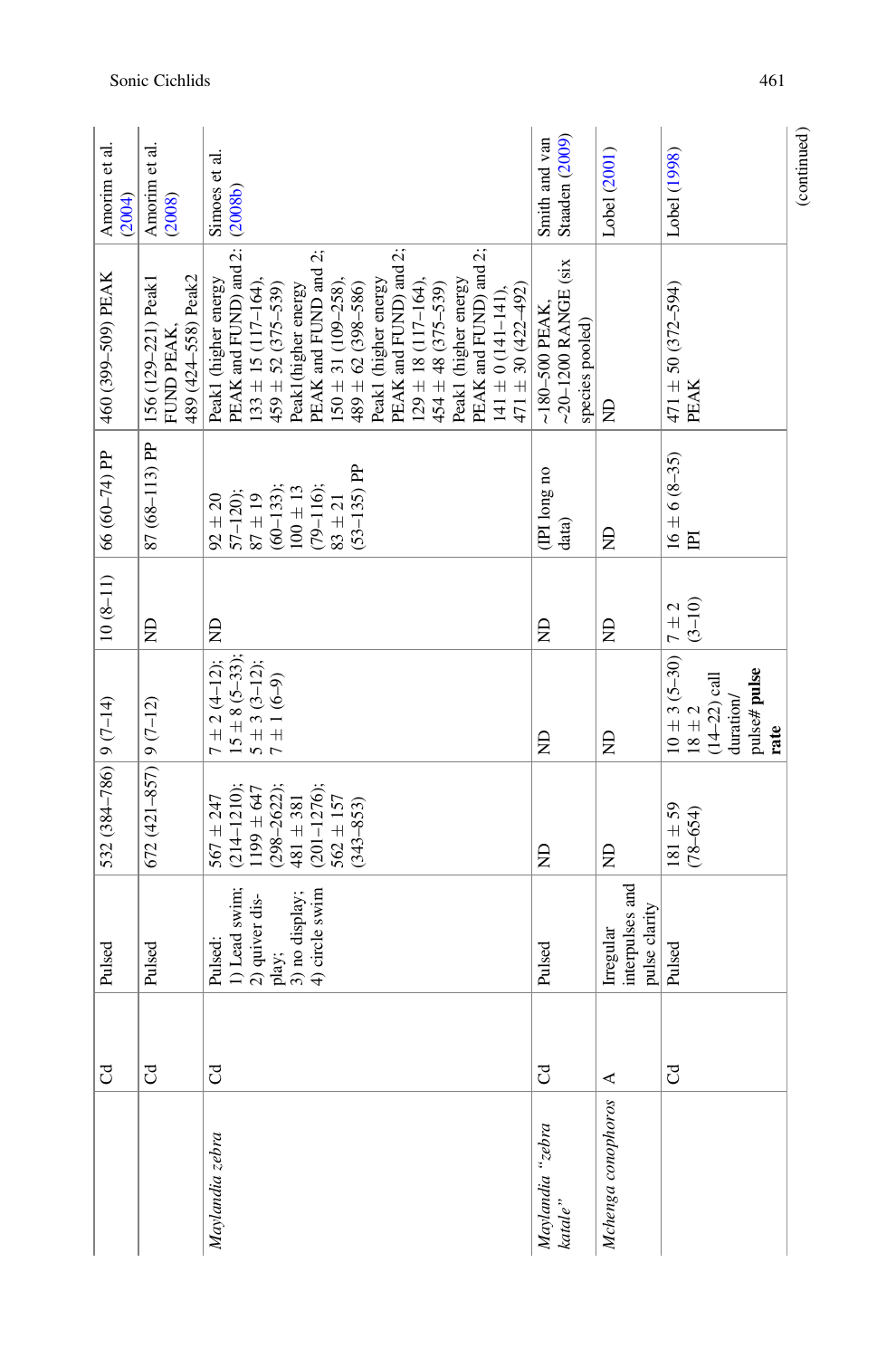| | | | | | | | | |
|---|---|---|---|---|---|---|---|---|
| | Cd | Pulsed | 532 (384–786) | 9 (7–14) | 10 (8–11) | 66 (60–74) PP | 460 (399–509) PEAK | Amorim et al. (2004) |
| | Cd | Pulsed | 672 (421–857) | 9 (7–12) | ND | 87 (68–113) PP | 156 (129–221) Peak1 FUND PEAK, 489 (424–558) Peak2 | Amorim et al. (2008) |
| *Maylandia zebra* | Cd | Pulsed: 1) Lead swim; 2) quiver display; 3) no display; 4) circle swim | 567 ± 247 (214–1210); 1199 ± 647 (298–2622); 481 ± 381 (201–1276); 562 ± 157 (343–853) | 7 ± 2 (4–12); 15 ± 8 (5–33); 5 ± 3 (3–12); 7 ± 1 (6–9) | ND | 92 ± 20 57–120); 87 ± 19 (60–133); 100 ± 13 (79–116); 83 ± 21 (53–135) PP | Peak1 (higher energy PEAK and FUND) and 2: 133 ± 15 (117–164), 459 ± 52 (375–539) Peak1(higher energy PEAK and FUND and 2; 150 ± 31 (109–258), 489 ± 62 (398–586) Peak1 (higher energy PEAK and FUND) and 2; 129 ± 18 (117–164), 454 ± 48 (375–539) Peak1 (higher energy PEAK and FUND) and 2; 141 ± 0 (141–141), 471 ± 30 (422–492) | Simoes et al. (2008b) |
| *Maylandia "zebra katale"* | Cd | Pulsed | ND | ND | ND | (IPI long no data) | ~180–500 PEAK, ~20–1200 RANGE (six species pooled) | Smith and van Staaden (2009) |
| *Mchenga conophoros* | A | Irregular interpulses and pulse clarity | ND | ND | ND | ND | ND | Lobel (2001) |
| | Cd | Pulsed | 181 ± 59 (78–654) | 10 ± 3 (5–30) 18 ± 2 (14–22) call duration/ pulse# **pulse rate** | 7 ± 2 (3–10) | 16 ± 6 (8–35) IPI | 471 ± 50 (372–594) PEAK | Lobel (1998) |

(continued)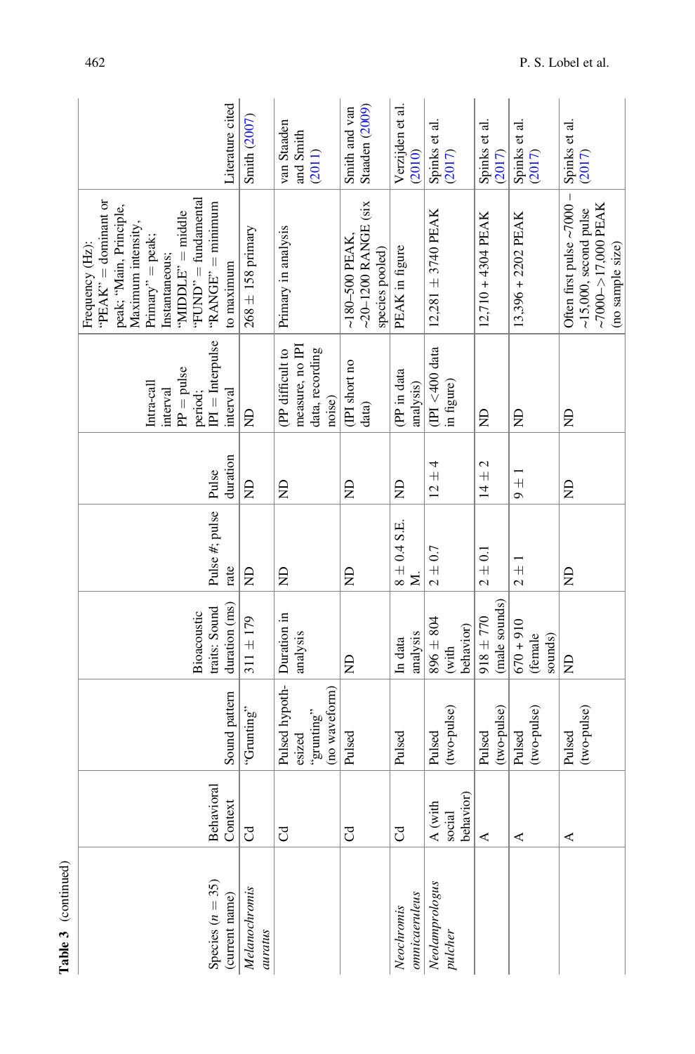**Table 3** (continued)

| Species (n = 35) (current name) | Behavioral Context | Sound pattern | Bioacoustic traits: Sound duration (ms) | Pulse #; pulse rate | Pulse duration | Intra-call interval PP = pulse period; IPI = Interpulse interval | Frequency (Hz): "PEAK" = dominant or peak; "Main, Principle, Maximum intensity, Primary" = peak; Instantaneous; "MIDDLE" = middle "FUND" = fundamental "RANGE" = minimum to maximum | Literature cited |
|---|---|---|---|---|---|---|---|---|
| *Melanochromis auratus* | Cd | "Grunting" | 311 ± 179 | ND | ND | ND | 268 ± 158 primary | Smith (2007) |
| | Cd | Pulsed hypothesized "grunting" (no waveform) | Duration in analysis | ND | ND | (PP difficult to measure, no IPI data, recording noise) | Primary in analysis | van Staaden and Smith (2011) |
| | Cd | Pulsed | ND | ND | ND | (IPI short no data) | ~180–500 PEAK, ~20–1200 RANGE (six species pooled) | Smith and van Staaden (2009) |
| *Neochromis omnicaeruleus* | Cd | Pulsed | In data analysis | 8 ± 0.4 S.E.M. | ND | (PP in data analysis) | PEAK in figure | Verzijden et al. (2010) |
| *Neolamprologus pulcher* | A (with social behavior) | Pulsed (two-pulse) | 896 ± 804 (with behavior) | 2 ± 0.7 | 12 ± 4 | (IPI <400 data in figure) | 12,281 ± 3740 PEAK | Spinks et al. (2017) |
| | A | Pulsed (two-pulse) | 918 ± 770 (male sounds) | 2 ± 0.1 | 14 ± 2 | ND | 12,710 + 4304 PEAK | Spinks et al. (2017) |
| | A | Pulsed (two-pulse) | 670 + 910 (female sounds) | 2 ± 1 | 9 ± 1 | ND | 13,396 + 2202 PEAK | Spinks et al. (2017) |
| | A | Pulsed (two-pulse) | ND | ND | ND | ND | Often first pulse ~7000 – ~15,000, second pulse ~7000–>17,000 PEAK (no sample size) | Spinks et al. (2017) |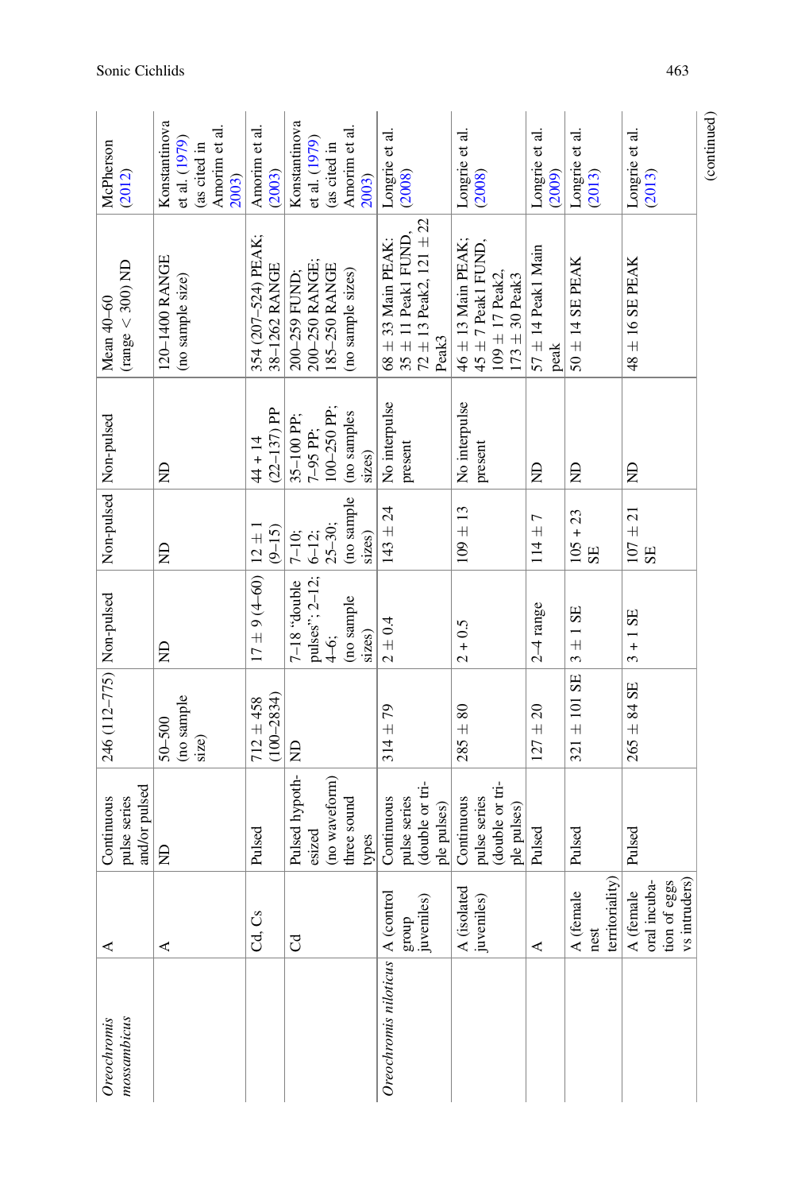| | | | | | | | | | |
|---|---|---|---|---|---|---|---|---|---|
| *Oreochromis mossambicus* | A | Continuous pulse series and/or pulsed | 246 (112–775) | Non-pulsed | Non-pulsed | Non-pulsed | Mean 40–60 (range < 300) ND | McPherson (2012) |
| | A | ND | 50–500 (no sample size) | ND | ND | ND | 120–1400 RANGE (no sample size) | Konstantinova et al. (1979) (as cited in Amorim et al. 2003) |
| | Cd, Cs | Pulsed | 712 ± 458 (100–2834) | 17 ± 9 (4–60) | 12 ± 1 (9–15) | 44 + 14 (22–137) PP | 354 (207–524) PEAK; 38–1262 RANGE | Amorim et al. (2003) |
| | Cd | Pulsed hypothesized (no waveform) three sound types | ND | 7–18 "double pulses"; 2–12; 4–6; (no sample sizes) | 7–10; 6–12; 25–30; (no sample sizes) | 35–100 PP; 7–95 PP; 100–250 PP; (no samples sizes) | 200–259 FUND; 200–250 RANGE; 185–250 RANGE (no sample sizes) | Konstantinova et al. (1979) (as cited in Amorim et al. 2003) |
| *Oreochromis niloticus* | A (control group juveniles) | Continuous pulse series (double or triple pulses) | 314 ± 79 | 2 ± 0.4 | 143 ± 24 | No interpulse present | 68 ± 33 Main PEAK; 35 ± 11 Peak1 FUND, 72 ± 13 Peak2, 121 ± 22 Peak3 | Longrie et al. (2008) |
| | A (isolated juveniles) | Continuous pulse series (double or triple pulses) | 285 ± 80 | 2 + 0.5 | 109 ± 13 | No interpulse present | 46 ± 13 Main PEAK; 45 ± 7 Peak1 FUND, 109 ± 17 Peak2, 173 ± 30 Peak3 | Longrie et al. (2008) |
| | A | Pulsed | 127 ± 20 | 2–4 range | 114 ± 7 | ND | 57 ± 14 Peak1 Main peak | Longrie et al. (2009) |
| | A (female nest territoriality) | Pulsed | 321 ± 101 SE | 3 ± 1 SE | 105 + 23 SE | ND | 50 ± 14 SE PEAK | Longrie et al. (2013) |
| | A (female oral incubation of eggs vs intruders) | Pulsed | 265 ± 84 SE | 3 + 1 SE | 107 ± 21 SE | ND | 48 ± 16 SE PEAK | Longrie et al. (2013) |

(continued)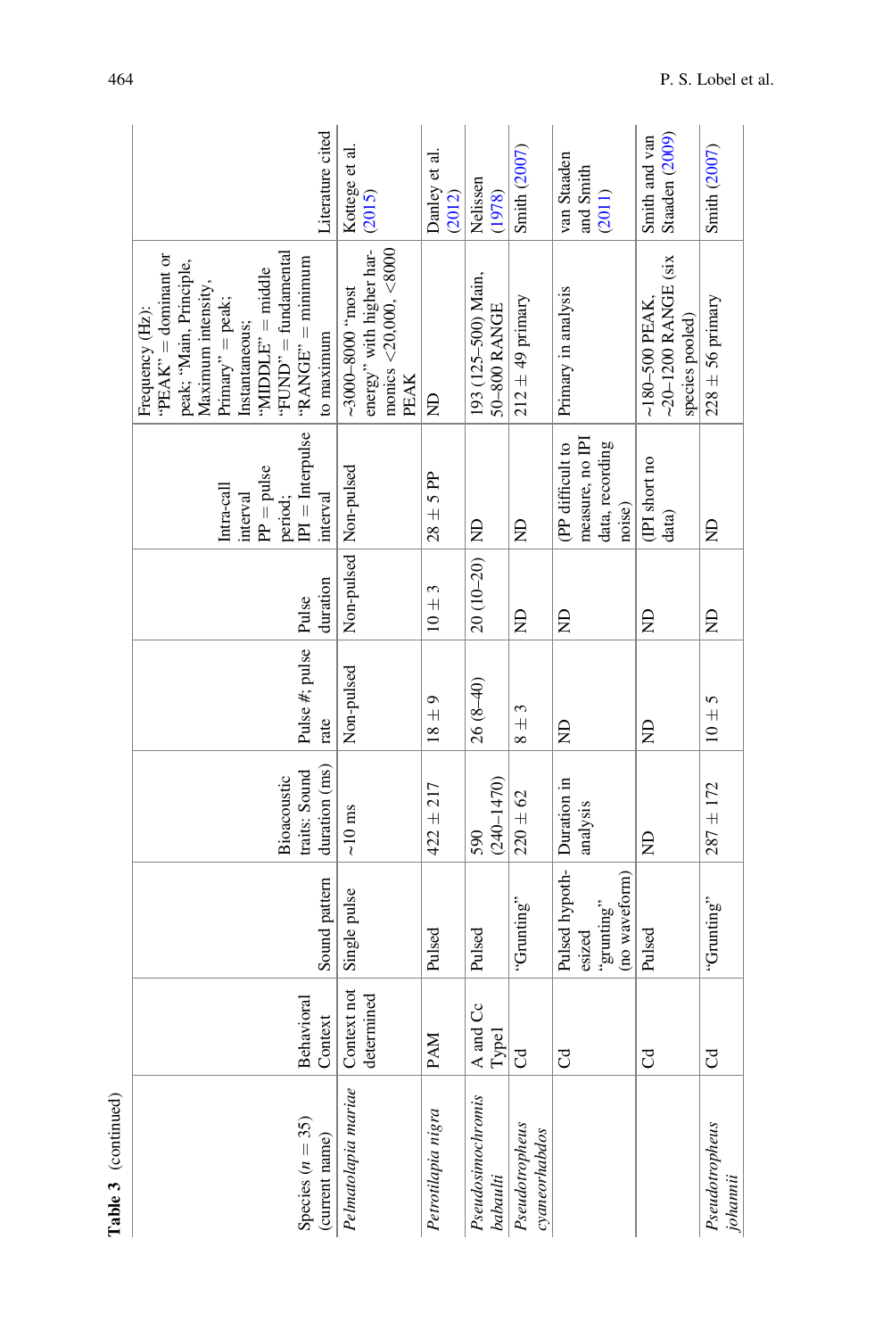**Table 3** (continued)

| Species (*n* = 35) (current name) | Behavioral Context | Sound pattern | Bioacoustic traits: Sound duration (ms) | Pulse #; pulse rate | Pulse duration | Intra-call interval PP = pulse period; IPI = Interpulse interval | Frequency (Hz): "PEAK" = dominant or peak; "Main, Principle, Maximum intensity, Primary" = peak; Instantaneous; "MIDDLE" = middle "FUND" = fundamental "RANGE" = minimum to maximum | Literature cited |
|---|---|---|---|---|---|---|---|---|
| *Pelmatolapia mariae* | Context not determined | Single pulse | ~10 ms | Non-pulsed | Non-pulsed | Non-pulsed | ~3000–8000 "most energy" with higher harmonics <20,000, <8000 PEAK | Kottege et al. (2015) |
| *Petrotilapia nigra* | PAM | Pulsed | 422 ± 217 | 18 ± 9 | 10 ± 3 | 28 ± 5 PP | ND | Danley et al. (2012) |
| *Pseudosimochromis babaulti* | A and Cc Type1 | Pulsed | 590 (240–1470) | 26 (8–40) | 20 (10–20) | ND | 193 (125–500) Main, 50–800 RANGE | Nelissen (1978) |
| *Pseudotropheus cyaneorhabdos* | Cd | "Grunting" | 220 ± 62 | 8 ± 3 | ND | ND | 212 ± 49 primary | Smith (2007) |
| | Cd | Pulsed hypothesized "grunting" (no waveform) | Duration in analysis | ND | ND | (PP difficult to measure, no IPI data, recording noise) | Primary in analysis | van Staaden and Smith (2011) |
| | Cd | Pulsed | ND | ND | ND | (IPI short no data) | ~180–500 PEAK, ~20–1200 RANGE (six species pooled) | Smith and van Staaden (2009) |
| *Pseudotropheus johannii* | Cd | "Grunting" | 287 ± 172 | 10 ± 5 | ND | ND | 228 ± 56 primary | Smith (2007) |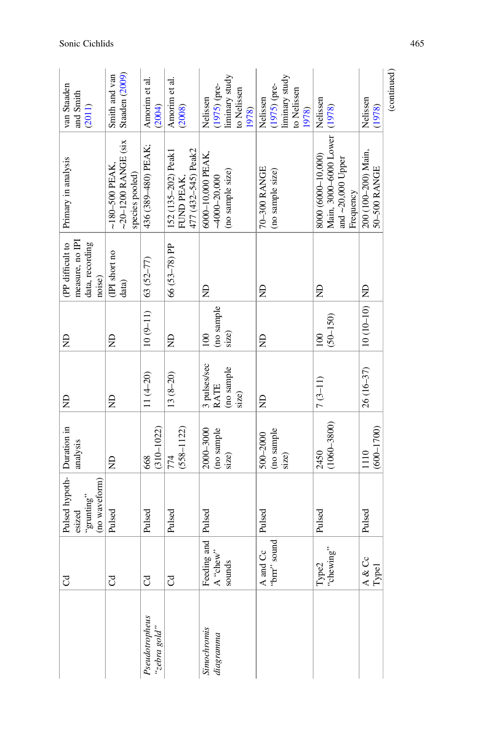| | | | | | | | | | |
|---|---|---|---|---|---|---|---|---|---|
| | Cd | Pulsed hypothesized "grunting" (no waveform) | Duration in analysis | ND | ND | (PP difficult to measure, no IPI data, recording noise) | Primary in analysis | van Staaden and Smith (2011) |
| | Cd | Pulsed | ND | ND | ND | (IPI short no data) | ~180–500 PEAK, ~20–1200 RANGE (six species pooled) | Smith and van Staaden (2009) |
| *Pseudotropheus "zebra gold"* | Cd | Pulsed | 668 (310–1022) | 11 (4–20) | 10 (9–11) | 63 (52–77) | 436 (389–480) PEAK; | Amorim et al. (2004) |
| | Cd | Pulsed | 774 (558–1122) | 13 (8–20) | ND | 66 (53–78) PP | 152 (135–202) Peak1 FUND PEAK, 477 (432–545) Peak2 | Amorim et al. (2008) |
| *Simochromis diagramma* | Feeding and A "chew" sounds | Pulsed | 2000–3000 (no sample size) | 3 pulses/sec RATE (no sample size) | 100 (no sample size) | ND | 6000–10,000 PEAK, ~4000–20,000 (no sample size) | Nelissen (1975) (preliminary study to Nelissen 1978) |
| | A and Cc "brrr" sound | Pulsed | 500–2000 (no sample size) | ND | ND | ND | 70–300 RANGE (no sample size) | Nelissen (1975) (preliminary study to Nelissen 1978) |
| | Type2 "chewing" | Pulsed | 2450 (1060–3800) | 7 (3–11) | 100 (50–150) | ND | 8000 (6000–10,000) Main, 3000–6000 Lower and ~20,000 Upper Frequency | Nelissen (1978) |
| | A & Cc Type1 | Pulsed | 1110 (600–1700) | 26 (16–37) | 10 (10–10) | ND | 200 (100–200) Main, 50–500 RANGE | Nelissen (1978) |

(continued)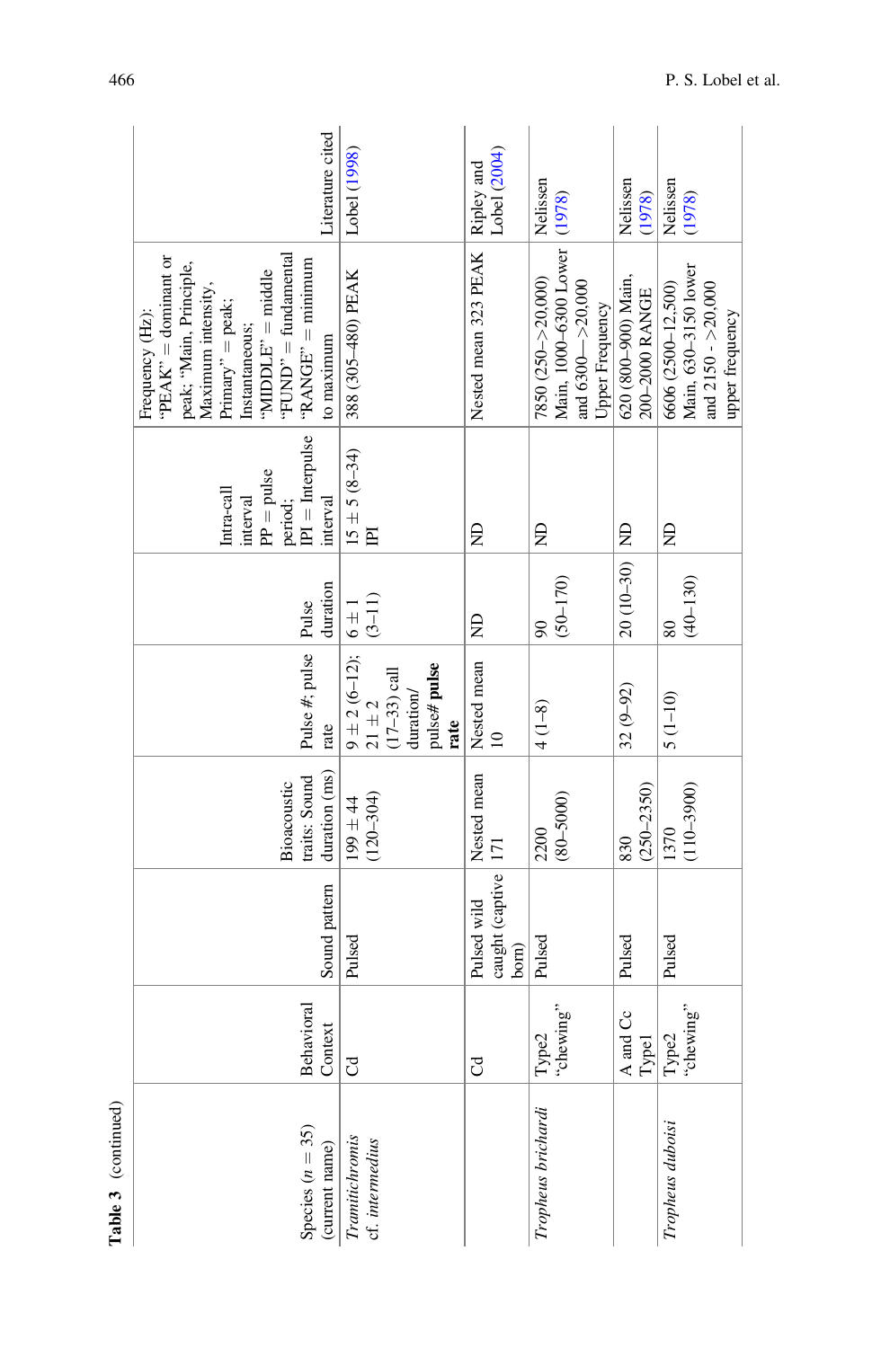Table 3 (continued)

| Species (*n* = 35) (current name) | Behavioral Context | Sound pattern | Bioacoustic traits: Sound duration (ms) | Pulse #; pulse rate | Pulse duration | Intra-call interval PP = pulse period; IPI = Interpulse interval | Frequency (Hz): "PEAK" = dominant or peak; "Main, Principle, Maximum intensity, Primary" = peak; Instantaneous; "MIDDLE" = middle "FUND" = fundamental "RANGE" = minimum to maximum | Literature cited |
|---|---|---|---|---|---|---|---|---|
| *Tramitichromis* cf. *intermedius* | Cd | Pulsed | 199 ± 44 (120–304) | 9 ± 2 (6–12); 21 ± 2 (17–33) call duration/ pulse# **pulse rate** | 6 ± 1 (3–11) | 15 ± 5 (8–34) IPI | 388 (305–480) PEAK | Lobel (1998) |
| | Cd | Pulsed wild caught (captive born) | Nested mean 171 | Nested mean 10 | ND | ND | Nested mean 323 PEAK | Ripley and Lobel (2004) |
| *Tropheus brichardi* | Type2 "chewing" | Pulsed | 2200 (80–5000) | 4 (1–8) | 90 (50–170) | ND | 7850 (250–>20,000) Main, 1000–6300 Lower and 6300—>20,000 Upper Frequency | Nelissen (1978) |
| | A and Cc Type1 | Pulsed | 830 (250–2350) | 32 (9–92) | 20 (10–30) | ND | 620 (800–900) Main, 200–2000 RANGE | Nelissen (1978) |
| *Tropheus duboisi* | Type2 "chewing" | Pulsed | 1370 (110–3900) | 5 (1–10) | 80 (40–130) | ND | 6606 (2500–12,500) Main, 630–3150 lower and 2150 - >20,000 upper frequency | Nelissen (1978) |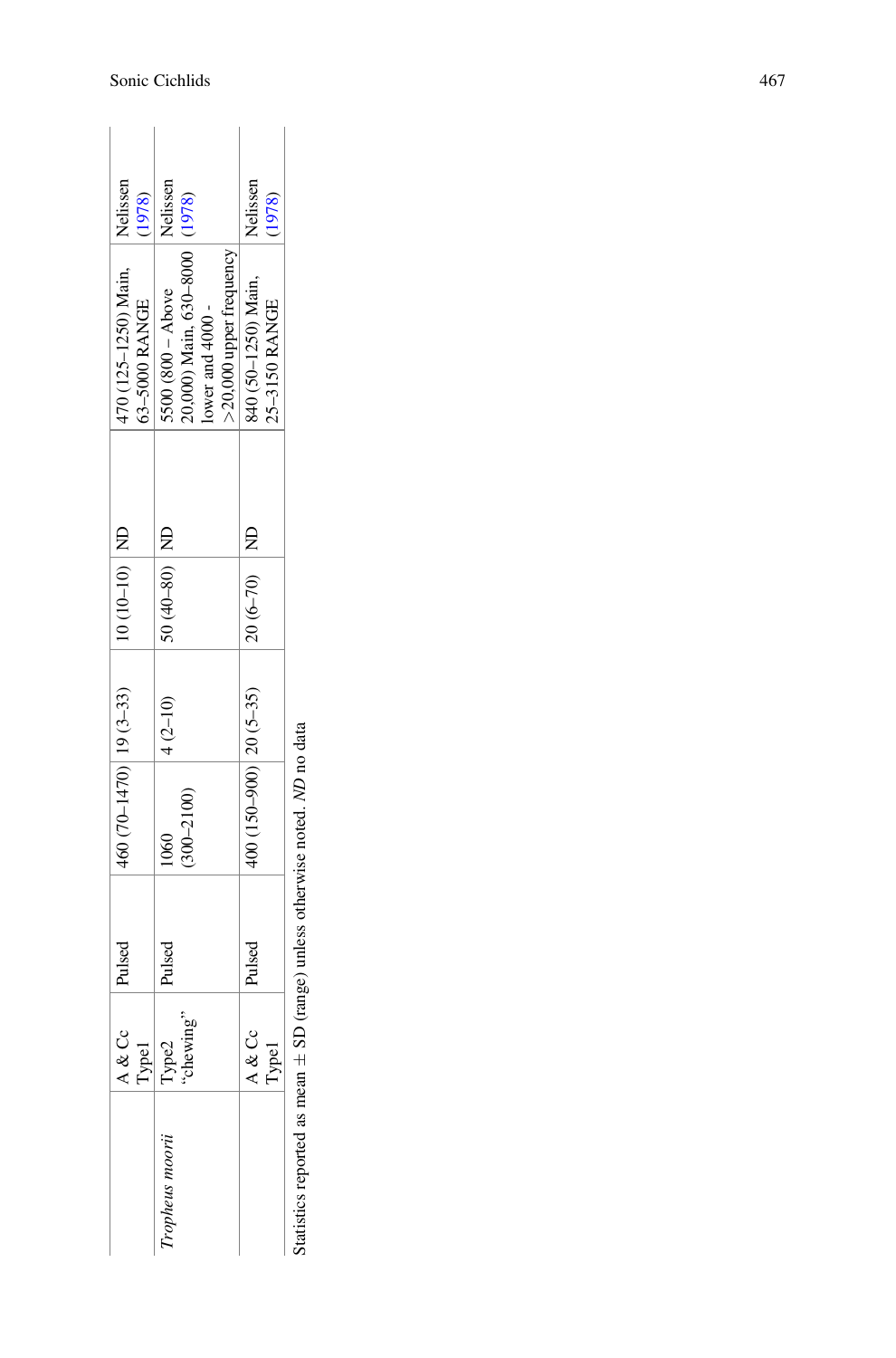| | | | | | | | | |
|---|---|---|---|---|---|---|---|---|
| | A & Cc Type1 | Pulsed | 460 (70–1470) | 19 (3–33) | 10 (10–10) | ND | 470 (125–1250) Main, 63–5000 RANGE | Nelissen (1978) |
| *Tropheus moorii* | Type2 "chewing" | Pulsed | 1060 (300–2100) | 4 (2–10) | 50 (40–80) | ND | 5500 (800 – Above 20,000) Main, 630–8000 lower and 4000 - >20,000 upper frequency | Nelissen (1978) |
| | A & Cc Type1 | Pulsed | 400 (150–900) | 20 (5–35) | 20 (6–70) | ND | 840 (50–1250) Main, 25–3150 RANGE | Nelissen (1978) |

Statistics reported as mean ± SD (range) unless otherwise noted. *ND* no data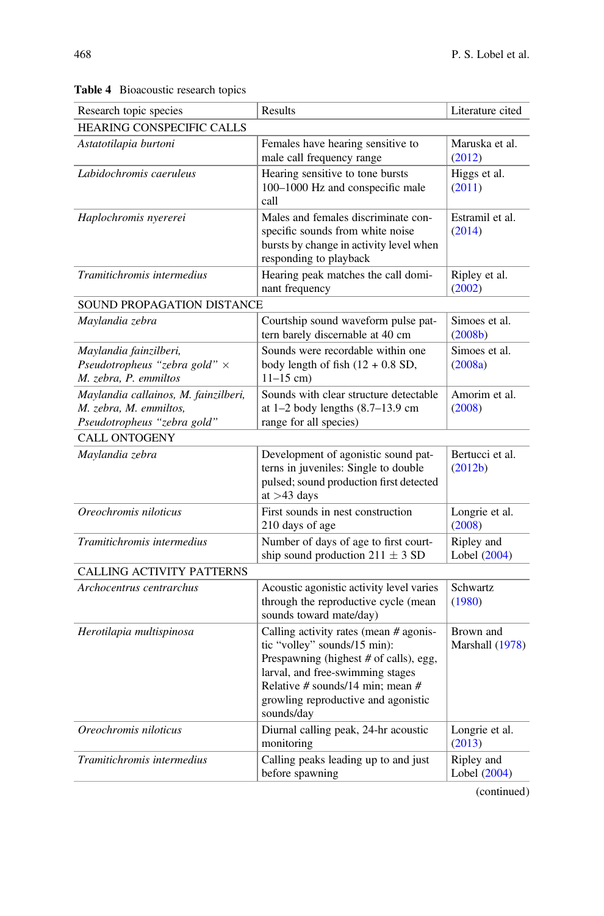**Table 4** Bioacoustic research topics

| Research topic species | Results | Literature cited |
|---|---|---|
| HEARING CONSPECIFIC CALLS | | |
| *Astatotilapia burtoni* | Females have hearing sensitive to male call frequency range | Maruska et al. (2012) |
| *Labidochromis caeruleus* | Hearing sensitive to tone bursts 100–1000 Hz and conspecific male call | Higgs et al. (2011) |
| *Haplochromis nyererei* | Males and females discriminate conspecific sounds from white noise bursts by change in activity level when responding to playback | Estramil et al. (2014) |
| *Tramitichromis intermedius* | Hearing peak matches the call dominant frequency | Ripley et al. (2002) |
| SOUND PROPAGATION DISTANCE | | |
| *Maylandia zebra* | Courtship sound waveform pulse pattern barely discernable at 40 cm | Simoes et al. (2008b) |
| *Maylandia fainzilberi, Pseudotropheus "zebra gold"* × *M. zebra, P. emmiltos* | Sounds were recordable within one body length of fish (12 + 0.8 SD, 11–15 cm) | Simoes et al. (2008a) |
| *Maylandia callainos, M. fainzilberi, M. zebra, M. emmiltos, Pseudotropheus "zebra gold"* | Sounds with clear structure detectable at 1–2 body lengths (8.7–13.9 cm range for all species) | Amorim et al. (2008) |
| CALL ONTOGENY | | |
| *Maylandia zebra* | Development of agonistic sound patterns in juveniles: Single to double pulsed; sound production first detected at >43 days | Bertucci et al. (2012b) |
| *Oreochromis niloticus* | First sounds in nest construction 210 days of age | Longrie et al. (2008) |
| *Tramitichromis intermedius* | Number of days of age to first courtship sound production 211 ± 3 SD | Ripley and Lobel (2004) |
| CALLING ACTIVITY PATTERNS | | |
| *Archocentrus centrarchus* | Acoustic agonistic activity level varies through the reproductive cycle (mean sounds toward mate/day) | Schwartz (1980) |
| *Herotilapia multispinosa* | Calling activity rates (mean # agonistic "volley" sounds/15 min): Prespawning (highest # of calls), egg, larval, and free-swimming stages Relative # sounds/14 min; mean # growling reproductive and agonistic sounds/day | Brown and Marshall (1978) |
| *Oreochromis niloticus* | Diurnal calling peak, 24-hr acoustic monitoring | Longrie et al. (2013) |
| *Tramitichromis intermedius* | Calling peaks leading up to and just before spawning | Ripley and Lobel (2004) |

(continued)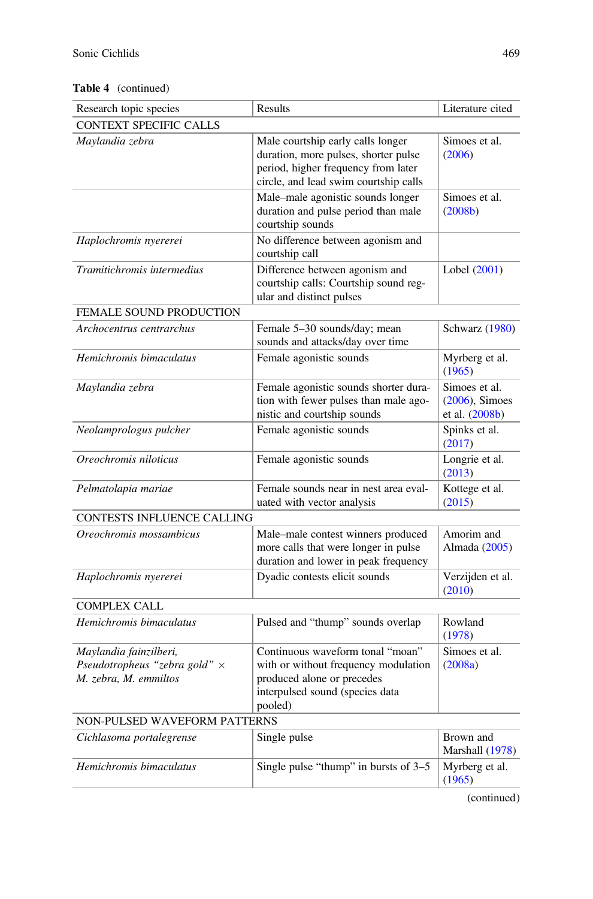**Table 4** (continued)

| Research topic species | Results | Literature cited |
|---|---|---|
| CONTEXT SPECIFIC CALLS | | |
| *Maylandia zebra* | Male courtship early calls longer duration, more pulses, shorter pulse period, higher frequency from later circle, and lead swim courtship calls | Simoes et al. (2006) |
| | Male–male agonistic sounds longer duration and pulse period than male courtship sounds | Simoes et al. (2008b) |
| *Haplochromis nyererei* | No difference between agonism and courtship call | |
| *Tramitichromis intermedius* | Difference between agonism and courtship calls: Courtship sound regular and distinct pulses | Lobel (2001) |
| FEMALE SOUND PRODUCTION | | |
| *Archocentrus centrarchus* | Female 5–30 sounds/day; mean sounds and attacks/day over time | Schwarz (1980) |
| *Hemichromis bimaculatus* | Female agonistic sounds | Myrberg et al. (1965) |
| *Maylandia zebra* | Female agonistic sounds shorter duration with fewer pulses than male agonistic and courtship sounds | Simoes et al. (2006), Simoes et al. (2008b) |
| *Neolamprologus pulcher* | Female agonistic sounds | Spinks et al. (2017) |
| *Oreochromis niloticus* | Female agonistic sounds | Longrie et al. (2013) |
| *Pelmatolapia mariae* | Female sounds near in nest area evaluated with vector analysis | Kottege et al. (2015) |
| CONTESTS INFLUENCE CALLING | | |
| *Oreochromis mossambicus* | Male–male contest winners produced more calls that were longer in pulse duration and lower in peak frequency | Amorim and Almada (2005) |
| *Haplochromis nyererei* | Dyadic contests elicit sounds | Verzijden et al. (2010) |
| COMPLEX CALL | | |
| *Hemichromis bimaculatus* | Pulsed and "thump" sounds overlap | Rowland (1978) |
| *Maylandia fainzilberi*, *Pseudotropheus "zebra gold"* × *M. zebra*, *M. emmiltos* | Continuous waveform tonal "moan" with or without frequency modulation produced alone or precedes interpulsed sound (species data pooled) | Simoes et al. (2008a) |
| NON-PULSED WAVEFORM PATTERNS | | |
| *Cichlasoma portalegrense* | Single pulse | Brown and Marshall (1978) |
| *Hemichromis bimaculatus* | Single pulse "thump" in bursts of 3–5 | Myrberg et al. (1965) |

(continued)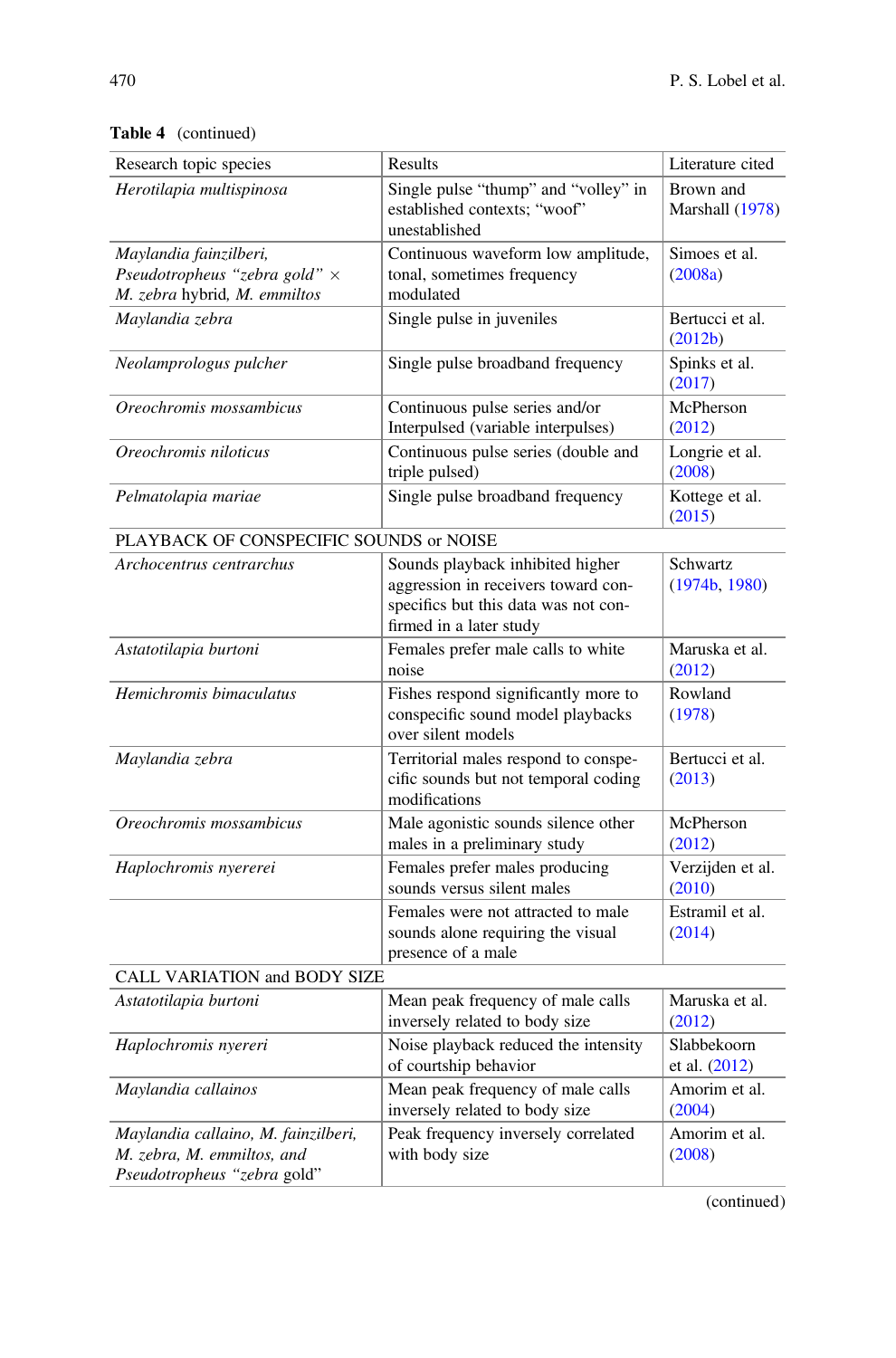**Table 4** (continued)

| Research topic species | Results | Literature cited |
|---|---|---|
| *Herotilapia multispinosa* | Single pulse "thump" and "volley" in established contexts; "woof" unestablished | Brown and Marshall (1978) |
| *Maylandia fainzilberi*, *Pseudotropheus "zebra gold"* × *M. zebra* hybrid, *M. emmiltos* | Continuous waveform low amplitude, tonal, sometimes frequency modulated | Simoes et al. (2008a) |
| *Maylandia zebra* | Single pulse in juveniles | Bertucci et al. (2012b) |
| *Neolamprologus pulcher* | Single pulse broadband frequency | Spinks et al. (2017) |
| *Oreochromis mossambicus* | Continuous pulse series and/or Interpulsed (variable interpulses) | McPherson (2012) |
| *Oreochromis niloticus* | Continuous pulse series (double and triple pulsed) | Longrie et al. (2008) |
| *Pelmatolapia mariae* | Single pulse broadband frequency | Kottege et al. (2015) |
| PLAYBACK OF CONSPECIFIC SOUNDS or NOISE | | |
| *Archocentrus centrarchus* | Sounds playback inhibited higher aggression in receivers toward conspecifics but this data was not confirmed in a later study | Schwartz (1974b, 1980) |
| *Astatotilapia burtoni* | Females prefer male calls to white noise | Maruska et al. (2012) |
| *Hemichromis bimaculatus* | Fishes respond significantly more to conspecific sound model playbacks over silent models | Rowland (1978) |
| *Maylandia zebra* | Territorial males respond to conspecific sounds but not temporal coding modifications | Bertucci et al. (2013) |
| *Oreochromis mossambicus* | Male agonistic sounds silence other males in a preliminary study | McPherson (2012) |
| *Haplochromis nyererei* | Females prefer males producing sounds versus silent males | Verzijden et al. (2010) |
| | Females were not attracted to male sounds alone requiring the visual presence of a male | Estramil et al. (2014) |
| CALL VARIATION and BODY SIZE | | |
| *Astatotilapia burtoni* | Mean peak frequency of male calls inversely related to body size | Maruska et al. (2012) |
| *Haplochromis nyereri* | Noise playback reduced the intensity of courtship behavior | Slabbekoorn et al. (2012) |
| *Maylandia callainos* | Mean peak frequency of male calls inversely related to body size | Amorim et al. (2004) |
| *Maylandia callaino, M. fainzilberi, M. zebra, M. emmiltos,* and *Pseudotropheus "zebra gold"* | Peak frequency inversely correlated with body size | Amorim et al. (2008) |

(continued)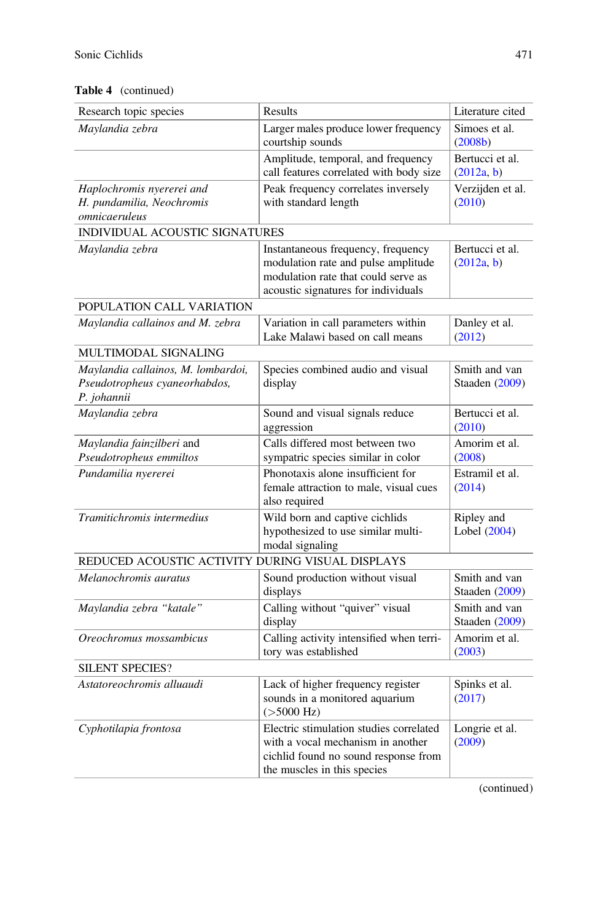**Table 4** (continued)

| Research topic species | Results | Literature cited |
|---|---|---|
| *Maylandia zebra* | Larger males produce lower frequency courtship sounds | Simoes et al. (2008b) |
| | Amplitude, temporal, and frequency call features correlated with body size | Bertucci et al. (2012a, b) |
| *Haplochromis nyererei and H. pundamilia, Neochromis omnicaeruleus* | Peak frequency correlates inversely with standard length | Verzijden et al. (2010) |
| INDIVIDUAL ACOUSTIC SIGNATURES | | |
| *Maylandia zebra* | Instantaneous frequency, frequency modulation rate and pulse amplitude modulation rate that could serve as acoustic signatures for individuals | Bertucci et al. (2012a, b) |
| POPULATION CALL VARIATION | | |
| *Maylandia callainos and M. zebra* | Variation in call parameters within Lake Malawi based on call means | Danley et al. (2012) |
| MULTIMODAL SIGNALING | | |
| *Maylandia callainos, M. lombardoi, Pseudotropheus cyaneorhabdos, P. johannii* | Species combined audio and visual display | Smith and van Staaden (2009) |
| *Maylandia zebra* | Sound and visual signals reduce aggression | Bertucci et al. (2010) |
| *Maylandia fainzilberi* and *Pseudotropheus emmiltos* | Calls differed most between two sympatric species similar in color | Amorim et al. (2008) |
| *Pundamilia nyererei* | Phonotaxis alone insufficient for female attraction to male, visual cues also required | Estramil et al. (2014) |
| *Tramitichromis intermedius* | Wild born and captive cichlids hypothesized to use similar multi-modal signaling | Ripley and Lobel (2004) |
| REDUCED ACOUSTIC ACTIVITY DURING VISUAL DISPLAYS | | |
| *Melanochromis auratus* | Sound production without visual displays | Smith and van Staaden (2009) |
| *Maylandia zebra "katale"* | Calling without "quiver" visual display | Smith and van Staaden (2009) |
| *Oreochromus mossambicus* | Calling activity intensified when territory was established | Amorim et al. (2003) |
| SILENT SPECIES? | | |
| *Astatoreochromis alluaudi* | Lack of higher frequency register sounds in a monitored aquarium (>5000 Hz) | Spinks et al. (2017) |
| *Cyphotilapia frontosa* | Electric stimulation studies correlated with a vocal mechanism in another cichlid found no sound response from the muscles in this species | Longrie et al. (2009) |

(continued)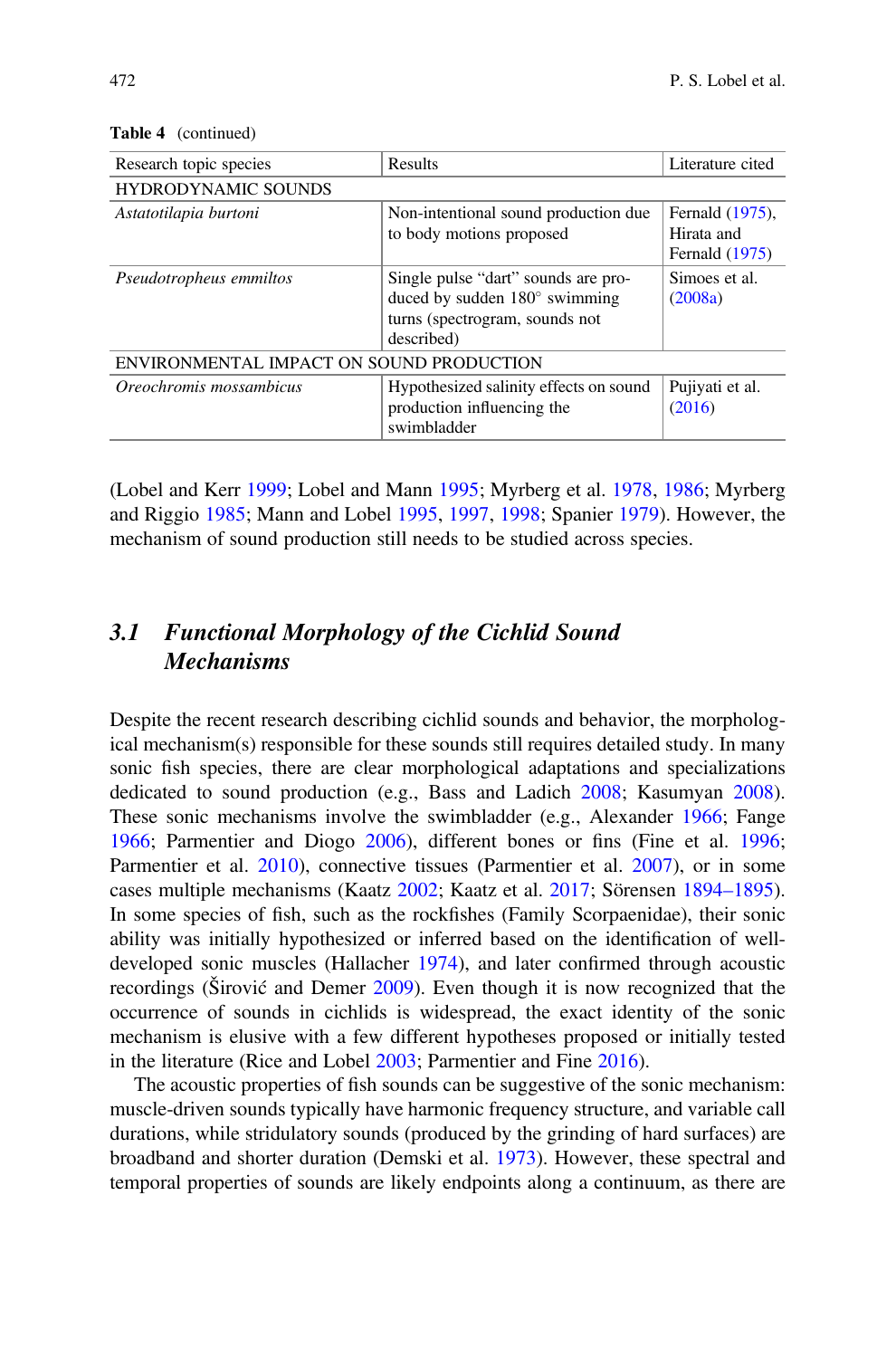**Table 4** (continued)

| Research topic species | Results | Literature cited |
|---|---|---|
| HYDRODYNAMIC SOUNDS | | |
| *Astatotilapia burtoni* | Non-intentional sound production due to body motions proposed | Fernald (1975), Hirata and Fernald (1975) |
| *Pseudotropheus emmiltos* | Single pulse "dart" sounds are produced by sudden 180° swimming turns (spectrogram, sounds not described) | Simoes et al. (2008a) |
| ENVIRONMENTAL IMPACT ON SOUND PRODUCTION | | |
| *Oreochromis mossambicus* | Hypothesized salinity effects on sound production influencing the swimbladder | Pujiyati et al. (2016) |

(Lobel and Kerr 1999; Lobel and Mann 1995; Myrberg et al. 1978, 1986; Myrberg and Riggio 1985; Mann and Lobel 1995, 1997, 1998; Spanier 1979). However, the mechanism of sound production still needs to be studied across species.

### 3.1 *Functional Morphology of the Cichlid Sound Mechanisms*

Despite the recent research describing cichlid sounds and behavior, the morphological mechanism(s) responsible for these sounds still requires detailed study. In many sonic fish species, there are clear morphological adaptations and specializations dedicated to sound production (e.g., Bass and Ladich 2008; Kasumyan 2008). These sonic mechanisms involve the swimbladder (e.g., Alexander 1966; Fange 1966; Parmentier and Diogo 2006), different bones or fins (Fine et al. 1996; Parmentier et al. 2010), connective tissues (Parmentier et al. 2007), or in some cases multiple mechanisms (Kaatz 2002; Kaatz et al. 2017; Sörensen 1894–1895). In some species of fish, such as the rockfishes (Family Scorpaenidae), their sonic ability was initially hypothesized or inferred based on the identification of well-developed sonic muscles (Hallacher 1974), and later confirmed through acoustic recordings (Širović and Demer 2009). Even though it is now recognized that the occurrence of sounds in cichlids is widespread, the exact identity of the sonic mechanism is elusive with a few different hypotheses proposed or initially tested in the literature (Rice and Lobel 2003; Parmentier and Fine 2016).

The acoustic properties of fish sounds can be suggestive of the sonic mechanism: muscle-driven sounds typically have harmonic frequency structure, and variable call durations, while stridulatory sounds (produced by the grinding of hard surfaces) are broadband and shorter duration (Demski et al. 1973). However, these spectral and temporal properties of sounds are likely endpoints along a continuum, as there are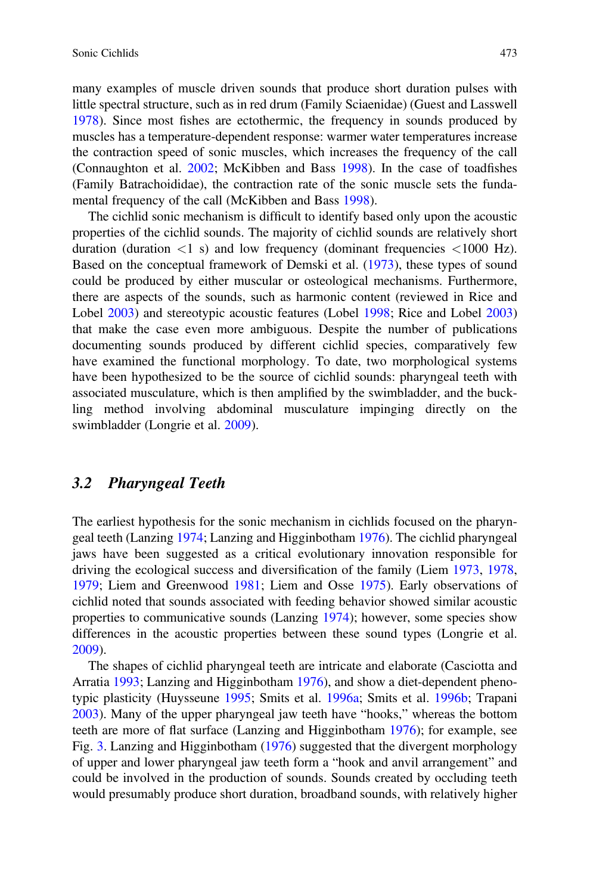many examples of muscle driven sounds that produce short duration pulses with little spectral structure, such as in red drum (Family Sciaenidae) (Guest and Lasswell 1978). Since most fishes are ectothermic, the frequency in sounds produced by muscles has a temperature-dependent response: warmer water temperatures increase the contraction speed of sonic muscles, which increases the frequency of the call (Connaughton et al. 2002; McKibben and Bass 1998). In the case of toadfishes (Family Batrachoididae), the contraction rate of the sonic muscle sets the fundamental frequency of the call (McKibben and Bass 1998).

The cichlid sonic mechanism is difficult to identify based only upon the acoustic properties of the cichlid sounds. The majority of cichlid sounds are relatively short duration (duration <1 s) and low frequency (dominant frequencies <1000 Hz). Based on the conceptual framework of Demski et al. (1973), these types of sound could be produced by either muscular or osteological mechanisms. Furthermore, there are aspects of the sounds, such as harmonic content (reviewed in Rice and Lobel 2003) and stereotypic acoustic features (Lobel 1998; Rice and Lobel 2003) that make the case even more ambiguous. Despite the number of publications documenting sounds produced by different cichlid species, comparatively few have examined the functional morphology. To date, two morphological systems have been hypothesized to be the source of cichlid sounds: pharyngeal teeth with associated musculature, which is then amplified by the swimbladder, and the buckling method involving abdominal musculature impinging directly on the swimbladder (Longrie et al. 2009).

### 3.2 *Pharyngeal Teeth*

The earliest hypothesis for the sonic mechanism in cichlids focused on the pharyngeal teeth (Lanzing 1974; Lanzing and Higginbotham 1976). The cichlid pharyngeal jaws have been suggested as a critical evolutionary innovation responsible for driving the ecological success and diversification of the family (Liem 1973, 1978, 1979; Liem and Greenwood 1981; Liem and Osse 1975). Early observations of cichlid noted that sounds associated with feeding behavior showed similar acoustic properties to communicative sounds (Lanzing 1974); however, some species show differences in the acoustic properties between these sound types (Longrie et al. 2009).

The shapes of cichlid pharyngeal teeth are intricate and elaborate (Casciotta and Arratia 1993; Lanzing and Higginbotham 1976), and show a diet-dependent phenotypic plasticity (Huysseune 1995; Smits et al. 1996a; Smits et al. 1996b; Trapani 2003). Many of the upper pharyngeal jaw teeth have "hooks," whereas the bottom teeth are more of flat surface (Lanzing and Higginbotham 1976); for example, see Fig. 3. Lanzing and Higginbotham (1976) suggested that the divergent morphology of upper and lower pharyngeal jaw teeth form a "hook and anvil arrangement" and could be involved in the production of sounds. Sounds created by occluding teeth would presumably produce short duration, broadband sounds, with relatively higher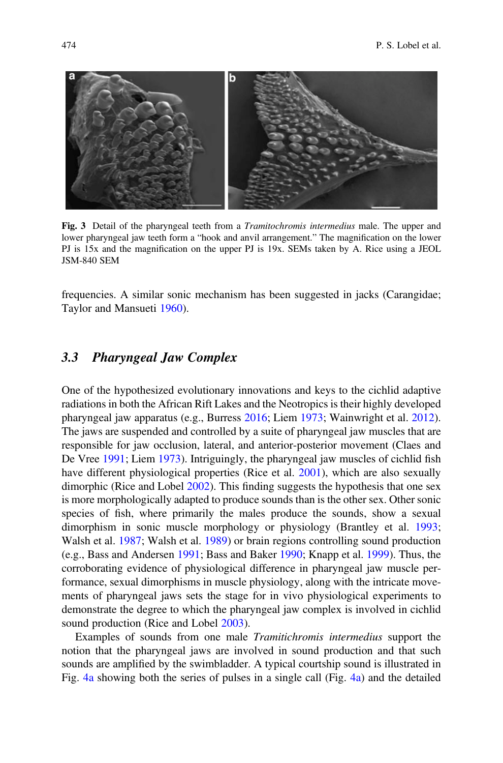Fig. 3 Detail of the pharyngeal teeth from a *Tramitochromis intermedius* male. The upper and lower pharyngeal jaw teeth form a "hook and anvil arrangement." The magnification on the lower PJ is 15x and the magnification on the upper PJ is 19x. SEMs taken by A. Rice using a JEOL JSM-840 SEM

frequencies. A similar sonic mechanism has been suggested in jacks (Carangidae; Taylor and Mansueti 1960).

### 3.3 Pharyngeal Jaw Complex

One of the hypothesized evolutionary innovations and keys to the cichlid adaptive radiations in both the African Rift Lakes and the Neotropics is their highly developed pharyngeal jaw apparatus (e.g., Burress 2016; Liem 1973; Wainwright et al. 2012). The jaws are suspended and controlled by a suite of pharyngeal jaw muscles that are responsible for jaw occlusion, lateral, and anterior-posterior movement (Claes and De Vree 1991; Liem 1973). Intriguingly, the pharyngeal jaw muscles of cichlid fish have different physiological properties (Rice et al. 2001), which are also sexually dimorphic (Rice and Lobel 2002). This finding suggests the hypothesis that one sex is more morphologically adapted to produce sounds than is the other sex. Other sonic species of fish, where primarily the males produce the sounds, show a sexual dimorphism in sonic muscle morphology or physiology (Brantley et al. 1993; Walsh et al. 1987; Walsh et al. 1989) or brain regions controlling sound production (e.g., Bass and Andersen 1991; Bass and Baker 1990; Knapp et al. 1999). Thus, the corroborating evidence of physiological difference in pharyngeal jaw muscle performance, sexual dimorphisms in muscle physiology, along with the intricate movements of pharyngeal jaws sets the stage for in vivo physiological experiments to demonstrate the degree to which the pharyngeal jaw complex is involved in cichlid sound production (Rice and Lobel 2003).

Examples of sounds from one male *Tramitichromis intermedius* support the notion that the pharyngeal jaws are involved in sound production and that such sounds are amplified by the swimbladder. A typical courtship sound is illustrated in Fig. 4a showing both the series of pulses in a single call (Fig. 4a) and the detailed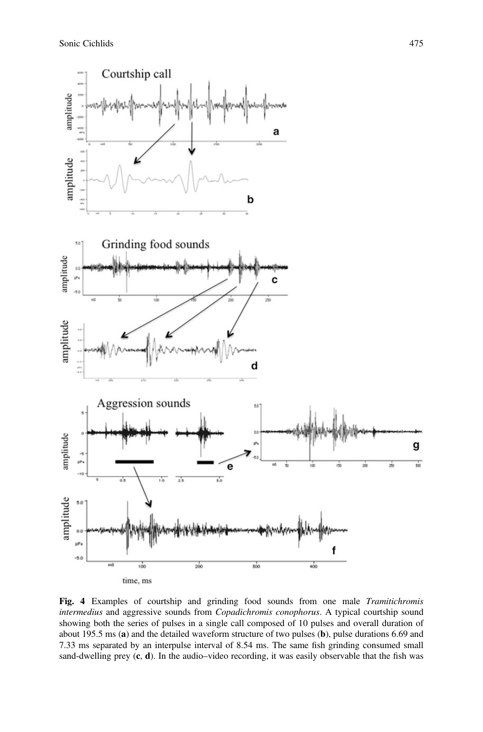**Fig. 4** Examples of courtship and grinding food sounds from one male *Tramitichromis intermedius* and aggressive sounds from *Copadichromis conophorus*. A typical courtship sound showing both the series of pulses in a single call composed of 10 pulses and overall duration of about 195.5 ms (**a**) and the detailed waveform structure of two pulses (**b**), pulse durations 6.69 and 7.33 ms separated by an interpulse interval of 8.54 ms. The same fish grinding consumed small sand-dwelling prey (**c**, **d**). In the audio–video recording, it was easily observable that the fish was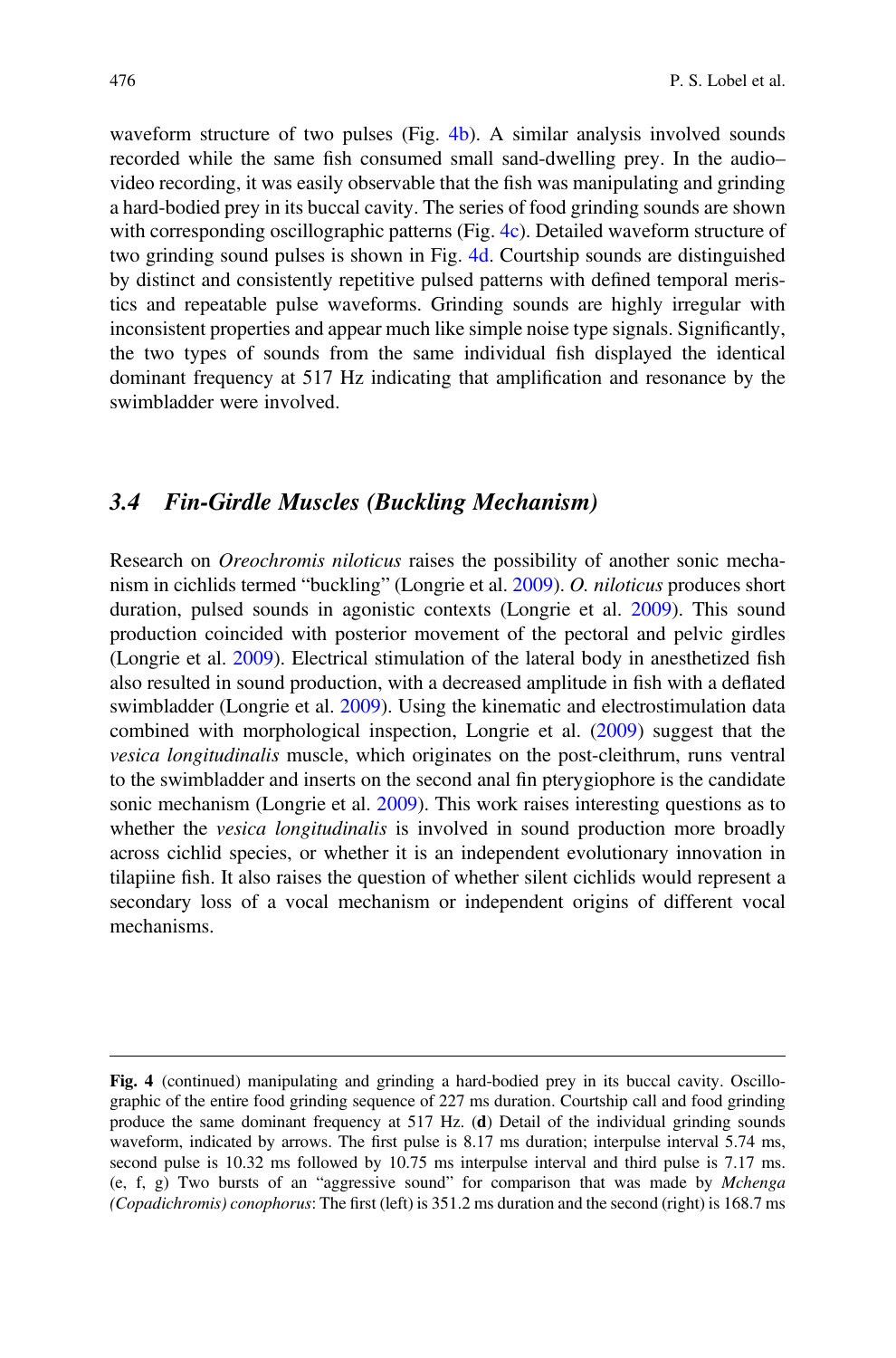waveform structure of two pulses (Fig. 4b). A similar analysis involved sounds recorded while the same fish consumed small sand-dwelling prey. In the audio–video recording, it was easily observable that the fish was manipulating and grinding a hard-bodied prey in its buccal cavity. The series of food grinding sounds are shown with corresponding oscillographic patterns (Fig. 4c). Detailed waveform structure of two grinding sound pulses is shown in Fig. 4d. Courtship sounds are distinguished by distinct and consistently repetitive pulsed patterns with defined temporal meristics and repeatable pulse waveforms. Grinding sounds are highly irregular with inconsistent properties and appear much like simple noise type signals. Significantly, the two types of sounds from the same individual fish displayed the identical dominant frequency at 517 Hz indicating that amplification and resonance by the swimbladder were involved.

## 3.4 *Fin-Girdle Muscles (Buckling Mechanism)*

Research on *Oreochromis niloticus* raises the possibility of another sonic mechanism in cichlids termed "buckling" (Longrie et al. 2009). *O. niloticus* produces short duration, pulsed sounds in agonistic contexts (Longrie et al. 2009). This sound production coincided with posterior movement of the pectoral and pelvic girdles (Longrie et al. 2009). Electrical stimulation of the lateral body in anesthetized fish also resulted in sound production, with a decreased amplitude in fish with a deflated swimbladder (Longrie et al. 2009). Using the kinematic and electrostimulation data combined with morphological inspection, Longrie et al. (2009) suggest that the *vesica longitudinalis* muscle, which originates on the post-cleithrum, runs ventral to the swimbladder and inserts on the second anal fin pterygiophore is the candidate sonic mechanism (Longrie et al. 2009). This work raises interesting questions as to whether the *vesica longitudinalis* is involved in sound production more broadly across cichlid species, or whether it is an independent evolutionary innovation in tilapiine fish. It also raises the question of whether silent cichlids would represent a secondary loss of a vocal mechanism or independent origins of different vocal mechanisms.

---

**Fig. 4** (continued) manipulating and grinding a hard-bodied prey in its buccal cavity. Oscillographic of the entire food grinding sequence of 227 ms duration. Courtship call and food grinding produce the same dominant frequency at 517 Hz. (**d**) Detail of the individual grinding sounds waveform, indicated by arrows. The first pulse is 8.17 ms duration; interpulse interval 5.74 ms, second pulse is 10.32 ms followed by 10.75 ms interpulse interval and third pulse is 7.17 ms. (e, f, g) Two bursts of an "aggressive sound" for comparison that was made by *Mchenga (Copadichromis) conophorus*: The first (left) is 351.2 ms duration and the second (right) is 168.7 ms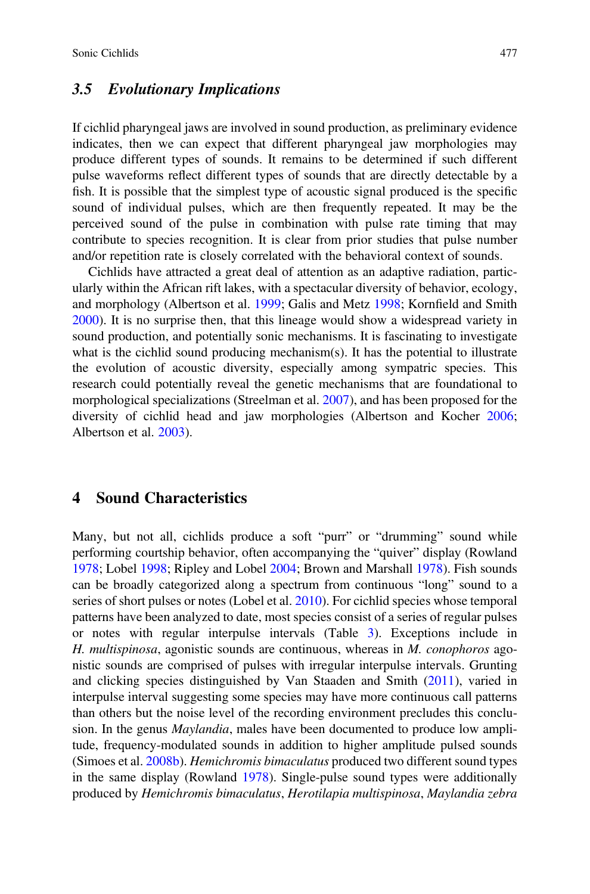### 3.5 *Evolutionary Implications*

If cichlid pharyngeal jaws are involved in sound production, as preliminary evidence indicates, then we can expect that different pharyngeal jaw morphologies may produce different types of sounds. It remains to be determined if such different pulse waveforms reflect different types of sounds that are directly detectable by a fish. It is possible that the simplest type of acoustic signal produced is the specific sound of individual pulses, which are then frequently repeated. It may be the perceived sound of the pulse in combination with pulse rate timing that may contribute to species recognition. It is clear from prior studies that pulse number and/or repetition rate is closely correlated with the behavioral context of sounds.

Cichlids have attracted a great deal of attention as an adaptive radiation, particularly within the African rift lakes, with a spectacular diversity of behavior, ecology, and morphology (Albertson et al. 1999; Galis and Metz 1998; Kornfield and Smith 2000). It is no surprise then, that this lineage would show a widespread variety in sound production, and potentially sonic mechanisms. It is fascinating to investigate what is the cichlid sound producing mechanism(s). It has the potential to illustrate the evolution of acoustic diversity, especially among sympatric species. This research could potentially reveal the genetic mechanisms that are foundational to morphological specializations (Streelman et al. 2007), and has been proposed for the diversity of cichlid head and jaw morphologies (Albertson and Kocher 2006; Albertson et al. 2003).

## 4 Sound Characteristics

Many, but not all, cichlids produce a soft "purr" or "drumming" sound while performing courtship behavior, often accompanying the "quiver" display (Rowland 1978; Lobel 1998; Ripley and Lobel 2004; Brown and Marshall 1978). Fish sounds can be broadly categorized along a spectrum from continuous "long" sound to a series of short pulses or notes (Lobel et al. 2010). For cichlid species whose temporal patterns have been analyzed to date, most species consist of a series of regular pulses or notes with regular interpulse intervals (Table 3). Exceptions include in *H. multispinosa*, agonistic sounds are continuous, whereas in *M. conophoros* agonistic sounds are comprised of pulses with irregular interpulse intervals. Grunting and clicking species distinguished by Van Staaden and Smith (2011), varied in interpulse interval suggesting some species may have more continuous call patterns than others but the noise level of the recording environment precludes this conclusion. In the genus *Maylandia*, males have been documented to produce low amplitude, frequency-modulated sounds in addition to higher amplitude pulsed sounds (Simoes et al. 2008b). *Hemichromis bimaculatus* produced two different sound types in the same display (Rowland 1978). Single-pulse sound types were additionally produced by *Hemichromis bimaculatus*, *Herotilapia multispinosa*, *Maylandia zebra*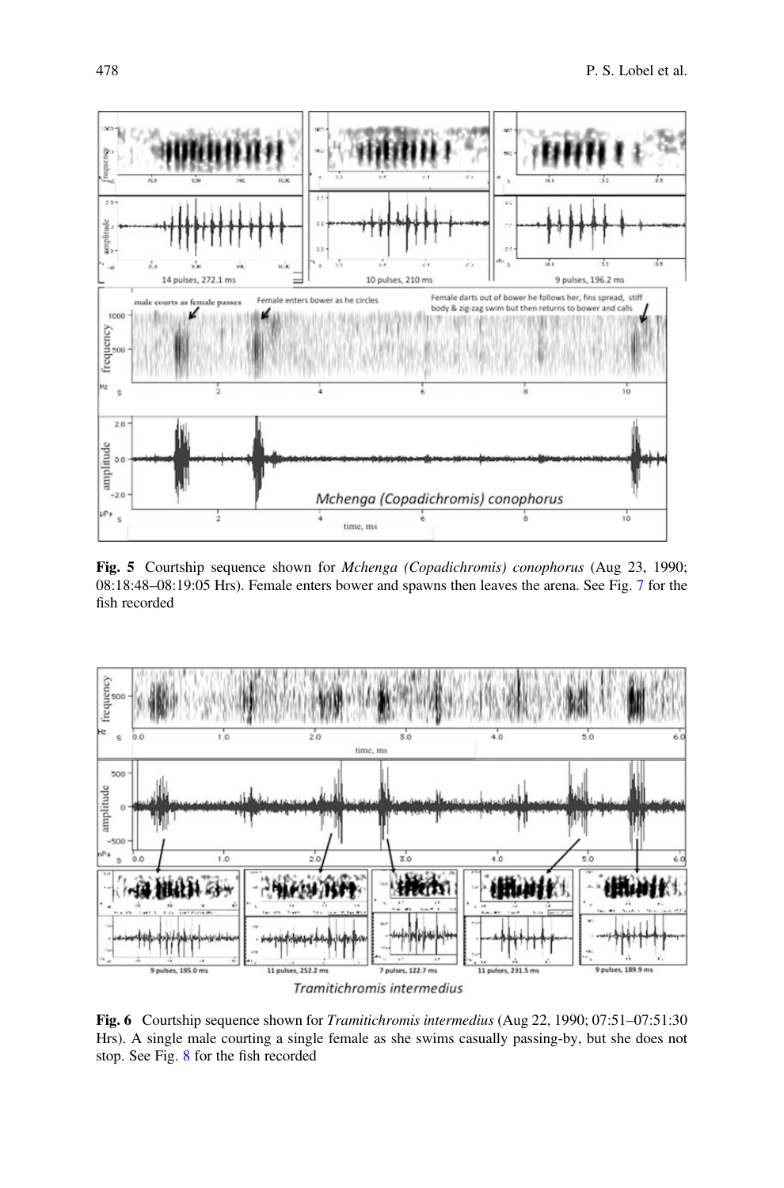**Fig. 5** Courtship sequence shown for *Mchenga (Copadichromis) conophorus* (Aug 23, 1990; 08:18:48–08:19:05 Hrs). Female enters bower and spawns then leaves the arena. See Fig. 7 for the fish recorded

**Fig. 6** Courtship sequence shown for *Tramitichromis intermedius* (Aug 22, 1990; 07:51–07:51:30 Hrs). A single male courting a single female as she swims casually passing-by, but she does not stop. See Fig. 8 for the fish recorded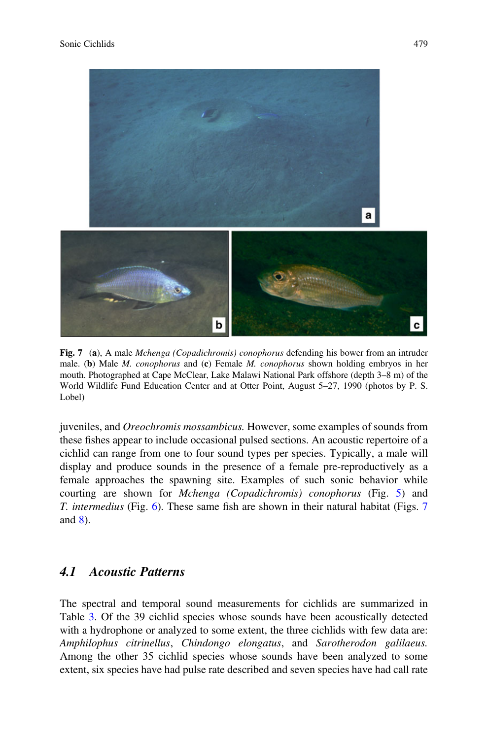**Fig. 7** (**a**), A male *Mchenga (Copadichromis) conophorus* defending his bower from an intruder male. (**b**) Male *M. conophorus* and (**c**) Female *M. conophorus* shown holding embryos in her mouth. Photographed at Cape McClear, Lake Malawi National Park offshore (depth 3–8 m) of the World Wildlife Fund Education Center and at Otter Point, August 5–27, 1990 (photos by P. S. Lobel)

juveniles, and *Oreochromis mossambicus.* However, some examples of sounds from these fishes appear to include occasional pulsed sections. An acoustic repertoire of a cichlid can range from one to four sound types per species. Typically, a male will display and produce sounds in the presence of a female pre-reproductively as a female approaches the spawning site. Examples of such sonic behavior while courting are shown for *Mchenga (Copadichromis) conophorus* (Fig. 5) and *T. intermedius* (Fig. 6). These same fish are shown in their natural habitat (Figs. 7 and 8).

## 4.1 Acoustic Patterns

The spectral and temporal sound measurements for cichlids are summarized in Table 3. Of the 39 cichlid species whose sounds have been acoustically detected with a hydrophone or analyzed to some extent, the three cichlids with few data are: *Amphilophus citrinellus*, *Chindongo elongatus*, and *Sarotherodon galilaeus.* Among the other 35 cichlid species whose sounds have been analyzed to some extent, six species have had pulse rate described and seven species have had call rate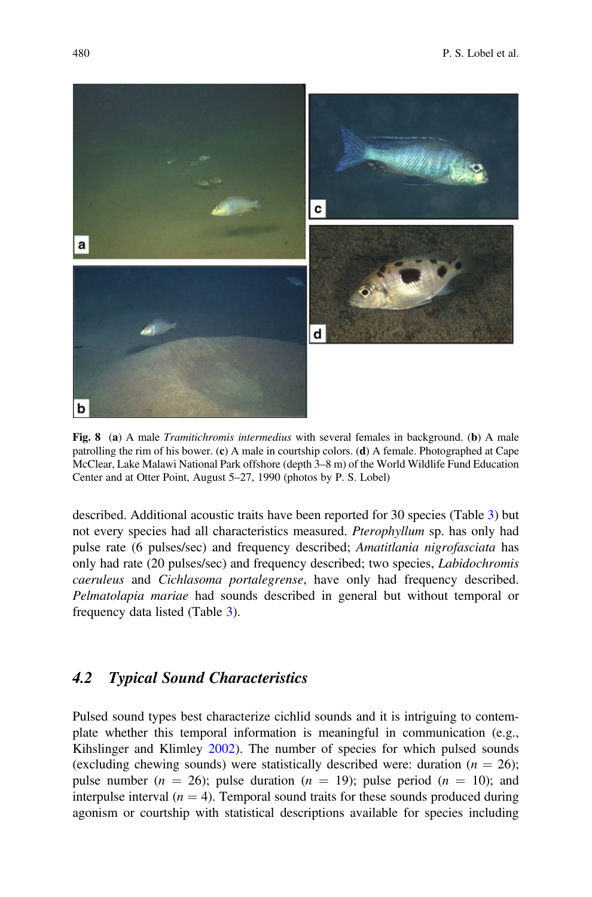**Fig. 8** (**a**) A male *Tramitichromis intermedius* with several females in background. (**b**) A male patrolling the rim of his bower. (**c**) A male in courtship colors. (**d**) A female. Photographed at Cape McClear, Lake Malawi National Park offshore (depth 3–8 m) of the World Wildlife Fund Education Center and at Otter Point, August 5–27, 1990 (photos by P. S. Lobel)

described. Additional acoustic traits have been reported for 30 species (Table 3) but not every species had all characteristics measured. *Pterophyllum* sp. has only had pulse rate (6 pulses/sec) and frequency described; *Amatitlania nigrofasciata* has only had rate (20 pulses/sec) and frequency described; two species, *Labidochromis caeruleus* and *Cichlasoma portalegrense*, have only had frequency described. *Pelmatolapia mariae* had sounds described in general but without temporal or frequency data listed (Table 3).

## 4.2 Typical Sound Characteristics

Pulsed sound types best characterize cichlid sounds and it is intriguing to contemplate whether this temporal information is meaningful in communication (e.g., Kihslinger and Klimley 2002). The number of species for which pulsed sounds (excluding chewing sounds) were statistically described were: duration ($n = 26$); pulse number ($n = 26$); pulse duration ($n = 19$); pulse period ($n = 10$); and interpulse interval ($n = 4$). Temporal sound traits for these sounds produced during agonism or courtship with statistical descriptions available for species including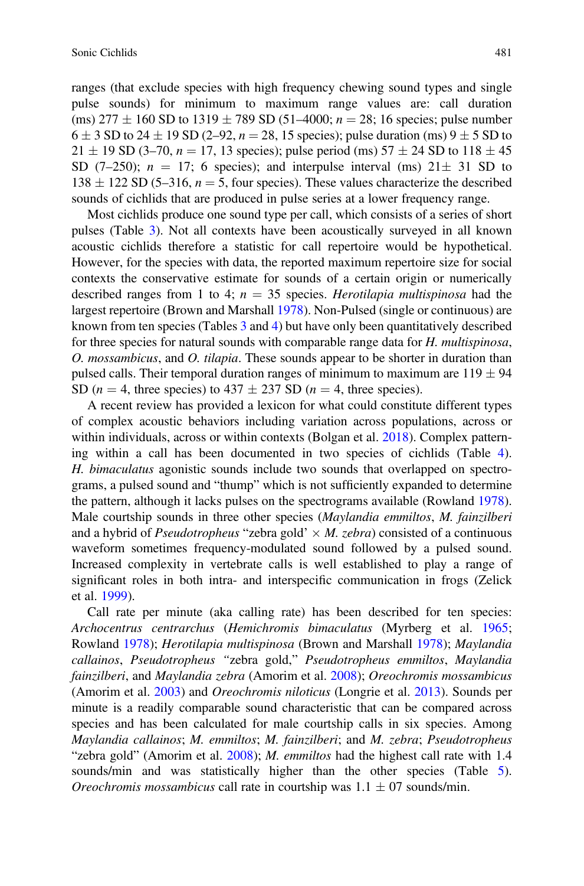ranges (that exclude species with high frequency chewing sound types and single pulse sounds) for minimum to maximum range values are: call duration (ms) 277 ± 160 SD to 1319 ± 789 SD (51–4000; $n = 28$; 16 species; pulse number 6 ± 3 SD to 24 ± 19 SD (2–92, $n = 28$, 15 species); pulse duration (ms) 9 ± 5 SD to 21 ± 19 SD (3–70, $n = 17$, 13 species); pulse period (ms) 57 ± 24 SD to 118 ± 45 SD (7–250); $n = 17$; 6 species); and interpulse interval (ms) 21± 31 SD to 138 ± 122 SD (5–316, $n = 5$, four species). These values characterize the described sounds of cichlids that are produced in pulse series at a lower frequency range.

Most cichlids produce one sound type per call, which consists of a series of short pulses (Table 3). Not all contexts have been acoustically surveyed in all known acoustic cichlids therefore a statistic for call repertoire would be hypothetical. However, for the species with data, the reported maximum repertoire size for social contexts the conservative estimate for sounds of a certain origin or numerically described ranges from 1 to 4; $n = 35$ species. *Herotilapia multispinosa* had the largest repertoire (Brown and Marshall 1978). Non-Pulsed (single or continuous) are known from ten species (Tables 3 and 4) but have only been quantitatively described for three species for natural sounds with comparable range data for *H. multispinosa*, *O. mossambicus*, and *O. tilapia*. These sounds appear to be shorter in duration than pulsed calls. Their temporal duration ranges of minimum to maximum are 119 ± 94 SD ($n = 4$, three species) to 437 ± 237 SD ($n = 4$, three species).

A recent review has provided a lexicon for what could constitute different types of complex acoustic behaviors including variation across populations, across or within individuals, across or within contexts (Bolgan et al. 2018). Complex patterning within a call has been documented in two species of cichlids (Table 4). *H. bimaculatus* agonistic sounds include two sounds that overlapped on spectrograms, a pulsed sound and "thump" which is not sufficiently expanded to determine the pattern, although it lacks pulses on the spectrograms available (Rowland 1978). Male courtship sounds in three other species (*Maylandia emmiltos*, *M. fainzilberi* and a hybrid of *Pseudotropheus* "zebra gold' × *M. zebra*) consisted of a continuous waveform sometimes frequency-modulated sound followed by a pulsed sound. Increased complexity in vertebrate calls is well established to play a range of significant roles in both intra- and interspecific communication in frogs (Zelick et al. 1999).

Call rate per minute (aka calling rate) has been described for ten species: *Archocentrus centrarchus* (*Hemichromis bimaculatus* (Myrberg et al. 1965; Rowland 1978); *Herotilapia multispinosa* (Brown and Marshall 1978); *Maylandia callainos*, *Pseudotropheus* "zebra gold," *Pseudotropheus emmiltos*, *Maylandia fainzilberi*, and *Maylandia zebra* (Amorim et al. 2008); *Oreochromis mossambicus* (Amorim et al. 2003) and *Oreochromis niloticus* (Longrie et al. 2013). Sounds per minute is a readily comparable sound characteristic that can be compared across species and has been calculated for male courtship calls in six species. Among *Maylandia callainos*; *M. emmiltos*; *M. fainzilberi*; and *M. zebra*; *Pseudotropheus* "zebra gold" (Amorim et al. 2008); *M. emmiltos* had the highest call rate with 1.4 sounds/min and was statistically higher than the other species (Table 5). *Oreochromis mossambicus* call rate in courtship was 1.1 ± 07 sounds/min.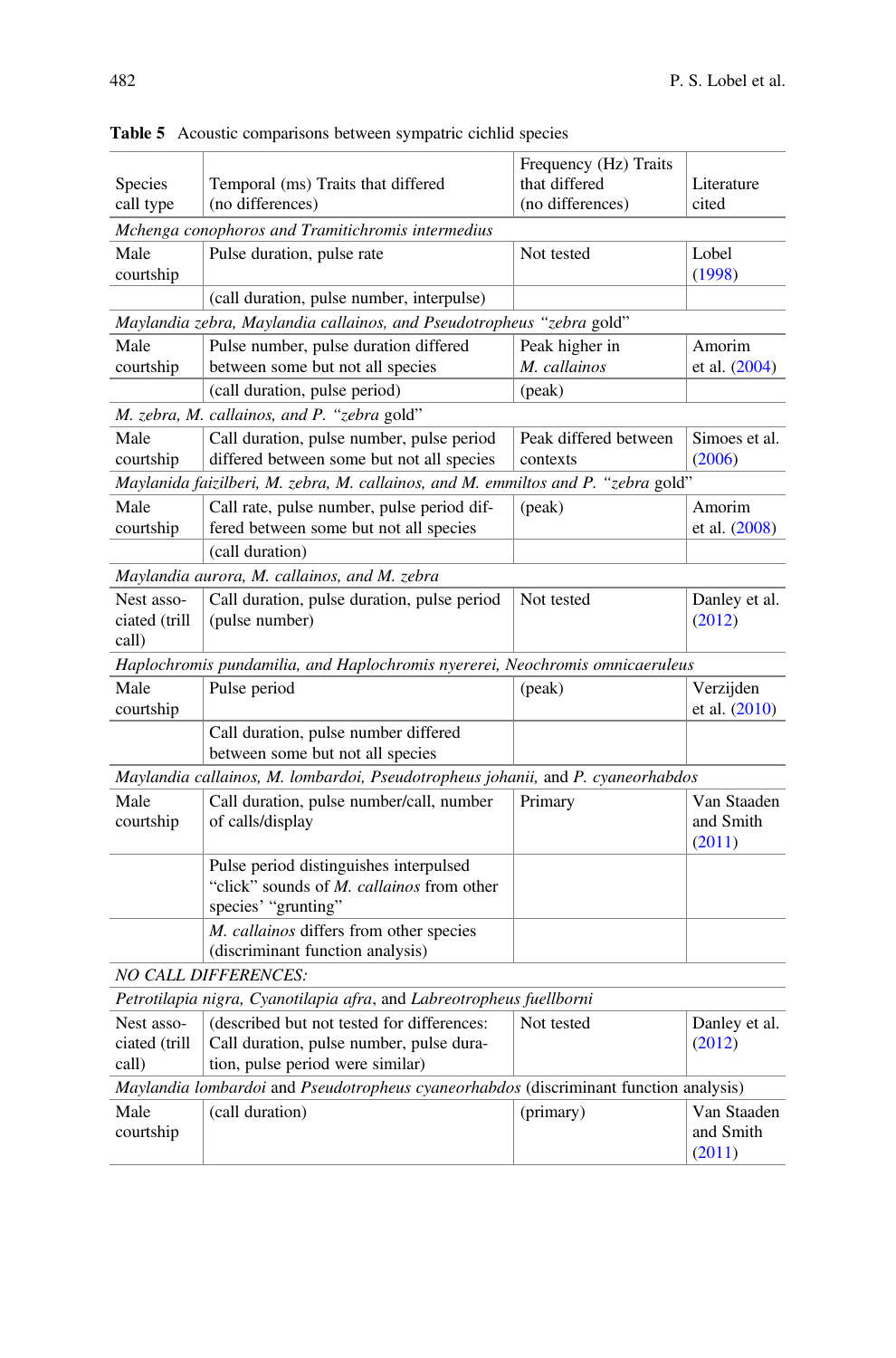**Table 5** Acoustic comparisons between sympatric cichlid species

| Species call type | Temporal (ms) Traits that differed (no differences) | Frequency (Hz) Traits that differed (no differences) | Literature cited |
|---|---|---|---|
| *Mchenga conophoros and Tramitichromis intermedius* | | | |
| Male courtship | Pulse duration, pulse rate | Not tested | Lobel (1998) |
| | (call duration, pulse number, interpulse) | | |
| *Maylandia zebra, Maylandia callainos, and Pseudotropheus "zebra* gold" | | | |
| Male courtship | Pulse number, pulse duration differed between some but not all species | Peak higher in *M. callainos* | Amorim et al. (2004) |
| | (call duration, pulse period) | (peak) | |
| *M. zebra, M. callainos, and P. "zebra* gold" | | | |
| Male courtship | Call duration, pulse number, pulse period differed between some but not all species | Peak differed between contexts | Simoes et al. (2006) |
| *Maylanida faizilberi, M. zebra, M. callainos, and M. emmiltos and P. "zebra* gold" | | | |
| Male courtship | Call rate, pulse number, pulse period differed between some but not all species | (peak) | Amorim et al. (2008) |
| | (call duration) | | |
| *Maylandia aurora, M. callainos, and M. zebra* | | | |
| Nest associated (trill call) | Call duration, pulse duration, pulse period (pulse number) | Not tested | Danley et al. (2012) |
| *Haplochromis pundamilia, and Haplochromis nyererei, Neochromis omnicaeruleus* | | | |
| Male courtship | Pulse period | (peak) | Verzijden et al. (2010) |
| | Call duration, pulse number differed between some but not all species | | |
| *Maylandia callainos, M. lombardoi, Pseudotropheus johanii,* and *P. cyaneorhabdos* | | | |
| Male courtship | Call duration, pulse number/call, number of calls/display | Primary | Van Staaden and Smith (2011) |
| | Pulse period distinguishes interpulsed "click" sounds of *M. callainos* from other species' "grunting" | | |
| | *M. callainos* differs from other species (discriminant function analysis) | | |
| *NO CALL DIFFERENCES:* | | | |
| *Petrotilapia nigra, Cyanotilapia afra*, and *Labreotropheus fuellborni* | | | |
| Nest associated (trill call) | (described but not tested for differences: Call duration, pulse number, pulse duration, pulse period were similar) | Not tested | Danley et al. (2012) |
| *Maylandia lombardoi* and *Pseudotropheus cyaneorhabdos* (discriminant function analysis) | | | |
| Male courtship | (call duration) | (primary) | Van Staaden and Smith (2011) |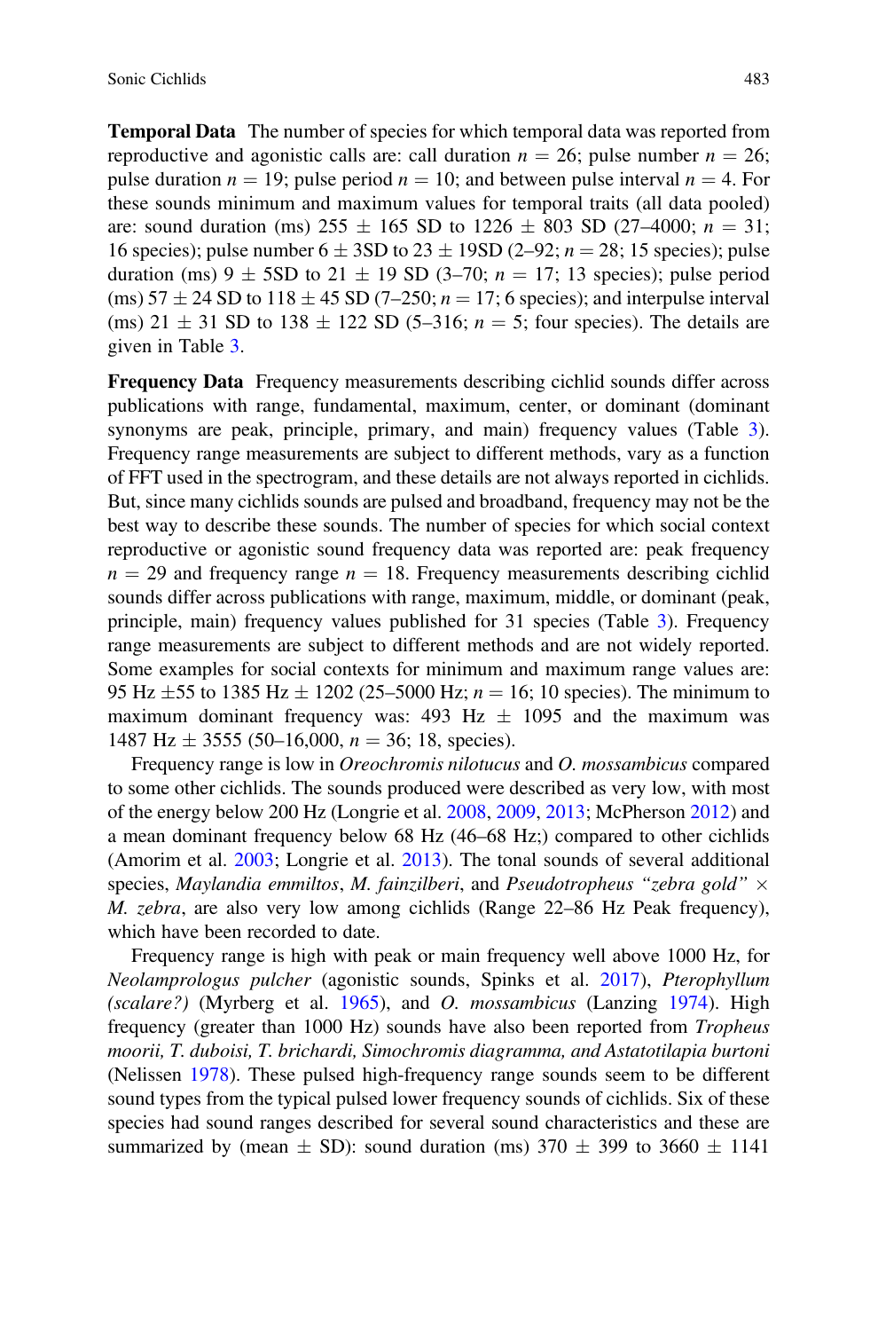**Temporal Data** The number of species for which temporal data was reported from reproductive and agonistic calls are: call duration $n = 26$; pulse number $n = 26$; pulse duration $n = 19$; pulse period $n = 10$; and between pulse interval $n = 4$. For these sounds minimum and maximum values for temporal traits (all data pooled) are: sound duration (ms) 255 $\pm$ 165 SD to 1226 $\pm$ 803 SD (27–4000; $n = 31$; 16 species); pulse number 6 $\pm$ 3SD to 23 $\pm$ 19SD (2–92; $n = 28$; 15 species); pulse duration (ms) 9 $\pm$ 5SD to 21 $\pm$ 19 SD (3–70; $n = 17$; 13 species); pulse period (ms) 57 $\pm$ 24 SD to 118 $\pm$ 45 SD (7–250; $n = 17$; 6 species); and interpulse interval (ms) 21 $\pm$ 31 SD to 138 $\pm$ 122 SD (5–316; $n = 5$; four species). The details are given in Table 3.

**Frequency Data** Frequency measurements describing cichlid sounds differ across publications with range, fundamental, maximum, center, or dominant (dominant synonyms are peak, principle, primary, and main) frequency values (Table 3). Frequency range measurements are subject to different methods, vary as a function of FFT used in the spectrogram, and these details are not always reported in cichlids. But, since many cichlids sounds are pulsed and broadband, frequency may not be the best way to describe these sounds. The number of species for which social context reproductive or agonistic sound frequency data was reported are: peak frequency $n = 29$ and frequency range $n = 18$. Frequency measurements describing cichlid sounds differ across publications with range, maximum, middle, or dominant (peak, principle, main) frequency values published for 31 species (Table 3). Frequency range measurements are subject to different methods and are not widely reported. Some examples for social contexts for minimum and maximum range values are: 95 Hz $\pm$55 to 1385 Hz $\pm$ 1202 (25–5000 Hz; $n = 16$; 10 species). The minimum to maximum dominant frequency was: 493 Hz $\pm$ 1095 and the maximum was 1487 Hz $\pm$ 3555 (50–16,000, $n = 36$; 18, species).

Frequency range is low in *Oreochromis nilotucus* and *O. mossambicus* compared to some other cichlids. The sounds produced were described as very low, with most of the energy below 200 Hz (Longrie et al. 2008, 2009, 2013; McPherson 2012) and a mean dominant frequency below 68 Hz (46–68 Hz;) compared to other cichlids (Amorim et al. 2003; Longrie et al. 2013). The tonal sounds of several additional species, *Maylandia emmiltos*, *M. fainzilberi*, and *Pseudotropheus "zebra gold"* $\times$ *M. zebra*, are also very low among cichlids (Range 22–86 Hz Peak frequency), which have been recorded to date.

Frequency range is high with peak or main frequency well above 1000 Hz, for *Neolamprologus pulcher* (agonistic sounds, Spinks et al. 2017), *Pterophyllum (scalare?)* (Myrberg et al. 1965), and *O. mossambicus* (Lanzing 1974). High frequency (greater than 1000 Hz) sounds have also been reported from *Tropheus moorii, T. duboisi, T. brichardi, Simochromis diagramma, and Astatotilapia burtoni* (Nelissen 1978). These pulsed high-frequency range sounds seem to be different sound types from the typical pulsed lower frequency sounds of cichlids. Six of these species had sound ranges described for several sound characteristics and these are summarized by (mean $\pm$ SD): sound duration (ms) 370 $\pm$ 399 to 3660 $\pm$ 1141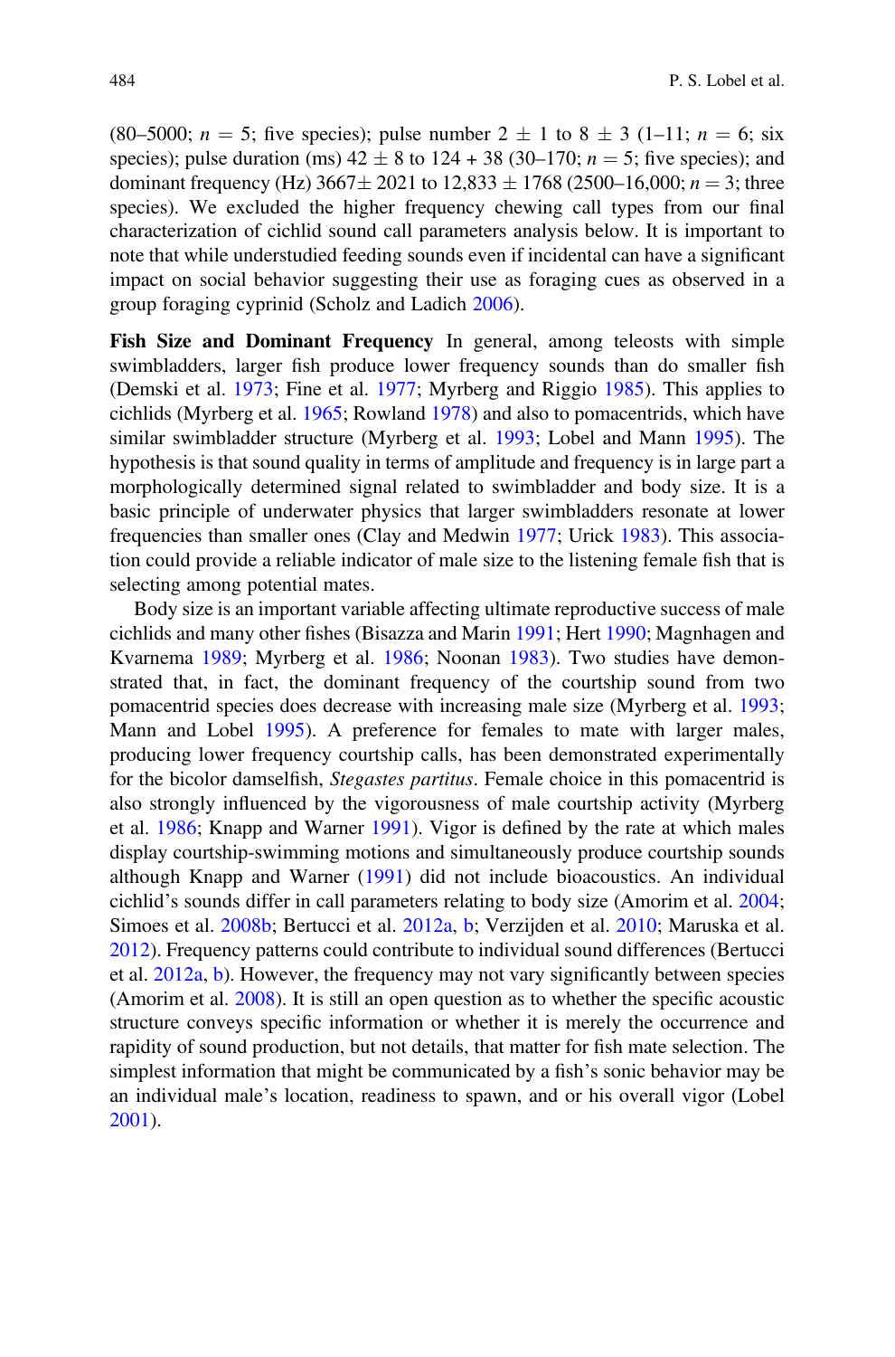(80–5000; $n = 5$; five species); pulse number $2 \pm 1$ to $8 \pm 3$ (1–11; $n = 6$; six species); pulse duration (ms) $42 \pm 8$ to $124 + 38$ (30–170; $n = 5$; five species); and dominant frequency (Hz) $3667 \pm 2021$ to $12{,}833 \pm 1768$ (2500–16,000; $n = 3$; three species). We excluded the higher frequency chewing call types from our final characterization of cichlid sound call parameters analysis below. It is important to note that while understudied feeding sounds even if incidental can have a significant impact on social behavior suggesting their use as foraging cues as observed in a group foraging cyprinid (Scholz and Ladich 2006).

**Fish Size and Dominant Frequency** In general, among teleosts with simple swimbladders, larger fish produce lower frequency sounds than do smaller fish (Demski et al. 1973; Fine et al. 1977; Myrberg and Riggio 1985). This applies to cichlids (Myrberg et al. 1965; Rowland 1978) and also to pomacentrids, which have similar swimbladder structure (Myrberg et al. 1993; Lobel and Mann 1995). The hypothesis is that sound quality in terms of amplitude and frequency is in large part a morphologically determined signal related to swimbladder and body size. It is a basic principle of underwater physics that larger swimbladders resonate at lower frequencies than smaller ones (Clay and Medwin 1977; Urick 1983). This association could provide a reliable indicator of male size to the listening female fish that is selecting among potential mates.

Body size is an important variable affecting ultimate reproductive success of male cichlids and many other fishes (Bisazza and Marin 1991; Hert 1990; Magnhagen and Kvarnema 1989; Myrberg et al. 1986; Noonan 1983). Two studies have demonstrated that, in fact, the dominant frequency of the courtship sound from two pomacentrid species does decrease with increasing male size (Myrberg et al. 1993; Mann and Lobel 1995). A preference for females to mate with larger males, producing lower frequency courtship calls, has been demonstrated experimentally for the bicolor damselfish, *Stegastes partitus*. Female choice in this pomacentrid is also strongly influenced by the vigorousness of male courtship activity (Myrberg et al. 1986; Knapp and Warner 1991). Vigor is defined by the rate at which males display courtship-swimming motions and simultaneously produce courtship sounds although Knapp and Warner (1991) did not include bioacoustics. An individual cichlid's sounds differ in call parameters relating to body size (Amorim et al. 2004; Simoes et al. 2008b; Bertucci et al. 2012a, b; Verzijden et al. 2010; Maruska et al. 2012). Frequency patterns could contribute to individual sound differences (Bertucci et al. 2012a, b). However, the frequency may not vary significantly between species (Amorim et al. 2008). It is still an open question as to whether the specific acoustic structure conveys specific information or whether it is merely the occurrence and rapidity of sound production, but not details, that matter for fish mate selection. The simplest information that might be communicated by a fish's sonic behavior may be an individual male's location, readiness to spawn, and or his overall vigor (Lobel 2001).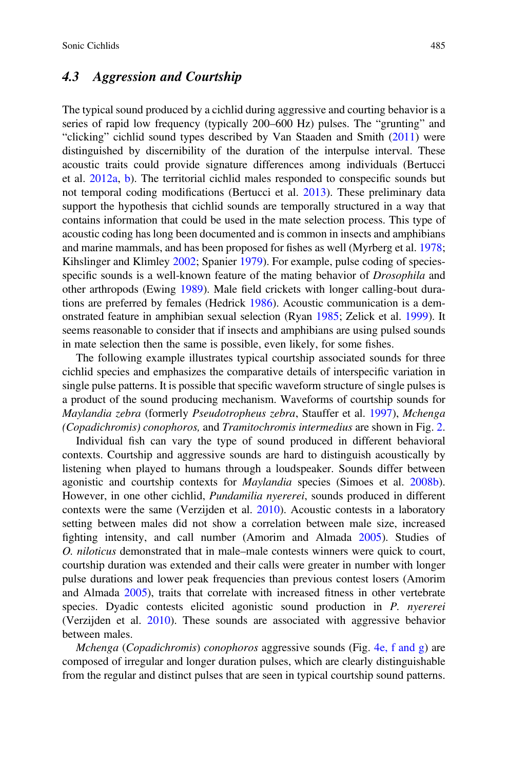### 4.3 *Aggression and Courtship*

The typical sound produced by a cichlid during aggressive and courting behavior is a series of rapid low frequency (typically 200–600 Hz) pulses. The "grunting" and "clicking" cichlid sound types described by Van Staaden and Smith (2011) were distinguished by discernibility of the duration of the interpulse interval. These acoustic traits could provide signature differences among individuals (Bertucci et al. 2012a, b). The territorial cichlid males responded to conspecific sounds but not temporal coding modifications (Bertucci et al. 2013). These preliminary data support the hypothesis that cichlid sounds are temporally structured in a way that contains information that could be used in the mate selection process. This type of acoustic coding has long been documented and is common in insects and amphibians and marine mammals, and has been proposed for fishes as well (Myrberg et al. 1978; Kihslinger and Klimley 2002; Spanier 1979). For example, pulse coding of species-specific sounds is a well-known feature of the mating behavior of *Drosophila* and other arthropods (Ewing 1989). Male field crickets with longer calling-bout durations are preferred by females (Hedrick 1986). Acoustic communication is a demonstrated feature in amphibian sexual selection (Ryan 1985; Zelick et al. 1999). It seems reasonable to consider that if insects and amphibians are using pulsed sounds in mate selection then the same is possible, even likely, for some fishes.

The following example illustrates typical courtship associated sounds for three cichlid species and emphasizes the comparative details of interspecific variation in single pulse patterns. It is possible that specific waveform structure of single pulses is a product of the sound producing mechanism. Waveforms of courtship sounds for *Maylandia zebra* (formerly *Pseudotropheus zebra*, Stauffer et al. 1997), *Mchenga (Copadichromis) conophoros,* and *Tramitochromis intermedius* are shown in Fig. 2.

Individual fish can vary the type of sound produced in different behavioral contexts. Courtship and aggressive sounds are hard to distinguish acoustically by listening when played to humans through a loudspeaker. Sounds differ between agonistic and courtship contexts for *Maylandia* species (Simoes et al. 2008b). However, in one other cichlid, *Pundamilia nyererei*, sounds produced in different contexts were the same (Verzijden et al. 2010). Acoustic contests in a laboratory setting between males did not show a correlation between male size, increased fighting intensity, and call number (Amorim and Almada 2005). Studies of *O. niloticus* demonstrated that in male–male contests winners were quick to court, courtship duration was extended and their calls were greater in number with longer pulse durations and lower peak frequencies than previous contest losers (Amorim and Almada 2005), traits that correlate with increased fitness in other vertebrate species. Dyadic contests elicited agonistic sound production in *P. nyererei* (Verzijden et al. 2010). These sounds are associated with aggressive behavior between males.

*Mchenga* (*Copadichromis*) *conophoros* aggressive sounds (Fig. 4e, f and g) are composed of irregular and longer duration pulses, which are clearly distinguishable from the regular and distinct pulses that are seen in typical courtship sound patterns.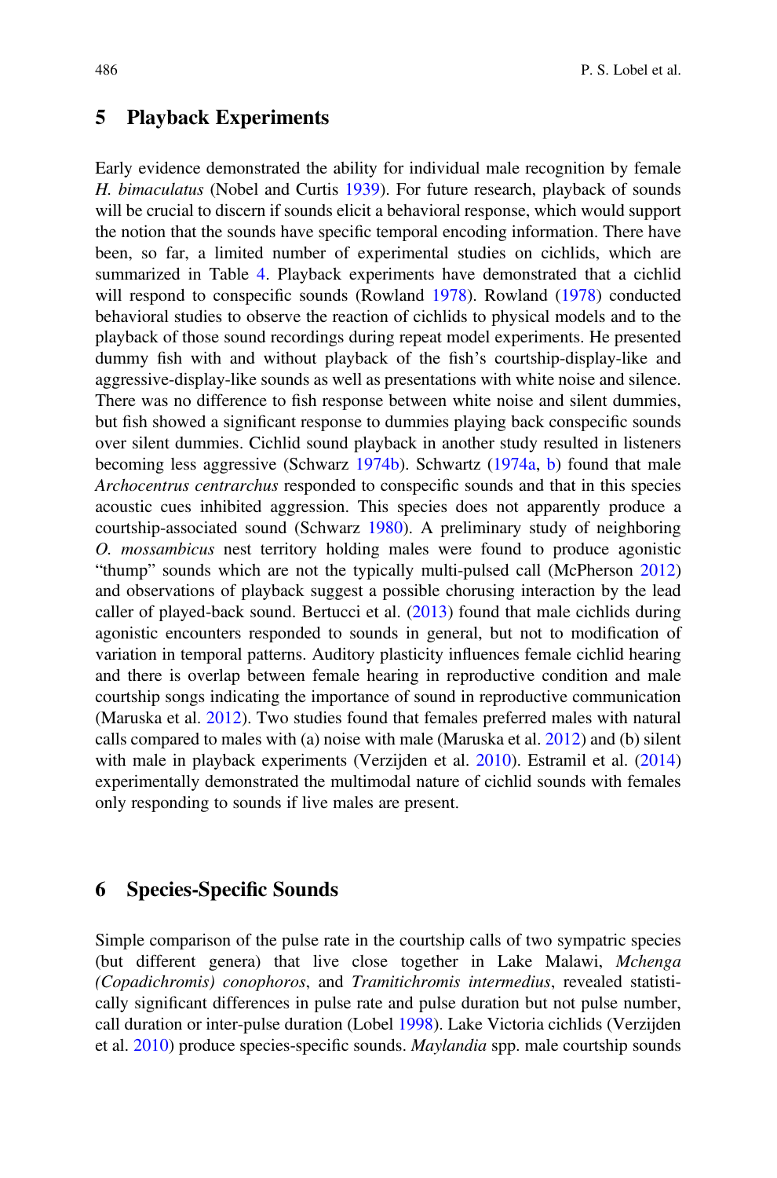## 5 Playback Experiments

Early evidence demonstrated the ability for individual male recognition by female *H. bimaculatus* (Nobel and Curtis 1939). For future research, playback of sounds will be crucial to discern if sounds elicit a behavioral response, which would support the notion that the sounds have specific temporal encoding information. There have been, so far, a limited number of experimental studies on cichlids, which are summarized in Table 4. Playback experiments have demonstrated that a cichlid will respond to conspecific sounds (Rowland 1978). Rowland (1978) conducted behavioral studies to observe the reaction of cichlids to physical models and to the playback of those sound recordings during repeat model experiments. He presented dummy fish with and without playback of the fish's courtship-display-like and aggressive-display-like sounds as well as presentations with white noise and silence. There was no difference to fish response between white noise and silent dummies, but fish showed a significant response to dummies playing back conspecific sounds over silent dummies. Cichlid sound playback in another study resulted in listeners becoming less aggressive (Schwarz 1974b). Schwartz (1974a, b) found that male *Archocentrus centrarchus* responded to conspecific sounds and that in this species acoustic cues inhibited aggression. This species does not apparently produce a courtship-associated sound (Schwarz 1980). A preliminary study of neighboring *O. mossambicus* nest territory holding males were found to produce agonistic "thump" sounds which are not the typically multi-pulsed call (McPherson 2012) and observations of playback suggest a possible chorusing interaction by the lead caller of played-back sound. Bertucci et al. (2013) found that male cichlids during agonistic encounters responded to sounds in general, but not to modification of variation in temporal patterns. Auditory plasticity influences female cichlid hearing and there is overlap between female hearing in reproductive condition and male courtship songs indicating the importance of sound in reproductive communication (Maruska et al. 2012). Two studies found that females preferred males with natural calls compared to males with (a) noise with male (Maruska et al. 2012) and (b) silent with male in playback experiments (Verzijden et al. 2010). Estramil et al. (2014) experimentally demonstrated the multimodal nature of cichlid sounds with females only responding to sounds if live males are present.

## 6 Species-Specific Sounds

Simple comparison of the pulse rate in the courtship calls of two sympatric species (but different genera) that live close together in Lake Malawi, *Mchenga (Copadichromis) conophoros*, and *Tramitichromis intermedius*, revealed statistically significant differences in pulse rate and pulse duration but not pulse number, call duration or inter-pulse duration (Lobel 1998). Lake Victoria cichlids (Verzijden et al. 2010) produce species-specific sounds. *Maylandia* spp. male courtship sounds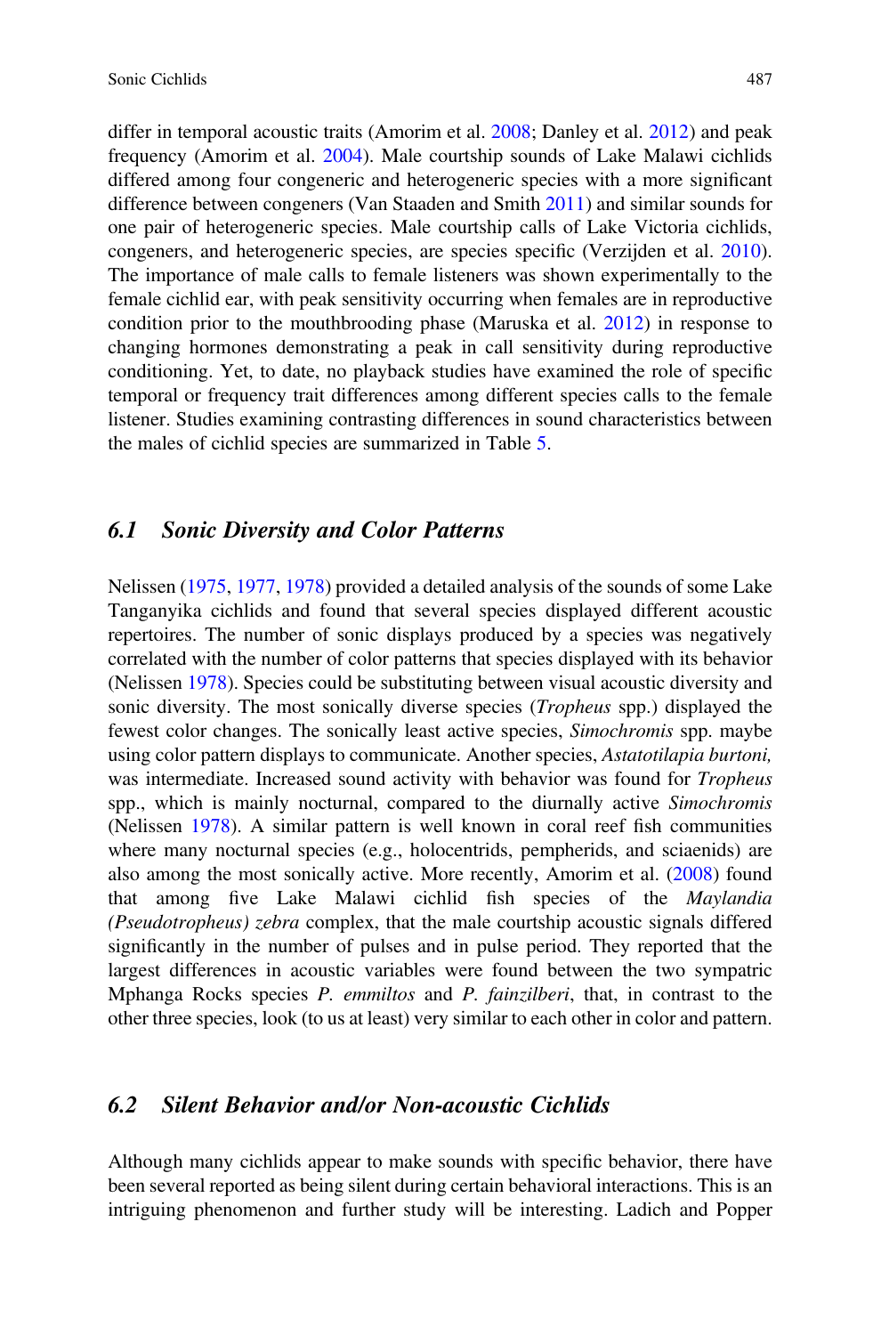differ in temporal acoustic traits (Amorim et al. 2008; Danley et al. 2012) and peak frequency (Amorim et al. 2004). Male courtship sounds of Lake Malawi cichlids differed among four congeneric and heterogeneric species with a more significant difference between congeners (Van Staaden and Smith 2011) and similar sounds for one pair of heterogeneric species. Male courtship calls of Lake Victoria cichlids, congeners, and heterogeneric species, are species specific (Verzijden et al. 2010). The importance of male calls to female listeners was shown experimentally to the female cichlid ear, with peak sensitivity occurring when females are in reproductive condition prior to the mouthbrooding phase (Maruska et al. 2012) in response to changing hormones demonstrating a peak in call sensitivity during reproductive conditioning. Yet, to date, no playback studies have examined the role of specific temporal or frequency trait differences among different species calls to the female listener. Studies examining contrasting differences in sound characteristics between the males of cichlid species are summarized in Table 5.

### *6.1 Sonic Diversity and Color Patterns*

Nelissen (1975, 1977, 1978) provided a detailed analysis of the sounds of some Lake Tanganyika cichlids and found that several species displayed different acoustic repertoires. The number of sonic displays produced by a species was negatively correlated with the number of color patterns that species displayed with its behavior (Nelissen 1978). Species could be substituting between visual acoustic diversity and sonic diversity. The most sonically diverse species (*Tropheus* spp.) displayed the fewest color changes. The sonically least active species, *Simochromis* spp. maybe using color pattern displays to communicate. Another species, *Astatotilapia burtoni,* was intermediate. Increased sound activity with behavior was found for *Tropheus* spp., which is mainly nocturnal, compared to the diurnally active *Simochromis* (Nelissen 1978). A similar pattern is well known in coral reef fish communities where many nocturnal species (e.g., holocentrids, pempherids, and sciaenids) are also among the most sonically active. More recently, Amorim et al. (2008) found that among five Lake Malawi cichlid fish species of the *Maylandia (Pseudotropheus) zebra* complex, that the male courtship acoustic signals differed significantly in the number of pulses and in pulse period. They reported that the largest differences in acoustic variables were found between the two sympatric Mphanga Rocks species *P. emmiltos* and *P. fainzilberi*, that, in contrast to the other three species, look (to us at least) very similar to each other in color and pattern.

### *6.2 Silent Behavior and/or Non-acoustic Cichlids*

Although many cichlids appear to make sounds with specific behavior, there have been several reported as being silent during certain behavioral interactions. This is an intriguing phenomenon and further study will be interesting. Ladich and Popper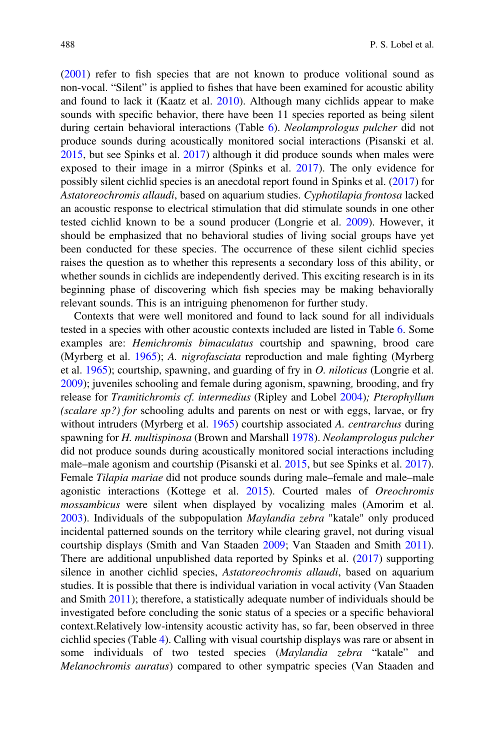(2001) refer to fish species that are not known to produce volitional sound as non-vocal. "Silent" is applied to fishes that have been examined for acoustic ability and found to lack it (Kaatz et al. 2010). Although many cichlids appear to make sounds with specific behavior, there have been 11 species reported as being silent during certain behavioral interactions (Table 6). *Neolamprologus pulcher* did not produce sounds during acoustically monitored social interactions (Pisanski et al. 2015, but see Spinks et al. 2017) although it did produce sounds when males were exposed to their image in a mirror (Spinks et al. 2017). The only evidence for possibly silent cichlid species is an anecdotal report found in Spinks et al. (2017) for *Astatoreochromis allaudi*, based on aquarium studies. *Cyphotilapia frontosa* lacked an acoustic response to electrical stimulation that did stimulate sounds in one other tested cichlid known to be a sound producer (Longrie et al. 2009). However, it should be emphasized that no behavioral studies of living social groups have yet been conducted for these species. The occurrence of these silent cichlid species raises the question as to whether this represents a secondary loss of this ability, or whether sounds in cichlids are independently derived. This exciting research is in its beginning phase of discovering which fish species may be making behaviorally relevant sounds. This is an intriguing phenomenon for further study.

Contexts that were well monitored and found to lack sound for all individuals tested in a species with other acoustic contexts included are listed in Table 6. Some examples are: *Hemichromis bimaculatus* courtship and spawning, brood care (Myrberg et al. 1965); *A. nigrofasciata* reproduction and male fighting (Myrberg et al. 1965); courtship, spawning, and guarding of fry in *O. niloticus* (Longrie et al. 2009); juveniles schooling and female during agonism, spawning, brooding, and fry release for *Tramitichromis cf. intermedius* (Ripley and Lobel 2004); *Pterophyllum (scalare sp?) for* schooling adults and parents on nest or with eggs, larvae, or fry without intruders (Myrberg et al. 1965) courtship associated *A. centrarchus* during spawning for *H. multispinosa* (Brown and Marshall 1978). *Neolamprologus pulcher* did not produce sounds during acoustically monitored social interactions including male–male agonism and courtship (Pisanski et al. 2015, but see Spinks et al. 2017). Female *Tilapia mariae* did not produce sounds during male–female and male–male agonistic interactions (Kottege et al. 2015). Courted males of *Oreochromis mossambicus* were silent when displayed by vocalizing males (Amorim et al. 2003). Individuals of the subpopulation *Maylandia zebra* "katale" only produced incidental patterned sounds on the territory while clearing gravel, not during visual courtship displays (Smith and Van Staaden 2009; Van Staaden and Smith 2011). There are additional unpublished data reported by Spinks et al. (2017) supporting silence in another cichlid species, *Astatoreochromis allaudi*, based on aquarium studies. It is possible that there is individual variation in vocal activity (Van Staaden and Smith 2011); therefore, a statistically adequate number of individuals should be investigated before concluding the sonic status of a species or a specific behavioral context.Relatively low-intensity acoustic activity has, so far, been observed in three cichlid species (Table 4). Calling with visual courtship displays was rare or absent in some individuals of two tested species (*Maylandia zebra* "katale" and *Melanochromis auratus*) compared to other sympatric species (Van Staaden and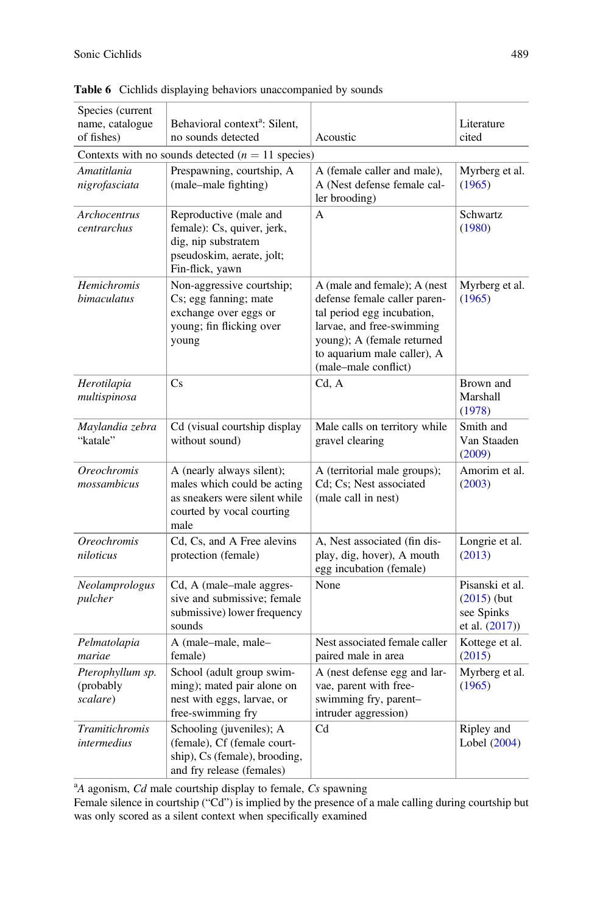**Table 6** Cichlids displaying behaviors unaccompanied by sounds

| Species (current name, catalogue of fishes) | Behavioral context[a]: Silent, no sounds detected | Acoustic | Literature cited |
|---|---|---|---|
| Contexts with no sounds detected ($n = 11$ species) | | | |
| *Amatitlania nigrofasciata* | Prespawning, courtship, A (male–male fighting) | A (female caller and male), A (Nest defense female caller brooding) | Myrberg et al. (1965) |
| *Archocentrus centrarchus* | Reproductive (male and female): Cs, quiver, jerk, dig, nip substratem pseudoskim, aerate, jolt; Fin-flick, yawn | A | Schwartz (1980) |
| *Hemichromis bimaculatus* | Non-aggressive courtship; Cs; egg fanning; mate exchange over eggs or young; fin flicking over young | A (male and female); A (nest defense female caller parental period egg incubation, larvae, and free-swimming young); A (female returned to aquarium male caller), A (male–male conflict) | Myrberg et al. (1965) |
| *Herotilapia multispinosa* | Cs | Cd, A | Brown and Marshall (1978) |
| *Maylandia zebra* "katale" | Cd (visual courtship display without sound) | Male calls on territory while gravel clearing | Smith and Van Staaden (2009) |
| *Oreochromis mossambicus* | A (nearly always silent); males which could be acting as sneakers were silent while courted by vocal courting male | A (territorial male groups); Cd; Cs; Nest associated (male call in nest) | Amorim et al. (2003) |
| *Oreochromis niloticus* | Cd, Cs, and A Free alevins protection (female) | A, Nest associated (fin display, dig, hover), A mouth egg incubation (female) | Longrie et al. (2013) |
| *Neolamprologus pulcher* | Cd, A (male–male aggressive and submissive; female submissive) lower frequency sounds | None | Pisanski et al. (2015) (but see Spinks et al. (2017)) |
| *Pelmatolapia mariae* | A (male–male, male–female) | Nest associated female caller paired male in area | Kottege et al. (2015) |
| *Pterophyllum sp.* (probably *scalare*) | School (adult group swimming); mated pair alone on nest with eggs, larvae, or free-swimming fry | A (nest defense egg and larvae, parent with free-swimming fry, parent–intruder aggression) | Myrberg et al. (1965) |
| *Tramitichromis intermedius* | Schooling (juveniles); A (female), Cf (female courtship), Cs (female), brooding, and fry release (females) | Cd | Ripley and Lobel (2004) |

[a]*A* agonism, *Cd* male courtship display to female, *Cs* spawning

Female silence in courtship ("Cd") is implied by the presence of a male calling during courtship but was only scored as a silent context when specifically examined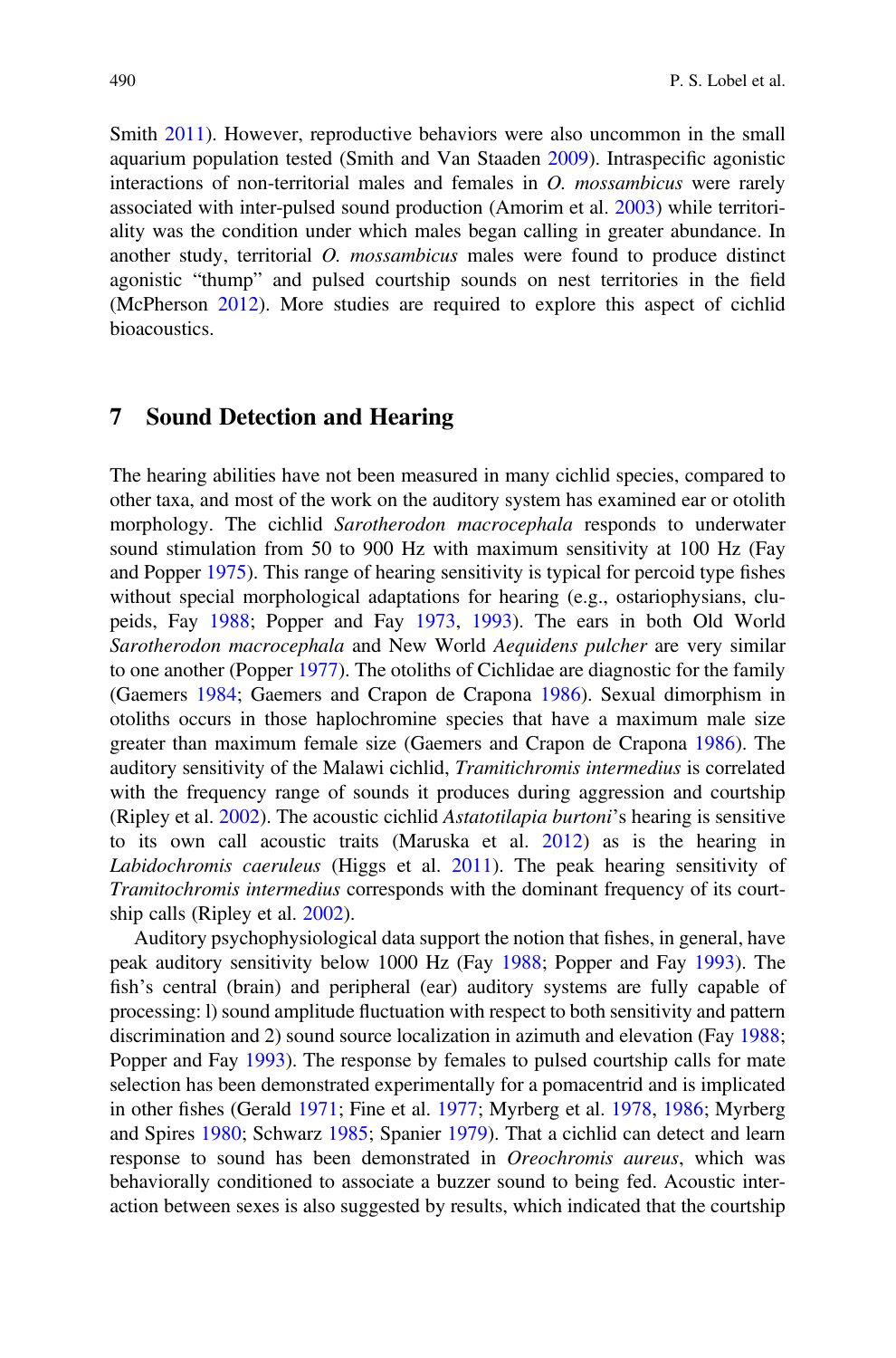Smith 2011). However, reproductive behaviors were also uncommon in the small aquarium population tested (Smith and Van Staaden 2009). Intraspecific agonistic interactions of non-territorial males and females in *O. mossambicus* were rarely associated with inter-pulsed sound production (Amorim et al. 2003) while territoriality was the condition under which males began calling in greater abundance. In another study, territorial *O. mossambicus* males were found to produce distinct agonistic "thump" and pulsed courtship sounds on nest territories in the field (McPherson 2012). More studies are required to explore this aspect of cichlid bioacoustics.

## 7 Sound Detection and Hearing

The hearing abilities have not been measured in many cichlid species, compared to other taxa, and most of the work on the auditory system has examined ear or otolith morphology. The cichlid *Sarotherodon macrocephala* responds to underwater sound stimulation from 50 to 900 Hz with maximum sensitivity at 100 Hz (Fay and Popper 1975). This range of hearing sensitivity is typical for percoid type fishes without special morphological adaptations for hearing (e.g., ostariophysians, clupeids, Fay 1988; Popper and Fay 1973, 1993). The ears in both Old World *Sarotherodon macrocephala* and New World *Aequidens pulcher* are very similar to one another (Popper 1977). The otoliths of Cichlidae are diagnostic for the family (Gaemers 1984; Gaemers and Crapon de Crapona 1986). Sexual dimorphism in otoliths occurs in those haplochromine species that have a maximum male size greater than maximum female size (Gaemers and Crapon de Crapona 1986). The auditory sensitivity of the Malawi cichlid, *Tramitichromis intermedius* is correlated with the frequency range of sounds it produces during aggression and courtship (Ripley et al. 2002). The acoustic cichlid *Astatotilapia burtoni*'s hearing is sensitive to its own call acoustic traits (Maruska et al. 2012) as is the hearing in *Labidochromis caeruleus* (Higgs et al. 2011). The peak hearing sensitivity of *Tramitochromis intermedius* corresponds with the dominant frequency of its courtship calls (Ripley et al. 2002).

Auditory psychophysiological data support the notion that fishes, in general, have peak auditory sensitivity below 1000 Hz (Fay 1988; Popper and Fay 1993). The fish's central (brain) and peripheral (ear) auditory systems are fully capable of processing: l) sound amplitude fluctuation with respect to both sensitivity and pattern discrimination and 2) sound source localization in azimuth and elevation (Fay 1988; Popper and Fay 1993). The response by females to pulsed courtship calls for mate selection has been demonstrated experimentally for a pomacentrid and is implicated in other fishes (Gerald 1971; Fine et al. 1977; Myrberg et al. 1978, 1986; Myrberg and Spires 1980; Schwarz 1985; Spanier 1979). That a cichlid can detect and learn response to sound has been demonstrated in *Oreochromis aureus*, which was behaviorally conditioned to associate a buzzer sound to being fed. Acoustic interaction between sexes is also suggested by results, which indicated that the courtship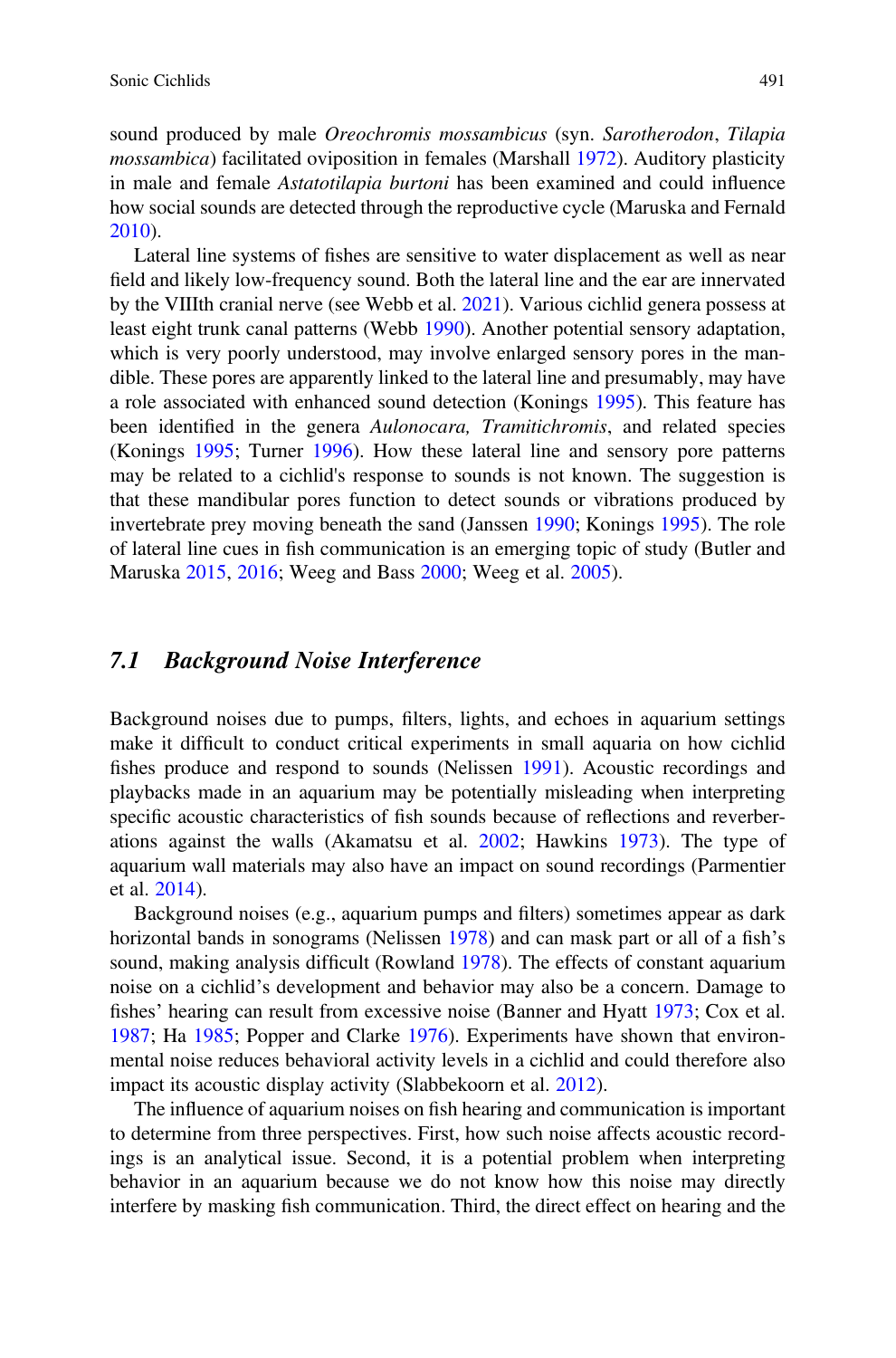sound produced by male *Oreochromis mossambicus* (syn. *Sarotherodon*, *Tilapia mossambica*) facilitated oviposition in females (Marshall 1972). Auditory plasticity in male and female *Astatotilapia burtoni* has been examined and could influence how social sounds are detected through the reproductive cycle (Maruska and Fernald 2010).

Lateral line systems of fishes are sensitive to water displacement as well as near field and likely low-frequency sound. Both the lateral line and the ear are innervated by the VIIIth cranial nerve (see Webb et al. 2021). Various cichlid genera possess at least eight trunk canal patterns (Webb 1990). Another potential sensory adaptation, which is very poorly understood, may involve enlarged sensory pores in the mandible. These pores are apparently linked to the lateral line and presumably, may have a role associated with enhanced sound detection (Konings 1995). This feature has been identified in the genera *Aulonocara, Tramitichromis*, and related species (Konings 1995; Turner 1996). How these lateral line and sensory pore patterns may be related to a cichlid's response to sounds is not known. The suggestion is that these mandibular pores function to detect sounds or vibrations produced by invertebrate prey moving beneath the sand (Janssen 1990; Konings 1995). The role of lateral line cues in fish communication is an emerging topic of study (Butler and Maruska 2015, 2016; Weeg and Bass 2000; Weeg et al. 2005).

## 7.1 Background Noise Interference

Background noises due to pumps, filters, lights, and echoes in aquarium settings make it difficult to conduct critical experiments in small aquaria on how cichlid fishes produce and respond to sounds (Nelissen 1991). Acoustic recordings and playbacks made in an aquarium may be potentially misleading when interpreting specific acoustic characteristics of fish sounds because of reflections and reverberations against the walls (Akamatsu et al. 2002; Hawkins 1973). The type of aquarium wall materials may also have an impact on sound recordings (Parmentier et al. 2014).

Background noises (e.g., aquarium pumps and filters) sometimes appear as dark horizontal bands in sonograms (Nelissen 1978) and can mask part or all of a fish's sound, making analysis difficult (Rowland 1978). The effects of constant aquarium noise on a cichlid's development and behavior may also be a concern. Damage to fishes' hearing can result from excessive noise (Banner and Hyatt 1973; Cox et al. 1987; Ha 1985; Popper and Clarke 1976). Experiments have shown that environmental noise reduces behavioral activity levels in a cichlid and could therefore also impact its acoustic display activity (Slabbekoorn et al. 2012).

The influence of aquarium noises on fish hearing and communication is important to determine from three perspectives. First, how such noise affects acoustic recordings is an analytical issue. Second, it is a potential problem when interpreting behavior in an aquarium because we do not know how this noise may directly interfere by masking fish communication. Third, the direct effect on hearing and the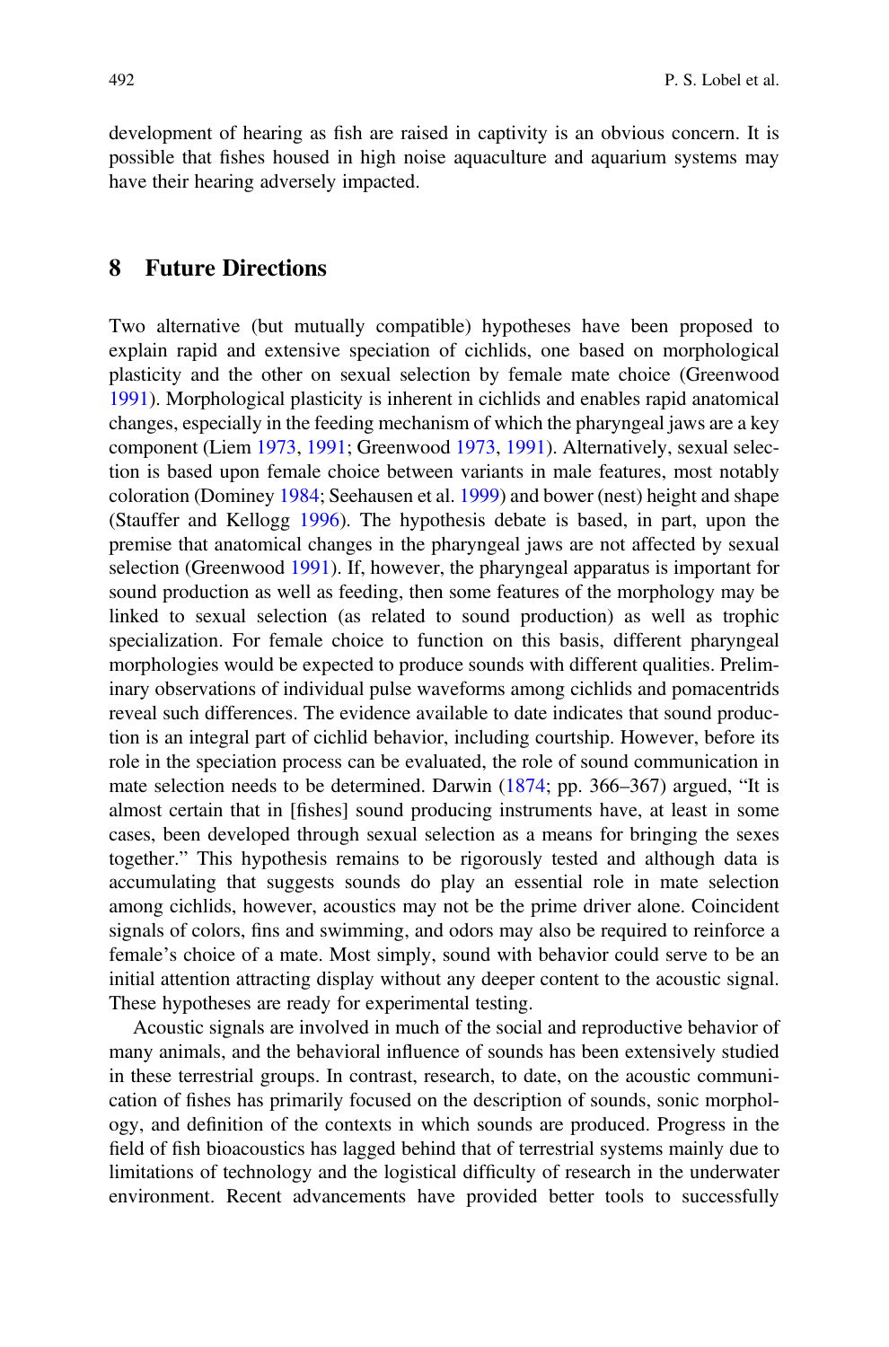development of hearing as fish are raised in captivity is an obvious concern. It is possible that fishes housed in high noise aquaculture and aquarium systems may have their hearing adversely impacted.

## 8 Future Directions

Two alternative (but mutually compatible) hypotheses have been proposed to explain rapid and extensive speciation of cichlids, one based on morphological plasticity and the other on sexual selection by female mate choice (Greenwood 1991). Morphological plasticity is inherent in cichlids and enables rapid anatomical changes, especially in the feeding mechanism of which the pharyngeal jaws are a key component (Liem 1973, 1991; Greenwood 1973, 1991). Alternatively, sexual selection is based upon female choice between variants in male features, most notably coloration (Dominey 1984; Seehausen et al. 1999) and bower (nest) height and shape (Stauffer and Kellogg 1996). The hypothesis debate is based, in part, upon the premise that anatomical changes in the pharyngeal jaws are not affected by sexual selection (Greenwood 1991). If, however, the pharyngeal apparatus is important for sound production as well as feeding, then some features of the morphology may be linked to sexual selection (as related to sound production) as well as trophic specialization. For female choice to function on this basis, different pharyngeal morphologies would be expected to produce sounds with different qualities. Preliminary observations of individual pulse waveforms among cichlids and pomacentrids reveal such differences. The evidence available to date indicates that sound production is an integral part of cichlid behavior, including courtship. However, before its role in the speciation process can be evaluated, the role of sound communication in mate selection needs to be determined. Darwin (1874; pp. 366–367) argued, "It is almost certain that in [fishes] sound producing instruments have, at least in some cases, been developed through sexual selection as a means for bringing the sexes together." This hypothesis remains to be rigorously tested and although data is accumulating that suggests sounds do play an essential role in mate selection among cichlids, however, acoustics may not be the prime driver alone. Coincident signals of colors, fins and swimming, and odors may also be required to reinforce a female's choice of a mate. Most simply, sound with behavior could serve to be an initial attention attracting display without any deeper content to the acoustic signal. These hypotheses are ready for experimental testing.

Acoustic signals are involved in much of the social and reproductive behavior of many animals, and the behavioral influence of sounds has been extensively studied in these terrestrial groups. In contrast, research, to date, on the acoustic communication of fishes has primarily focused on the description of sounds, sonic morphology, and definition of the contexts in which sounds are produced. Progress in the field of fish bioacoustics has lagged behind that of terrestrial systems mainly due to limitations of technology and the logistical difficulty of research in the underwater environment. Recent advancements have provided better tools to successfully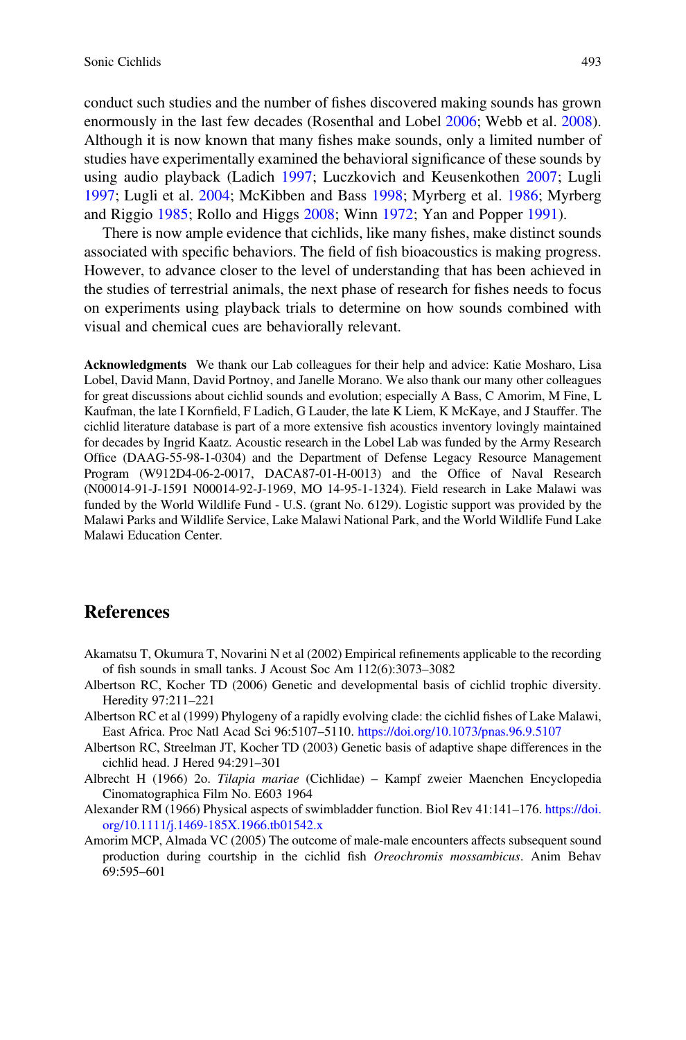conduct such studies and the number of fishes discovered making sounds has grown enormously in the last few decades (Rosenthal and Lobel 2006; Webb et al. 2008). Although it is now known that many fishes make sounds, only a limited number of studies have experimentally examined the behavioral significance of these sounds by using audio playback (Ladich 1997; Luczkovich and Keusenkothen 2007; Lugli 1997; Lugli et al. 2004; McKibben and Bass 1998; Myrberg et al. 1986; Myrberg and Riggio 1985; Rollo and Higgs 2008; Winn 1972; Yan and Popper 1991).

There is now ample evidence that cichlids, like many fishes, make distinct sounds associated with specific behaviors. The field of fish bioacoustics is making progress. However, to advance closer to the level of understanding that has been achieved in the studies of terrestrial animals, the next phase of research for fishes needs to focus on experiments using playback trials to determine on how sounds combined with visual and chemical cues are behaviorally relevant.

**Acknowledgments** We thank our Lab colleagues for their help and advice: Katie Mosharo, Lisa Lobel, David Mann, David Portnoy, and Janelle Morano. We also thank our many other colleagues for great discussions about cichlid sounds and evolution; especially A Bass, C Amorim, M Fine, L Kaufman, the late I Kornfield, F Ladich, G Lauder, the late K Liem, K McKaye, and J Stauffer. The cichlid literature database is part of a more extensive fish acoustics inventory lovingly maintained for decades by Ingrid Kaatz. Acoustic research in the Lobel Lab was funded by the Army Research Office (DAAG-55-98-1-0304) and the Department of Defense Legacy Resource Management Program (W912D4-06-2-0017, DACA87-01-H-0013) and the Office of Naval Research (N00014-91-J-1591 N00014-92-J-1969, MO 14-95-1-1324). Field research in Lake Malawi was funded by the World Wildlife Fund - U.S. (grant No. 6129). Logistic support was provided by the Malawi Parks and Wildlife Service, Lake Malawi National Park, and the World Wildlife Fund Lake Malawi Education Center.

## References

Akamatsu T, Okumura T, Novarini N et al (2002) Empirical refinements applicable to the recording of fish sounds in small tanks. J Acoust Soc Am 112(6):3073–3082

Albertson RC, Kocher TD (2006) Genetic and developmental basis of cichlid trophic diversity. Heredity 97:211–221

Albertson RC et al (1999) Phylogeny of a rapidly evolving clade: the cichlid fishes of Lake Malawi, East Africa. Proc Natl Acad Sci 96:5107–5110. https://doi.org/10.1073/pnas.96.9.5107

Albertson RC, Streelman JT, Kocher TD (2003) Genetic basis of adaptive shape differences in the cichlid head. J Hered 94:291–301

Albrecht H (1966) 2o. *Tilapia mariae* (Cichlidae) – Kampf zweier Maenchen Encyclopedia Cinomatographica Film No. E603 1964

Alexander RM (1966) Physical aspects of swimbladder function. Biol Rev 41:141–176. https://doi.org/10.1111/j.1469-185X.1966.tb01542.x

Amorim MCP, Almada VC (2005) The outcome of male-male encounters affects subsequent sound production during courtship in the cichlid fish *Oreochromis mossambicus*. Anim Behav 69:595–601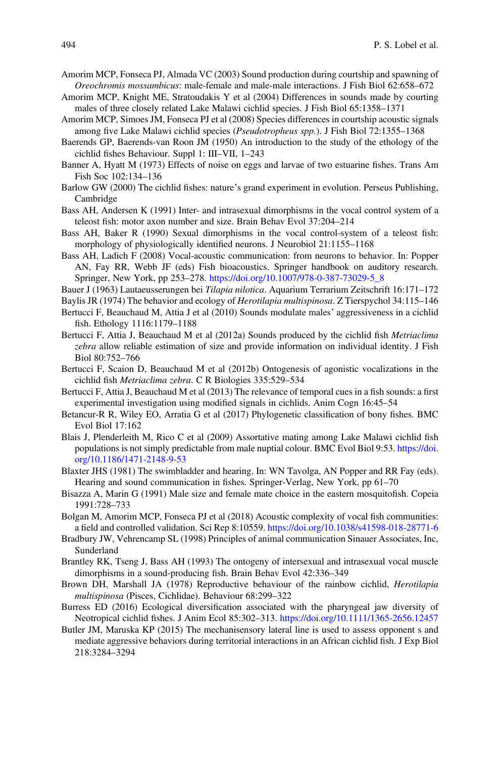Amorim MCP, Fonseca PJ, Almada VC (2003) Sound production during courtship and spawning of *Oreochromis mossambicus*: male-female and male-male interactions. J Fish Biol 62:658–672

Amorim MCP, Knight ME, Stratoudakis Y et al (2004) Differences in sounds made by courting males of three closely related Lake Malawi cichlid species. J Fish Biol 65:1358–1371

Amorim MCP, Simoes JM, Fonseca PJ et al (2008) Species differences in courtship acoustic signals among five Lake Malawi cichlid species (*Pseudotropheus spp.*). J Fish Biol 72:1355–1368

Baerends GP, Baerends-van Roon JM (1950) An introduction to the study of the ethology of the cichlid fishes Behaviour. Suppl 1: III–VII, 1–243

Banner A, Hyatt M (1973) Effects of noise on eggs and larvae of two estuarine fishes. Trans Am Fish Soc 102:134–136

Barlow GW (2000) The cichlid fishes: nature's grand experiment in evolution. Perseus Publishing, Cambridge

Bass AH, Andersen K (1991) Inter- and intrasexual dimorphisms in the vocal control system of a teleost fish: motor axon number and size. Brain Behav Evol 37:204–214

Bass AH, Baker R (1990) Sexual dimorphisms in the vocal control-system of a teleost fish: morphology of physiologically identified neurons. J Neurobiol 21:1155–1168

Bass AH, Ladich F (2008) Vocal-acoustic communication: from neurons to behavior. In: Popper AN, Fay RR, Webb JF (eds) Fish bioacoustics. Springer handbook on auditory research. Springer, New York, pp 253–278. https://doi.org/10.1007/978-0-387-73029-5_8

Bauer J (1963) Lautaeusserungen bei *Tilapia nilotica*. Aquarium Terrarium Zeitschrift 16:171–172

Baylis JR (1974) The behavior and ecology of *Herotilapia multispinosa*. Z Tierspychol 34:115–146

Bertucci F, Beauchaud M, Attia J et al (2010) Sounds modulate males' aggressiveness in a cichlid fish. Ethology 1116:1179–1188

Bertucci F, Attia J, Beauchaud M et al (2012a) Sounds produced by the cichlid fish *Metriaclima zebra* allow reliable estimation of size and provide information on individual identity. J Fish Biol 80:752–766

Bertucci F, Scaion D, Beauchaud M et al (2012b) Ontogenesis of agonistic vocalizations in the cichlid fish *Metriaclima zebra*. C R Biologies 335:529–534

Bertucci F, Attia J, Beauchaud M et al (2013) The relevance of temporal cues in a fish sounds: a first experimental investigation using modified signals in cichlids. Anim Cogn 16:45–54

Betancur-R R, Wiley EO, Arratia G et al (2017) Phylogenetic classification of bony fishes. BMC Evol Biol 17:162

Blais J, Plenderleith M, Rico C et al (2009) Assortative mating among Lake Malawi cichlid fish populations is not simply predictable from male nuptial colour. BMC Evol Biol 9:53. https://doi.org/10.1186/1471-2148-9-53

Blaxter JHS (1981) The swimbladder and hearing. In: WN Tavolga, AN Popper and RR Fay (eds). Hearing and sound communication in fishes. Springer-Verlag, New York, pp 61–70

Bisazza A, Marin G (1991) Male size and female mate choice in the eastern mosquitofish. Copeia 1991:728–733

Bolgan M, Amorim MCP, Fonseca PJ et al (2018) Acoustic complexity of vocal fish communities: a field and controlled validation. Sci Rep 8:10559. https://doi.org/10.1038/s41598-018-28771-6

Bradbury JW, Vehrencamp SL (1998) Principles of animal communication Sinauer Associates, Inc, Sunderland

Brantley RK, Tseng J, Bass AH (1993) The ontogeny of intersexual and intrasexual vocal muscle dimorphisms in a sound-producing fish. Brain Behav Evol 42:336–349

Brown DH, Marshall JA (1978) Reproductive behaviour of the rainbow cichlid, *Herotilapia multispinosa* (Pisces, Cichlidae). Behaviour 68:299–322

Burress ED (2016) Ecological diversification associated with the pharyngeal jaw diversity of Neotropical cichlid fishes. J Anim Ecol 85:302–313. https://doi.org/10.1111/1365-2656.12457

Butler JM, Maruska KP (2015) The mechanisensory lateral line is used to assess opponent s and mediate aggressive behaviors during territorial interactions in an African cichlid fish. J Exp Biol 218:3284–3294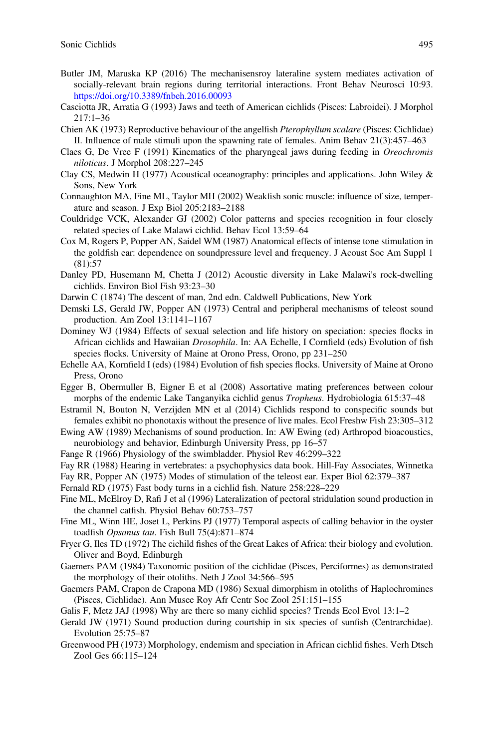Butler JM, Maruska KP (2016) The mechanisensroy lateraline system mediates activation of socially-relevant brain regions during territorial interactions. Front Behav Neurosci 10:93. https://doi.org/10.3389/fnbeh.2016.00093

Casciotta JR, Arratia G (1993) Jaws and teeth of American cichlids (Pisces: Labroidei). J Morphol 217:1–36

Chien AK (1973) Reproductive behaviour of the angelfish *Pterophyllum scalare* (Pisces: Cichlidae) II. Influence of male stimuli upon the spawning rate of females. Anim Behav 21(3):457–463

Claes G, De Vree F (1991) Kinematics of the pharyngeal jaws during feeding in *Oreochromis niloticus*. J Morphol 208:227–245

Clay CS, Medwin H (1977) Acoustical oceanography: principles and applications. John Wiley & Sons, New York

Connaughton MA, Fine ML, Taylor MH (2002) Weakfish sonic muscle: influence of size, temperature and season. J Exp Biol 205:2183–2188

Couldridge VCK, Alexander GJ (2002) Color patterns and species recognition in four closely related species of Lake Malawi cichlid. Behav Ecol 13:59–64

Cox M, Rogers P, Popper AN, Saidel WM (1987) Anatomical effects of intense tone stimulation in the goldfish ear: dependence on soundpressure level and frequency. J Acoust Soc Am Suppl 1 (81):57

Danley PD, Husemann M, Chetta J (2012) Acoustic diversity in Lake Malawi's rock-dwelling cichlids. Environ Biol Fish 93:23–30

Darwin C (1874) The descent of man, 2nd edn. Caldwell Publications, New York

Demski LS, Gerald JW, Popper AN (1973) Central and peripheral mechanisms of teleost sound production. Am Zool 13:1141–1167

Dominey WJ (1984) Effects of sexual selection and life history on speciation: species flocks in African cichlids and Hawaiian *Drosophila*. In: AA Echelle, I Cornfield (eds) Evolution of fish species flocks. University of Maine at Orono Press, Orono, pp 231–250

Echelle AA, Kornfield I (eds) (1984) Evolution of fish species flocks. University of Maine at Orono Press, Orono

Egger B, Obermuller B, Eigner E et al (2008) Assortative mating preferences between colour morphs of the endemic Lake Tanganyika cichlid genus *Tropheus*. Hydrobiologia 615:37–48

Estramil N, Bouton N, Verzijden MN et al (2014) Cichlids respond to conspecific sounds but females exhibit no phonotaxis without the presence of live males. Ecol Freshw Fish 23:305–312

Ewing AW (1989) Mechanisms of sound production. In: AW Ewing (ed) Arthropod bioacoustics, neurobiology and behavior, Edinburgh University Press, pp 16–57

Fange R (1966) Physiology of the swimbladder. Physiol Rev 46:299–322

Fay RR (1988) Hearing in vertebrates: a psychophysics data book. Hill-Fay Associates, Winnetka

Fay RR, Popper AN (1975) Modes of stimulation of the teleost ear. Exper Biol 62:379–387

Fernald RD (1975) Fast body turns in a cichlid fish. Nature 258:228–229

Fine ML, McElroy D, Rafi J et al (1996) Lateralization of pectoral stridulation sound production in the channel catfish. Physiol Behav 60:753–757

Fine ML, Winn HE, Joset L, Perkins PJ (1977) Temporal aspects of calling behavior in the oyster toadfish *Opsanus tau*. Fish Bull 75(4):871–874

Fryer G, Iles TD (1972) The cichlid fishes of the Great Lakes of Africa: their biology and evolution. Oliver and Boyd, Edinburgh

Gaemers PAM (1984) Taxonomic position of the cichlidae (Pisces, Perciformes) as demonstrated the morphology of their otoliths. Neth J Zool 34:566–595

Gaemers PAM, Crapon de Crapona MD (1986) Sexual dimorphism in otoliths of Haplochromines (Pisces, Cichlidae). Ann Musee Roy Afr Centr Soc Zool 251:151–155

Galis F, Metz JAJ (1998) Why are there so many cichlid species? Trends Ecol Evol 13:1–2

Gerald JW (1971) Sound production during courtship in six species of sunfish (Centrarchidae). Evolution 25:75–87

Greenwood PH (1973) Morphology, endemism and speciation in African cichlid fishes. Verh Dtsch Zool Ges 66:115–124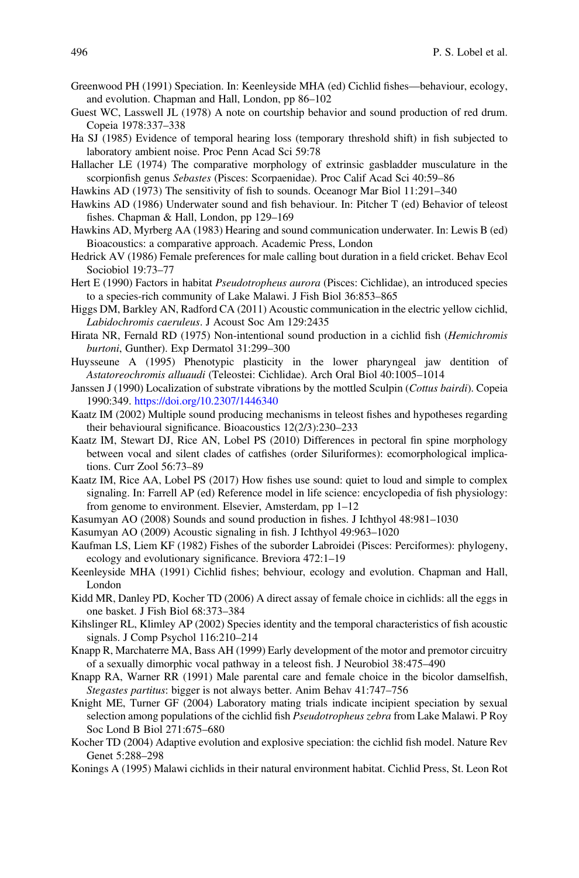Greenwood PH (1991) Speciation. In: Keenleyside MHA (ed) Cichlid fishes—behaviour, ecology, and evolution. Chapman and Hall, London, pp 86–102

Guest WC, Lasswell JL (1978) A note on courtship behavior and sound production of red drum. Copeia 1978:337–338

Ha SJ (1985) Evidence of temporal hearing loss (temporary threshold shift) in fish subjected to laboratory ambient noise. Proc Penn Acad Sci 59:78

Hallacher LE (1974) The comparative morphology of extrinsic gasbladder musculature in the scorpionfish genus *Sebastes* (Pisces: Scorpaenidae). Proc Calif Acad Sci 40:59–86

Hawkins AD (1973) The sensitivity of fish to sounds. Oceanogr Mar Biol 11:291–340

Hawkins AD (1986) Underwater sound and fish behaviour. In: Pitcher T (ed) Behavior of teleost fishes. Chapman & Hall, London, pp 129–169

Hawkins AD, Myrberg AA (1983) Hearing and sound communication underwater. In: Lewis B (ed) Bioacoustics: a comparative approach. Academic Press, London

Hedrick AV (1986) Female preferences for male calling bout duration in a field cricket. Behav Ecol Sociobiol 19:73–77

Hert E (1990) Factors in habitat *Pseudotropheus aurora* (Pisces: Cichlidae), an introduced species to a species-rich community of Lake Malawi. J Fish Biol 36:853–865

Higgs DM, Barkley AN, Radford CA (2011) Acoustic communication in the electric yellow cichlid, *Labidochromis caeruleus*. J Acoust Soc Am 129:2435

Hirata NR, Fernald RD (1975) Non-intentional sound production in a cichlid fish (*Hemichromis burtoni*, Gunther). Exp Dermatol 31:299–300

Huysseune A (1995) Phenotypic plasticity in the lower pharyngeal jaw dentition of *Astatoreochromis alluaudi* (Teleostei: Cichlidae). Arch Oral Biol 40:1005–1014

Janssen J (1990) Localization of substrate vibrations by the mottled Sculpin (*Cottus bairdi*). Copeia 1990:349. https://doi.org/10.2307/1446340

Kaatz IM (2002) Multiple sound producing mechanisms in teleost fishes and hypotheses regarding their behavioural significance. Bioacoustics 12(2/3):230–233

Kaatz IM, Stewart DJ, Rice AN, Lobel PS (2010) Differences in pectoral fin spine morphology between vocal and silent clades of catfishes (order Siluriformes): ecomorphological implications. Curr Zool 56:73–89

Kaatz IM, Rice AA, Lobel PS (2017) How fishes use sound: quiet to loud and simple to complex signaling. In: Farrell AP (ed) Reference model in life science: encyclopedia of fish physiology: from genome to environment. Elsevier, Amsterdam, pp 1–12

Kasumyan AO (2008) Sounds and sound production in fishes. J Ichthyol 48:981–1030

Kasumyan AO (2009) Acoustic signaling in fish. J Ichthyol 49:963–1020

Kaufman LS, Liem KF (1982) Fishes of the suborder Labroidei (Pisces: Perciformes): phylogeny, ecology and evolutionary significance. Breviora 472:1–19

Keenleyside MHA (1991) Cichlid fishes; behviour, ecology and evolution. Chapman and Hall, London

Kidd MR, Danley PD, Kocher TD (2006) A direct assay of female choice in cichlids: all the eggs in one basket. J Fish Biol 68:373–384

Kihslinger RL, Klimley AP (2002) Species identity and the temporal characteristics of fish acoustic signals. J Comp Psychol 116:210–214

Knapp R, Marchaterre MA, Bass AH (1999) Early development of the motor and premotor circuitry of a sexually dimorphic vocal pathway in a teleost fish. J Neurobiol 38:475–490

Knapp RA, Warner RR (1991) Male parental care and female choice in the bicolor damselfish, *Stegastes partitus*: bigger is not always better. Anim Behav 41:747–756

Knight ME, Turner GF (2004) Laboratory mating trials indicate incipient speciation by sexual selection among populations of the cichlid fish *Pseudotropheus zebra* from Lake Malawi. P Roy Soc Lond B Biol 271:675–680

Kocher TD (2004) Adaptive evolution and explosive speciation: the cichlid fish model. Nature Rev Genet 5:288–298

Konings A (1995) Malawi cichlids in their natural environment habitat. Cichlid Press, St. Leon Rot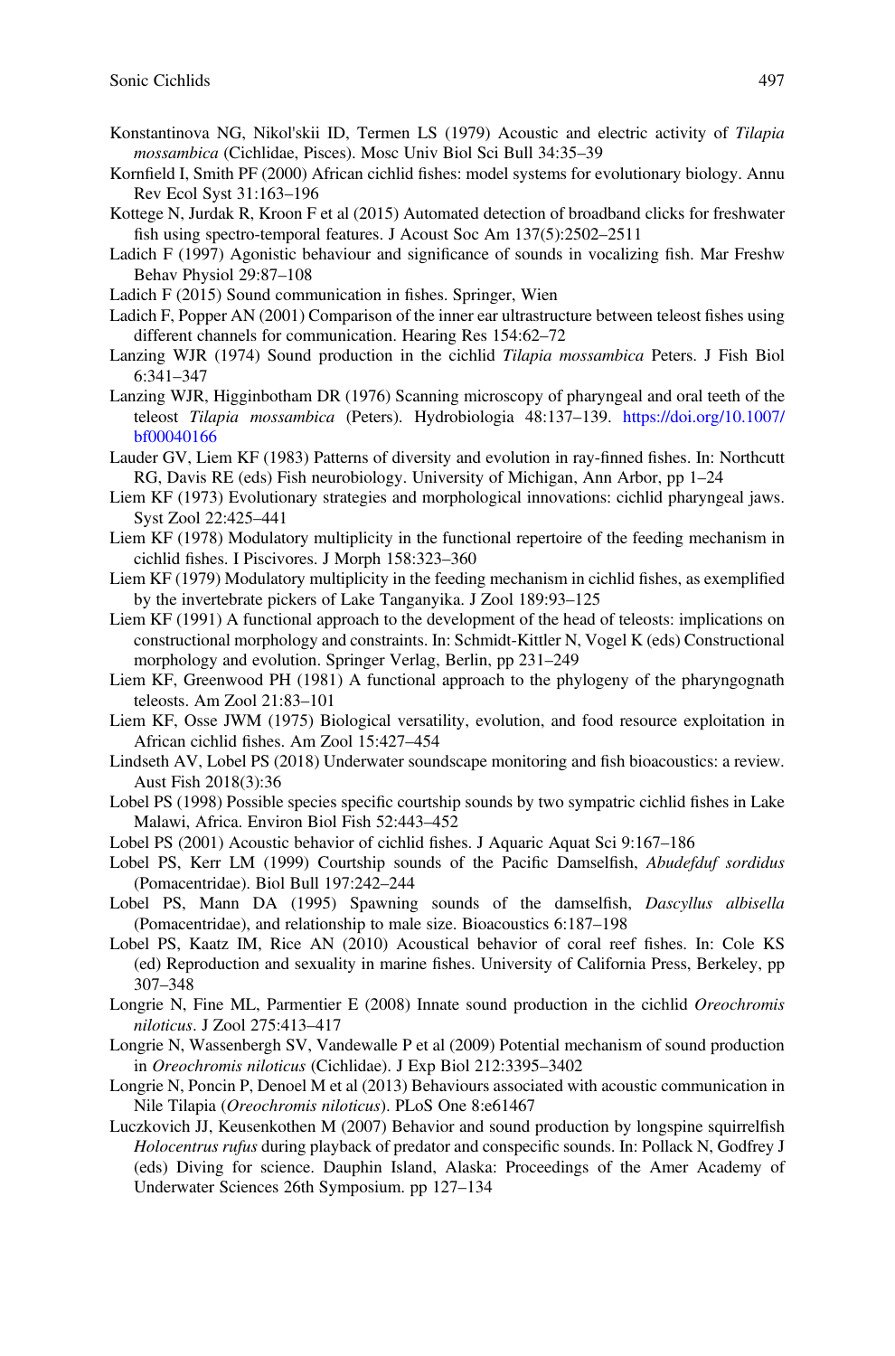Konstantinova NG, Nikol'skii ID, Termen LS (1979) Acoustic and electric activity of *Tilapia mossambica* (Cichlidae, Pisces). Mosc Univ Biol Sci Bull 34:35–39

Kornfield I, Smith PF (2000) African cichlid fishes: model systems for evolutionary biology. Annu Rev Ecol Syst 31:163–196

Kottege N, Jurdak R, Kroon F et al (2015) Automated detection of broadband clicks for freshwater fish using spectro-temporal features. J Acoust Soc Am 137(5):2502–2511

Ladich F (1997) Agonistic behaviour and significance of sounds in vocalizing fish. Mar Freshw Behav Physiol 29:87–108

Ladich F (2015) Sound communication in fishes. Springer, Wien

Ladich F, Popper AN (2001) Comparison of the inner ear ultrastructure between teleost fishes using different channels for communication. Hearing Res 154:62–72

Lanzing WJR (1974) Sound production in the cichlid *Tilapia mossambica* Peters. J Fish Biol 6:341–347

Lanzing WJR, Higginbotham DR (1976) Scanning microscopy of pharyngeal and oral teeth of the teleost *Tilapia mossambica* (Peters). Hydrobiologia 48:137–139. https://doi.org/10.1007/bf00040166

Lauder GV, Liem KF (1983) Patterns of diversity and evolution in ray-finned fishes. In: Northcutt RG, Davis RE (eds) Fish neurobiology. University of Michigan, Ann Arbor, pp 1–24

Liem KF (1973) Evolutionary strategies and morphological innovations: cichlid pharyngeal jaws. Syst Zool 22:425–441

Liem KF (1978) Modulatory multiplicity in the functional repertoire of the feeding mechanism in cichlid fishes. I Piscivores. J Morph 158:323–360

Liem KF (1979) Modulatory multiplicity in the feeding mechanism in cichlid fishes, as exemplified by the invertebrate pickers of Lake Tanganyika. J Zool 189:93–125

Liem KF (1991) A functional approach to the development of the head of teleosts: implications on constructional morphology and constraints. In: Schmidt-Kittler N, Vogel K (eds) Constructional morphology and evolution. Springer Verlag, Berlin, pp 231–249

Liem KF, Greenwood PH (1981) A functional approach to the phylogeny of the pharyngognath teleosts. Am Zool 21:83–101

Liem KF, Osse JWM (1975) Biological versatility, evolution, and food resource exploitation in African cichlid fishes. Am Zool 15:427–454

Lindseth AV, Lobel PS (2018) Underwater soundscape monitoring and fish bioacoustics: a review. Aust Fish 2018(3):36

Lobel PS (1998) Possible species specific courtship sounds by two sympatric cichlid fishes in Lake Malawi, Africa. Environ Biol Fish 52:443–452

Lobel PS (2001) Acoustic behavior of cichlid fishes. J Aquaric Aquat Sci 9:167–186

Lobel PS, Kerr LM (1999) Courtship sounds of the Pacific Damselfish, *Abudefduf sordidus* (Pomacentridae). Biol Bull 197:242–244

Lobel PS, Mann DA (1995) Spawning sounds of the damselfish, *Dascyllus albisella* (Pomacentridae), and relationship to male size. Bioacoustics 6:187–198

Lobel PS, Kaatz IM, Rice AN (2010) Acoustical behavior of coral reef fishes. In: Cole KS (ed) Reproduction and sexuality in marine fishes. University of California Press, Berkeley, pp 307–348

Longrie N, Fine ML, Parmentier E (2008) Innate sound production in the cichlid *Oreochromis niloticus*. J Zool 275:413–417

Longrie N, Wassenbergh SV, Vandewalle P et al (2009) Potential mechanism of sound production in *Oreochromis niloticus* (Cichlidae). J Exp Biol 212:3395–3402

Longrie N, Poncin P, Denoel M et al (2013) Behaviours associated with acoustic communication in Nile Tilapia (*Oreochromis niloticus*). PLoS One 8:e61467

Luczkovich JJ, Keusenkothen M (2007) Behavior and sound production by longspine squirrelfish *Holocentrus rufus* during playback of predator and conspecific sounds. In: Pollack N, Godfrey J (eds) Diving for science. Dauphin Island, Alaska: Proceedings of the Amer Academy of Underwater Sciences 26th Symposium. pp 127–134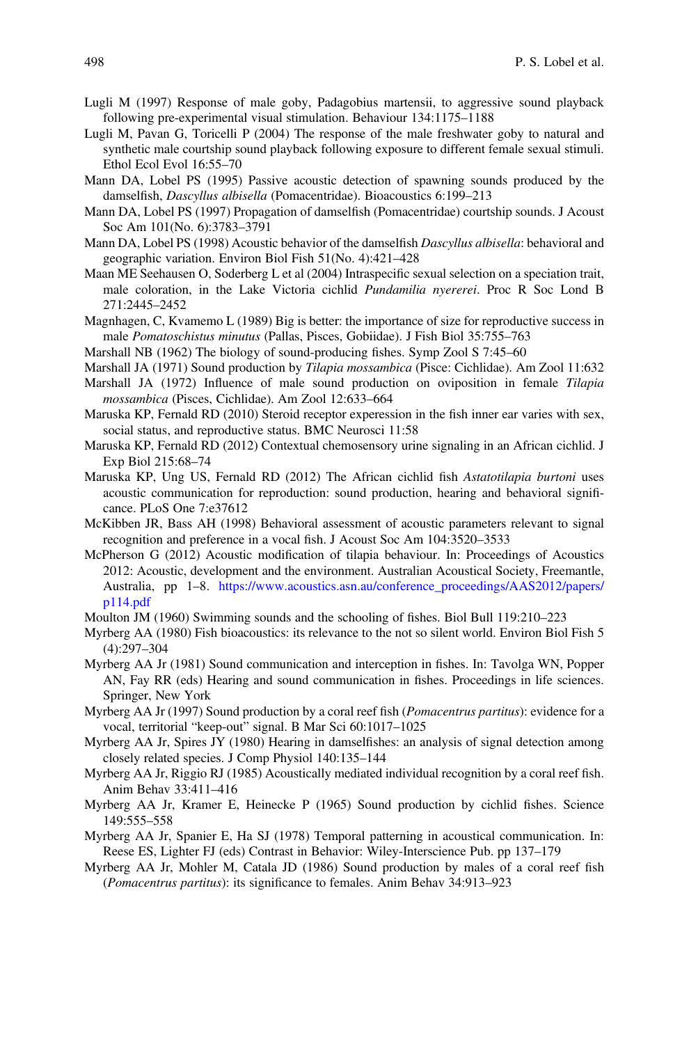Lugli M (1997) Response of male goby, Padagobius martensii, to aggressive sound playback following pre-experimental visual stimulation. Behaviour 134:1175–1188

Lugli M, Pavan G, Toricelli P (2004) The response of the male freshwater goby to natural and synthetic male courtship sound playback following exposure to different female sexual stimuli. Ethol Ecol Evol 16:55–70

Mann DA, Lobel PS (1995) Passive acoustic detection of spawning sounds produced by the damselfish, *Dascyllus albisella* (Pomacentridae). Bioacoustics 6:199–213

Mann DA, Lobel PS (1997) Propagation of damselfish (Pomacentridae) courtship sounds. J Acoust Soc Am 101(No. 6):3783–3791

Mann DA, Lobel PS (1998) Acoustic behavior of the damselfish *Dascyllus albisella*: behavioral and geographic variation. Environ Biol Fish 51(No. 4):421–428

Maan ME Seehausen O, Soderberg L et al (2004) Intraspecific sexual selection on a speciation trait, male coloration, in the Lake Victoria cichlid *Pundamilia nyererei*. Proc R Soc Lond B 271:2445–2452

Magnhagen, C, Kvamemo L (1989) Big is better: the importance of size for reproductive success in male *Pomatoschistus minutus* (Pallas, Pisces, Gobiidae). J Fish Biol 35:755–763

Marshall NB (1962) The biology of sound-producing fishes. Symp Zool S 7:45–60

Marshall JA (1971) Sound production by *Tilapia mossambica* (Pisce: Cichlidae). Am Zool 11:632

Marshall JA (1972) Influence of male sound production on oviposition in female *Tilapia mossambica* (Pisces, Cichlidae). Am Zool 12:633–664

Maruska KP, Fernald RD (2010) Steroid receptor expression in the fish inner ear varies with sex, social status, and reproductive status. BMC Neurosci 11:58

Maruska KP, Fernald RD (2012) Contextual chemosensory urine signaling in an African cichlid. J Exp Biol 215:68–74

Maruska KP, Ung US, Fernald RD (2012) The African cichlid fish *Astatotilapia burtoni* uses acoustic communication for reproduction: sound production, hearing and behavioral significance. PLoS One 7:e37612

McKibben JR, Bass AH (1998) Behavioral assessment of acoustic parameters relevant to signal recognition and preference in a vocal fish. J Acoust Soc Am 104:3520–3533

McPherson G (2012) Acoustic modification of tilapia behaviour. In: Proceedings of Acoustics 2012: Acoustic, development and the environment. Australian Acoustical Society, Freemantle, Australia, pp 1–8. https://www.acoustics.asn.au/conference_proceedings/AAS2012/papers/p114.pdf

Moulton JM (1960) Swimming sounds and the schooling of fishes. Biol Bull 119:210–223

Myrberg AA (1980) Fish bioacoustics: its relevance to the not so silent world. Environ Biol Fish 5 (4):297–304

Myrberg AA Jr (1981) Sound communication and interception in fishes. In: Tavolga WN, Popper AN, Fay RR (eds) Hearing and sound communication in fishes. Proceedings in life sciences. Springer, New York

Myrberg AA Jr (1997) Sound production by a coral reef fish (*Pomacentrus partitus*): evidence for a vocal, territorial "keep-out" signal. B Mar Sci 60:1017–1025

Myrberg AA Jr, Spires JY (1980) Hearing in damselfishes: an analysis of signal detection among closely related species. J Comp Physiol 140:135–144

Myrberg AA Jr, Riggio RJ (1985) Acoustically mediated individual recognition by a coral reef fish. Anim Behav 33:411–416

Myrberg AA Jr, Kramer E, Heinecke P (1965) Sound production by cichlid fishes. Science 149:555–558

Myrberg AA Jr, Spanier E, Ha SJ (1978) Temporal patterning in acoustical communication. In: Reese ES, Lighter FJ (eds) Contrast in Behavior: Wiley-Interscience Pub. pp 137–179

Myrberg AA Jr, Mohler M, Catala JD (1986) Sound production by males of a coral reef fish (*Pomacentrus partitus*): its significance to females. Anim Behav 34:913–923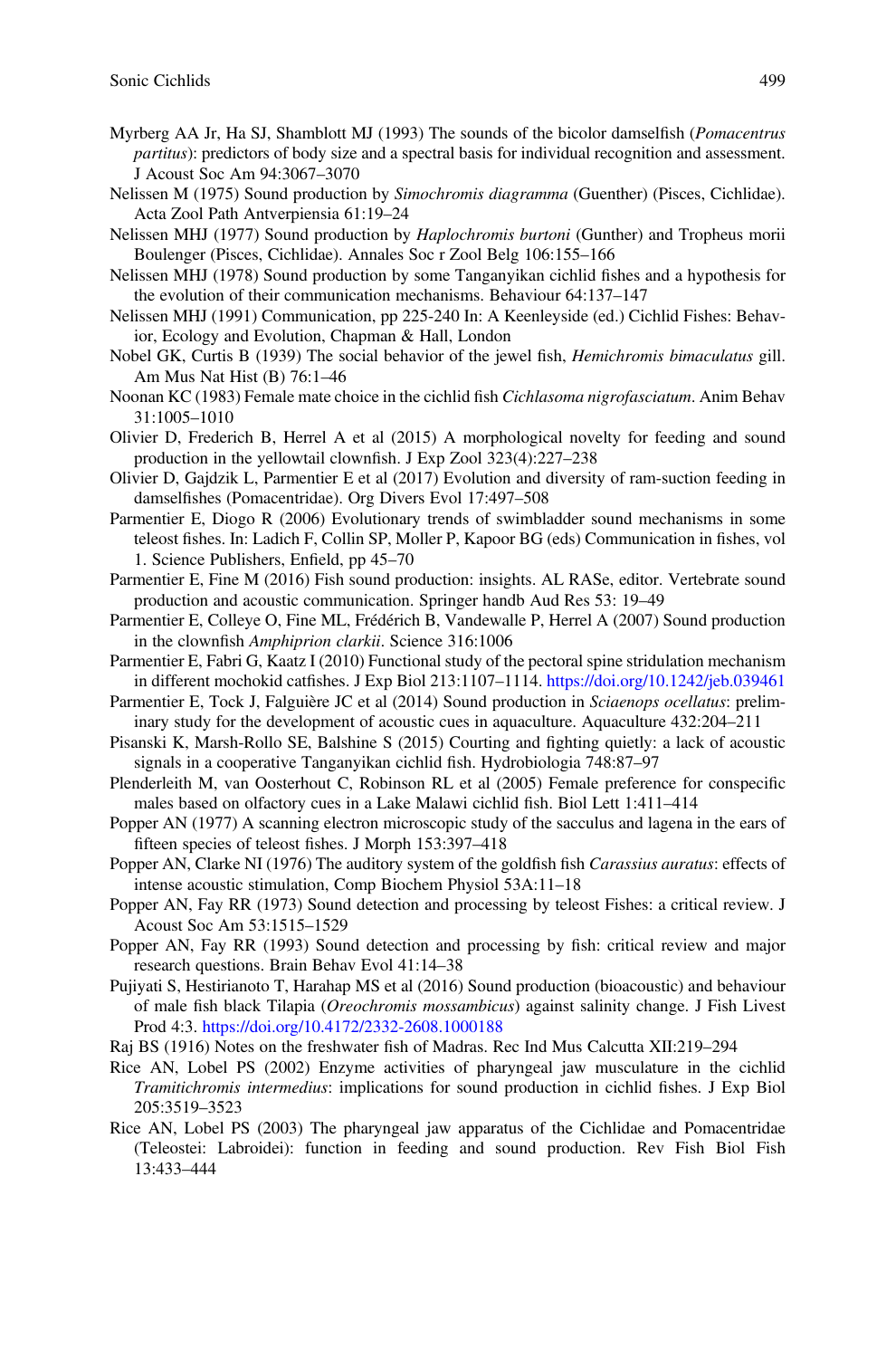Myrberg AA Jr, Ha SJ, Shamblott MJ (1993) The sounds of the bicolor damselfish (*Pomacentrus partitus*): predictors of body size and a spectral basis for individual recognition and assessment. J Acoust Soc Am 94:3067–3070

Nelissen M (1975) Sound production by *Simochromis diagramma* (Guenther) (Pisces, Cichlidae). Acta Zool Path Antverpiensia 61:19–24

Nelissen MHJ (1977) Sound production by *Haplochromis burtoni* (Gunther) and Tropheus morii Boulenger (Pisces, Cichlidae). Annales Soc r Zool Belg 106:155–166

Nelissen MHJ (1978) Sound production by some Tanganyikan cichlid fishes and a hypothesis for the evolution of their communication mechanisms. Behaviour 64:137–147

Nelissen MHJ (1991) Communication, pp 225-240 In: A Keenleyside (ed.) Cichlid Fishes: Behavior, Ecology and Evolution, Chapman & Hall, London

Nobel GK, Curtis B (1939) The social behavior of the jewel fish, *Hemichromis bimaculatus* gill. Am Mus Nat Hist (B) 76:1–46

Noonan KC (1983) Female mate choice in the cichlid fish *Cichlasoma nigrofasciatum*. Anim Behav 31:1005–1010

Olivier D, Frederich B, Herrel A et al (2015) A morphological novelty for feeding and sound production in the yellowtail clownfish. J Exp Zool 323(4):227–238

Olivier D, Gajdzik L, Parmentier E et al (2017) Evolution and diversity of ram-suction feeding in damselfishes (Pomacentridae). Org Divers Evol 17:497–508

Parmentier E, Diogo R (2006) Evolutionary trends of swimbladder sound mechanisms in some teleost fishes. In: Ladich F, Collin SP, Moller P, Kapoor BG (eds) Communication in fishes, vol 1. Science Publishers, Enfield, pp 45–70

Parmentier E, Fine M (2016) Fish sound production: insights. AL RASe, editor. Vertebrate sound production and acoustic communication. Springer handb Aud Res 53: 19–49

Parmentier E, Colleye O, Fine ML, Frédérich B, Vandewalle P, Herrel A (2007) Sound production in the clownfish *Amphiprion clarkii*. Science 316:1006

Parmentier E, Fabri G, Kaatz I (2010) Functional study of the pectoral spine stridulation mechanism in different mochokid catfishes. J Exp Biol 213:1107–1114. https://doi.org/10.1242/jeb.039461

Parmentier E, Tock J, Falguière JC et al (2014) Sound production in *Sciaenops ocellatus*: preliminary study for the development of acoustic cues in aquaculture. Aquaculture 432:204–211

Pisanski K, Marsh-Rollo SE, Balshine S (2015) Courting and fighting quietly: a lack of acoustic signals in a cooperative Tanganyikan cichlid fish. Hydrobiologia 748:87–97

Plenderleith M, van Oosterhout C, Robinson RL et al (2005) Female preference for conspecific males based on olfactory cues in a Lake Malawi cichlid fish. Biol Lett 1:411–414

Popper AN (1977) A scanning electron microscopic study of the sacculus and lagena in the ears of fifteen species of teleost fishes. J Morph 153:397–418

Popper AN, Clarke NI (1976) The auditory system of the goldfish fish *Carassius auratus*: effects of intense acoustic stimulation, Comp Biochem Physiol 53A:11–18

Popper AN, Fay RR (1973) Sound detection and processing by teleost Fishes: a critical review. J Acoust Soc Am 53:1515–1529

Popper AN, Fay RR (1993) Sound detection and processing by fish: critical review and major research questions. Brain Behav Evol 41:14–38

Pujiyati S, Hestirianoto T, Harahap MS et al (2016) Sound production (bioacoustic) and behaviour of male fish black Tilapia (*Oreochromis mossambicus*) against salinity change. J Fish Livest Prod 4:3. https://doi.org/10.4172/2332-2608.1000188

Raj BS (1916) Notes on the freshwater fish of Madras. Rec Ind Mus Calcutta XII:219–294

Rice AN, Lobel PS (2002) Enzyme activities of pharyngeal jaw musculature in the cichlid *Tramitichromis intermedius*: implications for sound production in cichlid fishes. J Exp Biol 205:3519–3523

Rice AN, Lobel PS (2003) The pharyngeal jaw apparatus of the Cichlidae and Pomacentridae (Teleostei: Labroidei): function in feeding and sound production. Rev Fish Biol Fish 13:433–444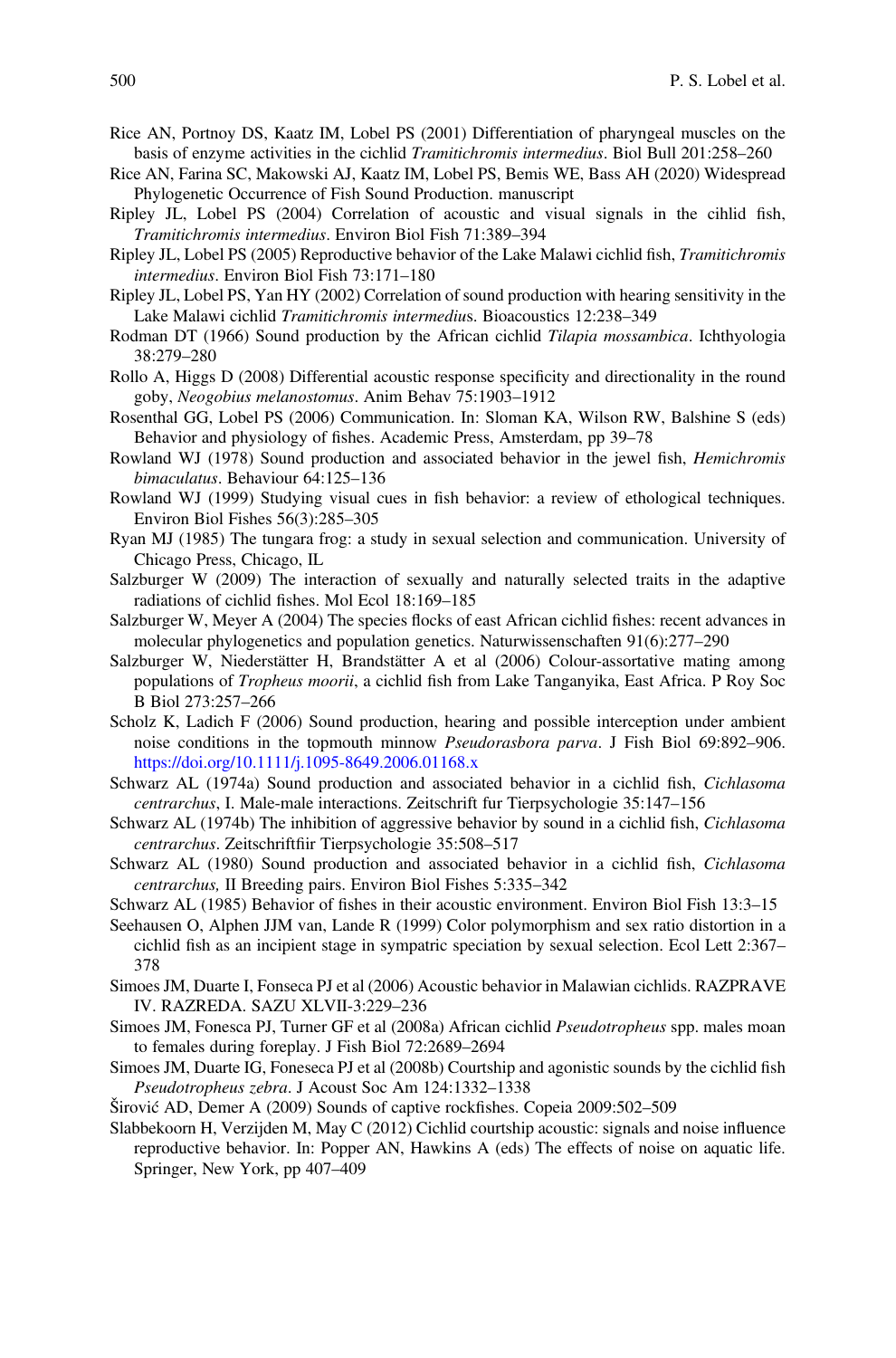Rice AN, Portnoy DS, Kaatz IM, Lobel PS (2001) Differentiation of pharyngeal muscles on the basis of enzyme activities in the cichlid *Tramitichromis intermedius*. Biol Bull 201:258–260

Rice AN, Farina SC, Makowski AJ, Kaatz IM, Lobel PS, Bemis WE, Bass AH (2020) Widespread Phylogenetic Occurrence of Fish Sound Production. manuscript

Ripley JL, Lobel PS (2004) Correlation of acoustic and visual signals in the cihlid fish, *Tramitichromis intermedius*. Environ Biol Fish 71:389–394

Ripley JL, Lobel PS (2005) Reproductive behavior of the Lake Malawi cichlid fish, *Tramitichromis intermedius*. Environ Biol Fish 73:171–180

Ripley JL, Lobel PS, Yan HY (2002) Correlation of sound production with hearing sensitivity in the Lake Malawi cichlid *Tramitichromis intermedius*. Bioacoustics 12:238–349

Rodman DT (1966) Sound production by the African cichlid *Tilapia mossambica*. Ichthyologia 38:279–280

Rollo A, Higgs D (2008) Differential acoustic response specificity and directionality in the round goby, *Neogobius melanostomus*. Anim Behav 75:1903–1912

Rosenthal GG, Lobel PS (2006) Communication. In: Sloman KA, Wilson RW, Balshine S (eds) Behavior and physiology of fishes. Academic Press, Amsterdam, pp 39–78

Rowland WJ (1978) Sound production and associated behavior in the jewel fish, *Hemichromis bimaculatus*. Behaviour 64:125–136

Rowland WJ (1999) Studying visual cues in fish behavior: a review of ethological techniques. Environ Biol Fishes 56(3):285–305

Ryan MJ (1985) The tungara frog: a study in sexual selection and communication. University of Chicago Press, Chicago, IL

Salzburger W (2009) The interaction of sexually and naturally selected traits in the adaptive radiations of cichlid fishes. Mol Ecol 18:169–185

Salzburger W, Meyer A (2004) The species flocks of east African cichlid fishes: recent advances in molecular phylogenetics and population genetics. Naturwissenschaften 91(6):277–290

Salzburger W, Niederstätter H, Brandstätter A et al (2006) Colour-assortative mating among populations of *Tropheus moorii*, a cichlid fish from Lake Tanganyika, East Africa. P Roy Soc B Biol 273:257–266

Scholz K, Ladich F (2006) Sound production, hearing and possible interception under ambient noise conditions in the topmouth minnow *Pseudorasbora parva*. J Fish Biol 69:892–906. https://doi.org/10.1111/j.1095-8649.2006.01168.x

Schwarz AL (1974a) Sound production and associated behavior in a cichlid fish, *Cichlasoma centrarchus*, I. Male-male interactions. Zeitschrift fur Tierpsychologie 35:147–156

Schwarz AL (1974b) The inhibition of aggressive behavior by sound in a cichlid fish, *Cichlasoma centrarchus*. Zeitschriftfiir Tierpsychologie 35:508–517

Schwarz AL (1980) Sound production and associated behavior in a cichlid fish, *Cichlasoma centrarchus,* II Breeding pairs. Environ Biol Fishes 5:335–342

Schwarz AL (1985) Behavior of fishes in their acoustic environment. Environ Biol Fish 13:3–15

Seehausen O, Alphen JJM van, Lande R (1999) Color polymorphism and sex ratio distortion in a cichlid fish as an incipient stage in sympatric speciation by sexual selection. Ecol Lett 2:367–378

Simoes JM, Duarte I, Fonseca PJ et al (2006) Acoustic behavior in Malawian cichlids. RAZPRAVE IV. RAZREDA. SAZU XLVII-3:229–236

Simoes JM, Fonesca PJ, Turner GF et al (2008a) African cichlid *Pseudotropheus* spp. males moan to females during foreplay. J Fish Biol 72:2689–2694

Simoes JM, Duarte IG, Foneseca PJ et al (2008b) Courtship and agonistic sounds by the cichlid fish *Pseudotropheus zebra*. J Acoust Soc Am 124:1332–1338

Širović AD, Demer A (2009) Sounds of captive rockfishes. Copeia 2009:502–509

Slabbekoorn H, Verzijden M, May C (2012) Cichlid courtship acoustic: signals and noise influence reproductive behavior. In: Popper AN, Hawkins A (eds) The effects of noise on aquatic life. Springer, New York, pp 407–409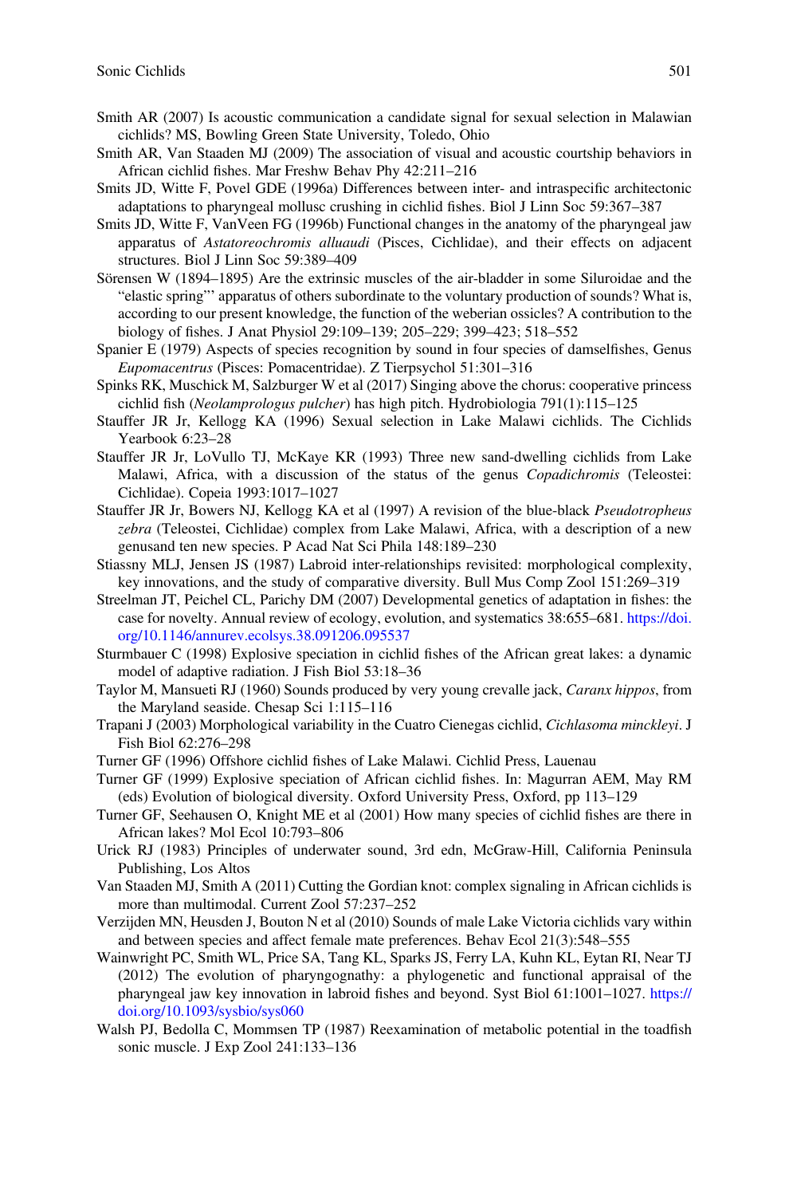Smith AR (2007) Is acoustic communication a candidate signal for sexual selection in Malawian cichlids? MS, Bowling Green State University, Toledo, Ohio

Smith AR, Van Staaden MJ (2009) The association of visual and acoustic courtship behaviors in African cichlid fishes. Mar Freshw Behav Phy 42:211–216

Smits JD, Witte F, Povel GDE (1996a) Differences between inter- and intraspecific architectonic adaptations to pharyngeal mollusc crushing in cichlid fishes. Biol J Linn Soc 59:367–387

Smits JD, Witte F, VanVeen FG (1996b) Functional changes in the anatomy of the pharyngeal jaw apparatus of *Astatoreochromis alluaudi* (Pisces, Cichlidae), and their effects on adjacent structures. Biol J Linn Soc 59:389–409

Sörensen W (1894–1895) Are the extrinsic muscles of the air-bladder in some Siluroidae and the "elastic spring"' apparatus of others subordinate to the voluntary production of sounds? What is, according to our present knowledge, the function of the weberian ossicles? A contribution to the biology of fishes. J Anat Physiol 29:109–139; 205–229; 399–423; 518–552

Spanier E (1979) Aspects of species recognition by sound in four species of damselfishes, Genus *Eupomacentrus* (Pisces: Pomacentridae). Z Tierpsychol 51:301–316

Spinks RK, Muschick M, Salzburger W et al (2017) Singing above the chorus: cooperative princess cichlid fish (*Neolamprologus pulcher*) has high pitch. Hydrobiologia 791(1):115–125

Stauffer JR Jr, Kellogg KA (1996) Sexual selection in Lake Malawi cichlids. The Cichlids Yearbook 6:23–28

Stauffer JR Jr, LoVullo TJ, McKaye KR (1993) Three new sand-dwelling cichlids from Lake Malawi, Africa, with a discussion of the status of the genus *Copadichromis* (Teleostei: Cichlidae). Copeia 1993:1017–1027

Stauffer JR Jr, Bowers NJ, Kellogg KA et al (1997) A revision of the blue-black *Pseudotropheus zebra* (Teleostei, Cichlidae) complex from Lake Malawi, Africa, with a description of a new genusand ten new species. P Acad Nat Sci Phila 148:189–230

Stiassny MLJ, Jensen JS (1987) Labroid inter-relationships revisited: morphological complexity, key innovations, and the study of comparative diversity. Bull Mus Comp Zool 151:269–319

Streelman JT, Peichel CL, Parichy DM (2007) Developmental genetics of adaptation in fishes: the case for novelty. Annual review of ecology, evolution, and systematics 38:655–681. https://doi.org/10.1146/annurev.ecolsys.38.091206.095537

Sturmbauer C (1998) Explosive speciation in cichlid fishes of the African great lakes: a dynamic model of adaptive radiation. J Fish Biol 53:18–36

Taylor M, Mansueti RJ (1960) Sounds produced by very young crevalle jack, *Caranx hippos*, from the Maryland seaside. Chesap Sci 1:115–116

Trapani J (2003) Morphological variability in the Cuatro Cienegas cichlid, *Cichlasoma minckleyi*. J Fish Biol 62:276–298

Turner GF (1996) Offshore cichlid fishes of Lake Malawi. Cichlid Press, Lauenau

Turner GF (1999) Explosive speciation of African cichlid fishes. In: Magurran AEM, May RM (eds) Evolution of biological diversity. Oxford University Press, Oxford, pp 113–129

Turner GF, Seehausen O, Knight ME et al (2001) How many species of cichlid fishes are there in African lakes? Mol Ecol 10:793–806

Urick RJ (1983) Principles of underwater sound, 3rd edn, McGraw-Hill, California Peninsula Publishing, Los Altos

Van Staaden MJ, Smith A (2011) Cutting the Gordian knot: complex signaling in African cichlids is more than multimodal. Current Zool 57:237–252

Verzijden MN, Heusden J, Bouton N et al (2010) Sounds of male Lake Victoria cichlids vary within and between species and affect female mate preferences. Behav Ecol 21(3):548–555

Wainwright PC, Smith WL, Price SA, Tang KL, Sparks JS, Ferry LA, Kuhn KL, Eytan RI, Near TJ (2012) The evolution of pharyngognathy: a phylogenetic and functional appraisal of the pharyngeal jaw key innovation in labroid fishes and beyond. Syst Biol 61:1001–1027. https://doi.org/10.1093/sysbio/sys060

Walsh PJ, Bedolla C, Mommsen TP (1987) Reexamination of metabolic potential in the toadfish sonic muscle. J Exp Zool 241:133–136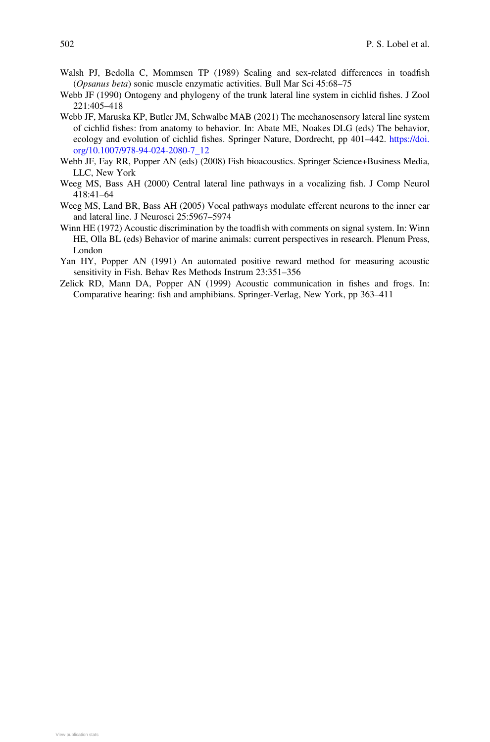Walsh PJ, Bedolla C, Mommsen TP (1989) Scaling and sex-related differences in toadfish (*Opsanus beta*) sonic muscle enzymatic activities. Bull Mar Sci 45:68–75

Webb JF (1990) Ontogeny and phylogeny of the trunk lateral line system in cichlid fishes. J Zool 221:405–418

Webb JF, Maruska KP, Butler JM, Schwalbe MAB (2021) The mechanosensory lateral line system of cichlid fishes: from anatomy to behavior. In: Abate ME, Noakes DLG (eds) The behavior, ecology and evolution of cichlid fishes. Springer Nature, Dordrecht, pp 401–442. https://doi.org/10.1007/978-94-024-2080-7_12

Webb JF, Fay RR, Popper AN (eds) (2008) Fish bioacoustics. Springer Science+Business Media, LLC, New York

Weeg MS, Bass AH (2000) Central lateral line pathways in a vocalizing fish. J Comp Neurol 418:41–64

Weeg MS, Land BR, Bass AH (2005) Vocal pathways modulate efferent neurons to the inner ear and lateral line. J Neurosci 25:5967–5974

Winn HE (1972) Acoustic discrimination by the toadfish with comments on signal system. In: Winn HE, Olla BL (eds) Behavior of marine animals: current perspectives in research. Plenum Press, London

Yan HY, Popper AN (1991) An automated positive reward method for measuring acoustic sensitivity in Fish. Behav Res Methods Instrum 23:351–356

Zelick RD, Mann DA, Popper AN (1999) Acoustic communication in fishes and frogs. In: Comparative hearing: fish and amphibians. Springer-Verlag, New York, pp 363–411